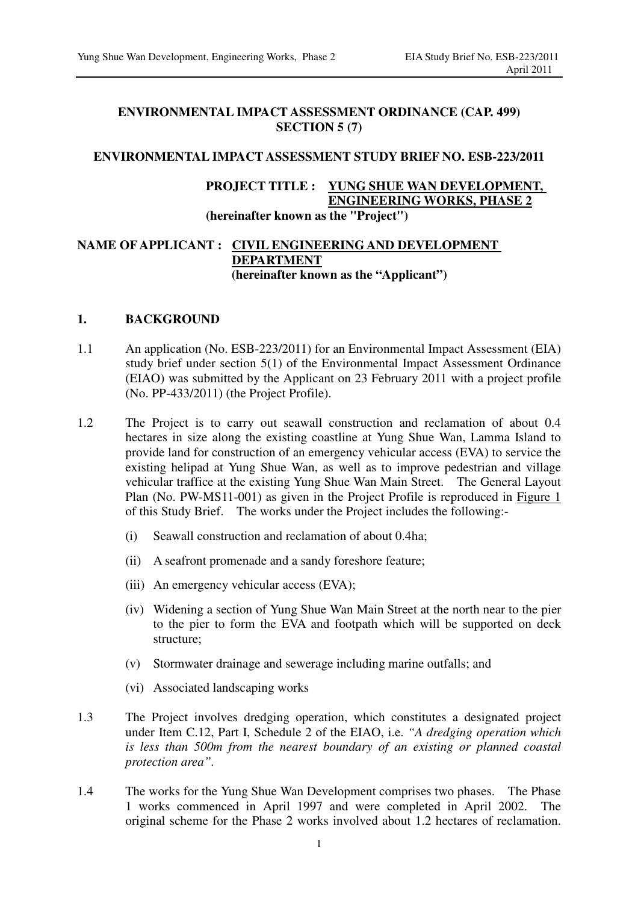**ENVIRONMENTAL IMPACT ASSESSMENT ORDINANCE (CAP. 499) SECTION 5 (7)**

**ENVIRONMENTAL IMPACT ASSESSMENT STUDY BRIEF NO. ESB-223/2011**

**PROJECT TITLE : YUNG SHUE WAN DEVELOPMENT, ENGINEERING WORKS, PHASE 2**
**(hereinafter known as the "Project")**

**NAME OF APPLICANT : CIVIL ENGINEERING AND DEVELOPMENT DEPARTMENT**
**(hereinafter known as the "Applicant")**

## 1. BACKGROUND

1.1 An application (No. ESB-223/2011) for an Environmental Impact Assessment (EIA) study brief under section 5(1) of the Environmental Impact Assessment Ordinance (EIAO) was submitted by the Applicant on 23 February 2011 with a project profile (No. PP-433/2011) (the Project Profile).

1.2 The Project is to carry out seawall construction and reclamation of about 0.4 hectares in size along the existing coastline at Yung Shue Wan, Lamma Island to provide land for construction of an emergency vehicular access (EVA) to service the existing helipad at Yung Shue Wan, as well as to improve pedestrian and village vehicular traffice at the existing Yung Shue Wan Main Street. The General Layout Plan (No. PW-MS11-001) as given in the Project Profile is reproduced in Figure 1 of this Study Brief. The works under the Project includes the following:-

(i) Seawall construction and reclamation of about 0.4ha;

(ii) A seafront promenade and a sandy foreshore feature;

(iii) An emergency vehicular access (EVA);

(iv) Widening a section of Yung Shue Wan Main Street at the north near to the pier to the pier to form the EVA and footpath which will be supported on deck structure;

(v) Stormwater drainage and sewerage including marine outfalls; and

(vi) Associated landscaping works

1.3 The Project involves dredging operation, which constitutes a designated project under Item C.12, Part I, Schedule 2 of the EIAO, i.e. *"A dredging operation which is less than 500m from the nearest boundary of an existing or planned coastal protection area"*.

1.4 The works for the Yung Shue Wan Development comprises two phases. The Phase 1 works commenced in April 1997 and were completed in April 2002. The original scheme for the Phase 2 works involved about 1.2 hectares of reclamation.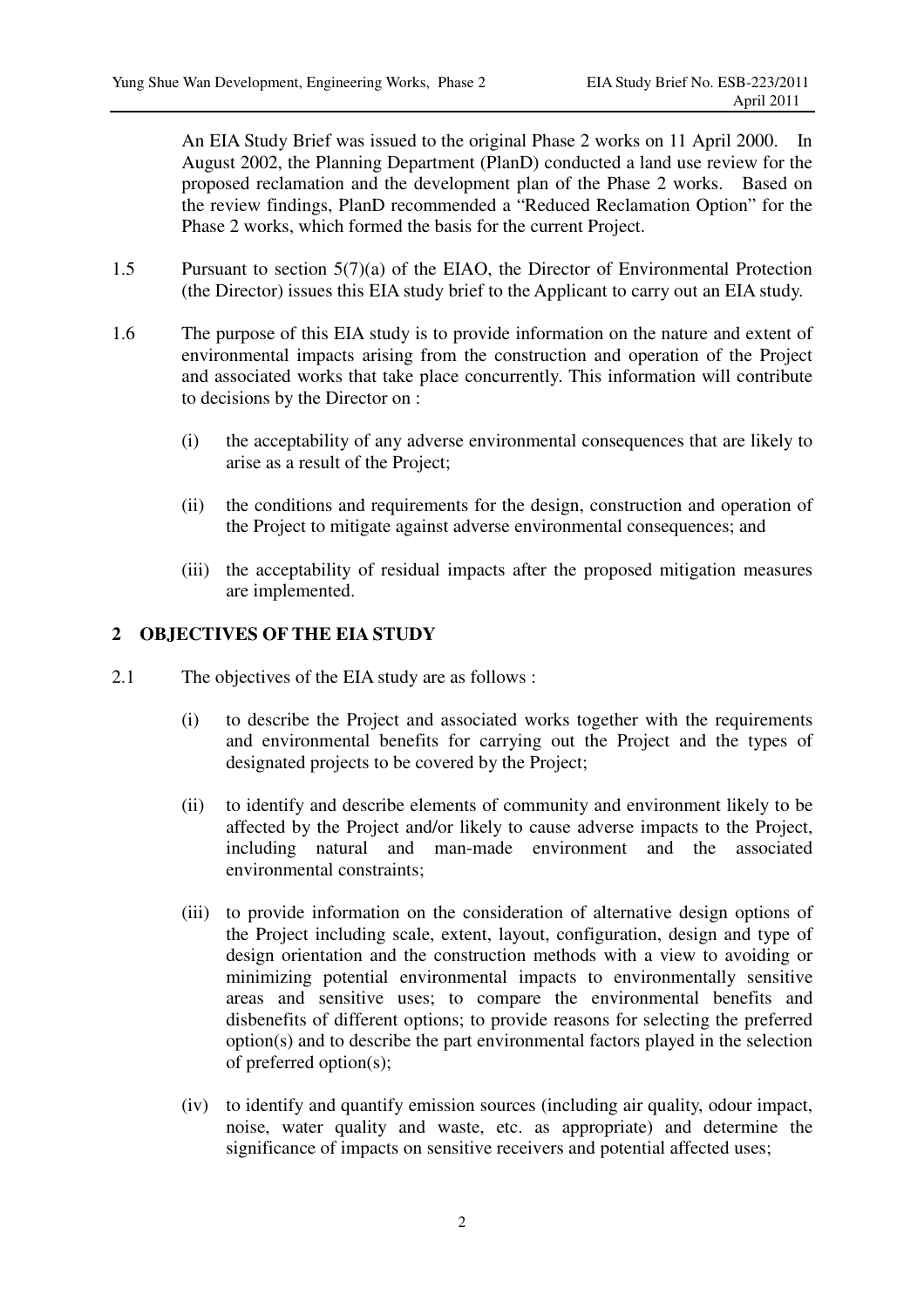An EIA Study Brief was issued to the original Phase 2 works on 11 April 2000. In August 2002, the Planning Department (PlanD) conducted a land use review for the proposed reclamation and the development plan of the Phase 2 works. Based on the review findings, PlanD recommended a "Reduced Reclamation Option" for the Phase 2 works, which formed the basis for the current Project.

1.5 Pursuant to section 5(7)(a) of the EIAO, the Director of Environmental Protection (the Director) issues this EIA study brief to the Applicant to carry out an EIA study.

1.6 The purpose of this EIA study is to provide information on the nature and extent of environmental impacts arising from the construction and operation of the Project and associated works that take place concurrently. This information will contribute to decisions by the Director on :

(i) the acceptability of any adverse environmental consequences that are likely to arise as a result of the Project;

(ii) the conditions and requirements for the design, construction and operation of the Project to mitigate against adverse environmental consequences; and

(iii) the acceptability of residual impacts after the proposed mitigation measures are implemented.

## 2 OBJECTIVES OF THE EIA STUDY

2.1 The objectives of the EIA study are as follows :

(i) to describe the Project and associated works together with the requirements and environmental benefits for carrying out the Project and the types of designated projects to be covered by the Project;

(ii) to identify and describe elements of community and environment likely to be affected by the Project and/or likely to cause adverse impacts to the Project, including natural and man-made environment and the associated environmental constraints;

(iii) to provide information on the consideration of alternative design options of the Project including scale, extent, layout, configuration, design and type of design orientation and the construction methods with a view to avoiding or minimizing potential environmental impacts to environmentally sensitive areas and sensitive uses; to compare the environmental benefits and disbenefits of different options; to provide reasons for selecting the preferred option(s) and to describe the part environmental factors played in the selection of preferred option(s);

(iv) to identify and quantify emission sources (including air quality, odour impact, noise, water quality and waste, etc. as appropriate) and determine the significance of impacts on sensitive receivers and potential affected uses;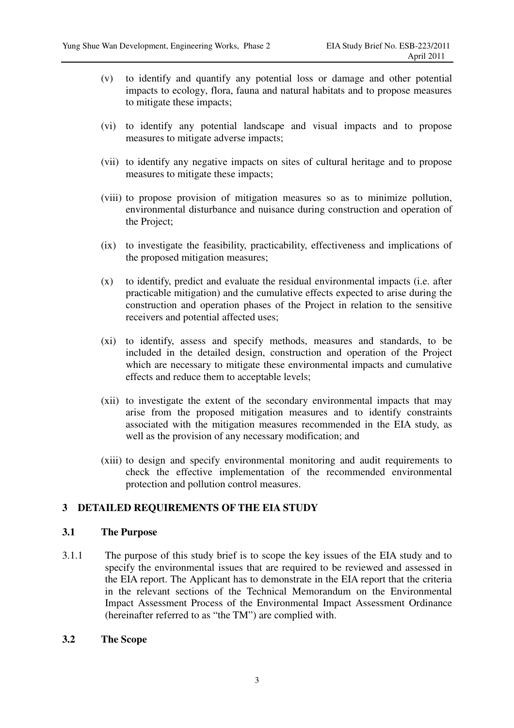(v) to identify and quantify any potential loss or damage and other potential impacts to ecology, flora, fauna and natural habitats and to propose measures to mitigate these impacts;

(vi) to identify any potential landscape and visual impacts and to propose measures to mitigate adverse impacts;

(vii) to identify any negative impacts on sites of cultural heritage and to propose measures to mitigate these impacts;

(viii) to propose provision of mitigation measures so as to minimize pollution, environmental disturbance and nuisance during construction and operation of the Project;

(ix) to investigate the feasibility, practicability, effectiveness and implications of the proposed mitigation measures;

(x) to identify, predict and evaluate the residual environmental impacts (i.e. after practicable mitigation) and the cumulative effects expected to arise during the construction and operation phases of the Project in relation to the sensitive receivers and potential affected uses;

(xi) to identify, assess and specify methods, measures and standards, to be included in the detailed design, construction and operation of the Project which are necessary to mitigate these environmental impacts and cumulative effects and reduce them to acceptable levels;

(xii) to investigate the extent of the secondary environmental impacts that may arise from the proposed mitigation measures and to identify constraints associated with the mitigation measures recommended in the EIA study, as well as the provision of any necessary modification; and

(xiii) to design and specify environmental monitoring and audit requirements to check the effective implementation of the recommended environmental protection and pollution control measures.

## 3 DETAILED REQUIREMENTS OF THE EIA STUDY

### 3.1 The Purpose

3.1.1 The purpose of this study brief is to scope the key issues of the EIA study and to specify the environmental issues that are required to be reviewed and assessed in the EIA report. The Applicant has to demonstrate in the EIA report that the criteria in the relevant sections of the Technical Memorandum on the Environmental Impact Assessment Process of the Environmental Impact Assessment Ordinance (hereinafter referred to as "the TM") are complied with.

### 3.2 The Scope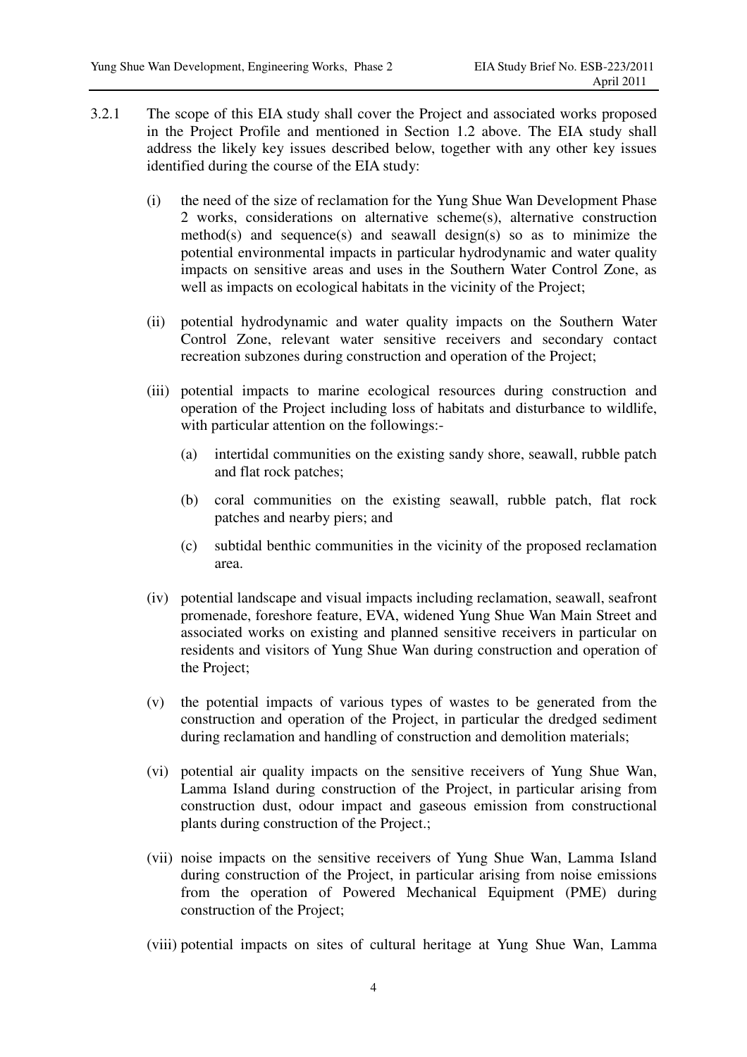3.2.1 The scope of this EIA study shall cover the Project and associated works proposed in the Project Profile and mentioned in Section 1.2 above. The EIA study shall address the likely key issues described below, together with any other key issues identified during the course of the EIA study:

(i) the need of the size of reclamation for the Yung Shue Wan Development Phase 2 works, considerations on alternative scheme(s), alternative construction method(s) and sequence(s) and seawall design(s) so as to minimize the potential environmental impacts in particular hydrodynamic and water quality impacts on sensitive areas and uses in the Southern Water Control Zone, as well as impacts on ecological habitats in the vicinity of the Project;

(ii) potential hydrodynamic and water quality impacts on the Southern Water Control Zone, relevant water sensitive receivers and secondary contact recreation subzones during construction and operation of the Project;

(iii) potential impacts to marine ecological resources during construction and operation of the Project including loss of habitats and disturbance to wildlife, with particular attention on the followings:-

   (a) intertidal communities on the existing sandy shore, seawall, rubble patch and flat rock patches;

   (b) coral communities on the existing seawall, rubble patch, flat rock patches and nearby piers; and

   (c) subtidal benthic communities in the vicinity of the proposed reclamation area.

(iv) potential landscape and visual impacts including reclamation, seawall, seafront promenade, foreshore feature, EVA, widened Yung Shue Wan Main Street and associated works on existing and planned sensitive receivers in particular on residents and visitors of Yung Shue Wan during construction and operation of the Project;

(v) the potential impacts of various types of wastes to be generated from the construction and operation of the Project, in particular the dredged sediment during reclamation and handling of construction and demolition materials;

(vi) potential air quality impacts on the sensitive receivers of Yung Shue Wan, Lamma Island during construction of the Project, in particular arising from construction dust, odour impact and gaseous emission from constructional plants during construction of the Project.;

(vii) noise impacts on the sensitive receivers of Yung Shue Wan, Lamma Island during construction of the Project, in particular arising from noise emissions from the operation of Powered Mechanical Equipment (PME) during construction of the Project;

(viii) potential impacts on sites of cultural heritage at Yung Shue Wan, Lamma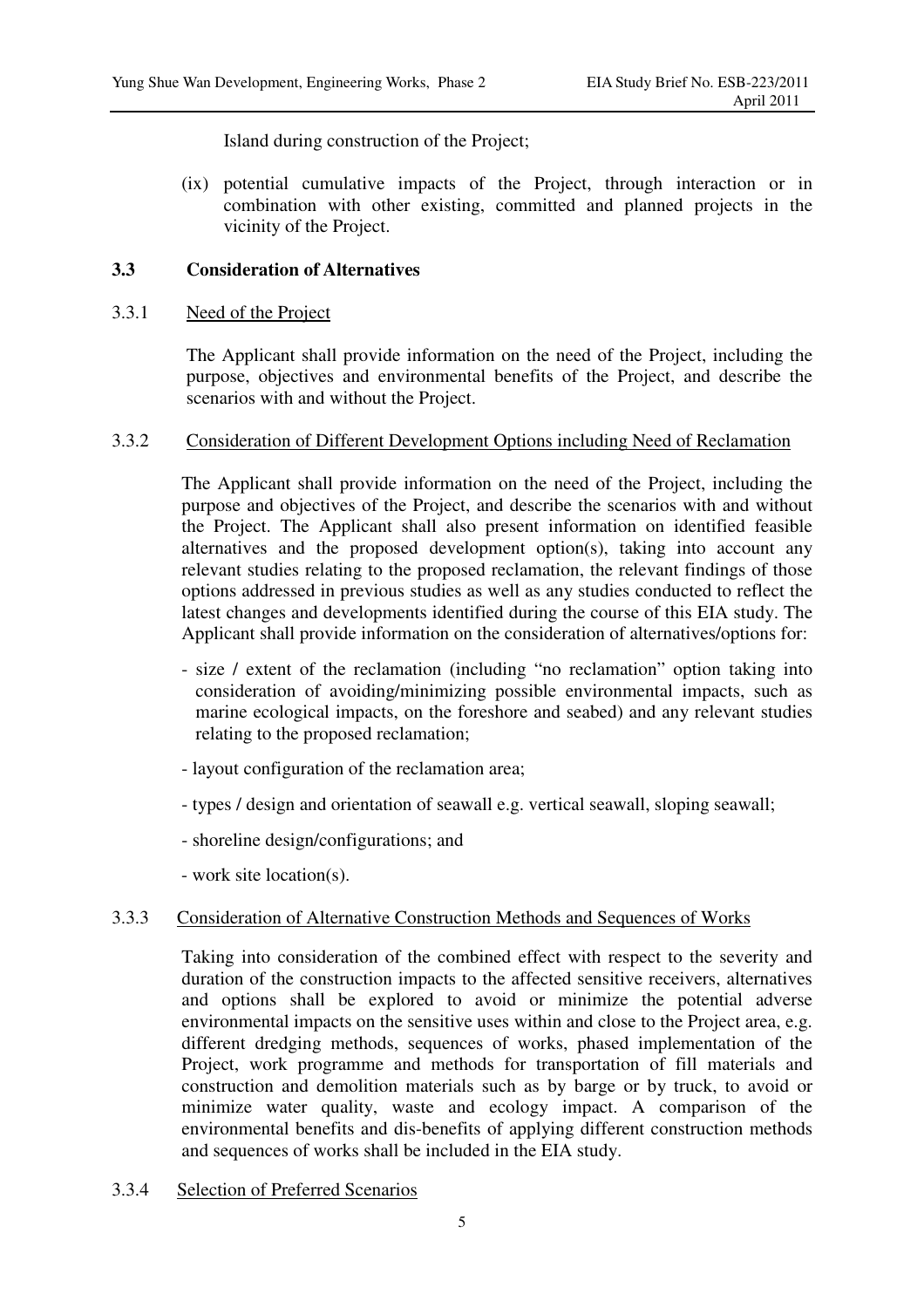Island during construction of the Project;

(ix) potential cumulative impacts of the Project, through interaction or in combination with other existing, committed and planned projects in the vicinity of the Project.

### 3.3 Consideration of Alternatives

3.3.1 Need of the Project

The Applicant shall provide information on the need of the Project, including the purpose, objectives and environmental benefits of the Project, and describe the scenarios with and without the Project.

3.3.2 Consideration of Different Development Options including Need of Reclamation

The Applicant shall provide information on the need of the Project, including the purpose and objectives of the Project, and describe the scenarios with and without the Project. The Applicant shall also present information on identified feasible alternatives and the proposed development option(s), taking into account any relevant studies relating to the proposed reclamation, the relevant findings of those options addressed in previous studies as well as any studies conducted to reflect the latest changes and developments identified during the course of this EIA study. The Applicant shall provide information on the consideration of alternatives/options for:

- size / extent of the reclamation (including "no reclamation" option taking into consideration of avoiding/minimizing possible environmental impacts, such as marine ecological impacts, on the foreshore and seabed) and any relevant studies relating to the proposed reclamation;
- layout configuration of the reclamation area;
- types / design and orientation of seawall e.g. vertical seawall, sloping seawall;
- shoreline design/configurations; and
- work site location(s).

3.3.3 Consideration of Alternative Construction Methods and Sequences of Works

Taking into consideration of the combined effect with respect to the severity and duration of the construction impacts to the affected sensitive receivers, alternatives and options shall be explored to avoid or minimize the potential adverse environmental impacts on the sensitive uses within and close to the Project area, e.g. different dredging methods, sequences of works, phased implementation of the Project, work programme and methods for transportation of fill materials and construction and demolition materials such as by barge or by truck, to avoid or minimize water quality, waste and ecology impact. A comparison of the environmental benefits and dis-benefits of applying different construction methods and sequences of works shall be included in the EIA study.

3.3.4 Selection of Preferred Scenarios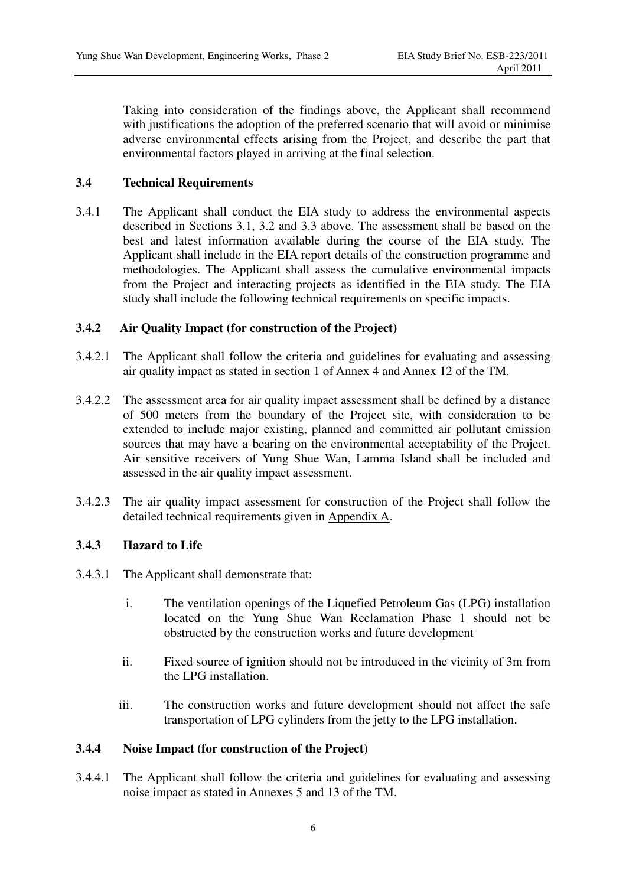Taking into consideration of the findings above, the Applicant shall recommend with justifications the adoption of the preferred scenario that will avoid or minimise adverse environmental effects arising from the Project, and describe the part that environmental factors played in arriving at the final selection.

### 3.4 Technical Requirements

3.4.1 The Applicant shall conduct the EIA study to address the environmental aspects described in Sections 3.1, 3.2 and 3.3 above. The assessment shall be based on the best and latest information available during the course of the EIA study. The Applicant shall include in the EIA report details of the construction programme and methodologies. The Applicant shall assess the cumulative environmental impacts from the Project and interacting projects as identified in the EIA study. The EIA study shall include the following technical requirements on specific impacts.

### 3.4.2 Air Quality Impact (for construction of the Project)

3.4.2.1 The Applicant shall follow the criteria and guidelines for evaluating and assessing air quality impact as stated in section 1 of Annex 4 and Annex 12 of the TM.

3.4.2.2 The assessment area for air quality impact assessment shall be defined by a distance of 500 meters from the boundary of the Project site, with consideration to be extended to include major existing, planned and committed air pollutant emission sources that may have a bearing on the environmental acceptability of the Project. Air sensitive receivers of Yung Shue Wan, Lamma Island shall be included and assessed in the air quality impact assessment.

3.4.2.3 The air quality impact assessment for construction of the Project shall follow the detailed technical requirements given in Appendix A.

### 3.4.3 Hazard to Life

3.4.3.1 The Applicant shall demonstrate that:

i. The ventilation openings of the Liquefied Petroleum Gas (LPG) installation located on the Yung Shue Wan Reclamation Phase 1 should not be obstructed by the construction works and future development

ii. Fixed source of ignition should not be introduced in the vicinity of 3m from the LPG installation.

iii. The construction works and future development should not affect the safe transportation of LPG cylinders from the jetty to the LPG installation.

### 3.4.4 Noise Impact (for construction of the Project)

3.4.4.1 The Applicant shall follow the criteria and guidelines for evaluating and assessing noise impact as stated in Annexes 5 and 13 of the TM.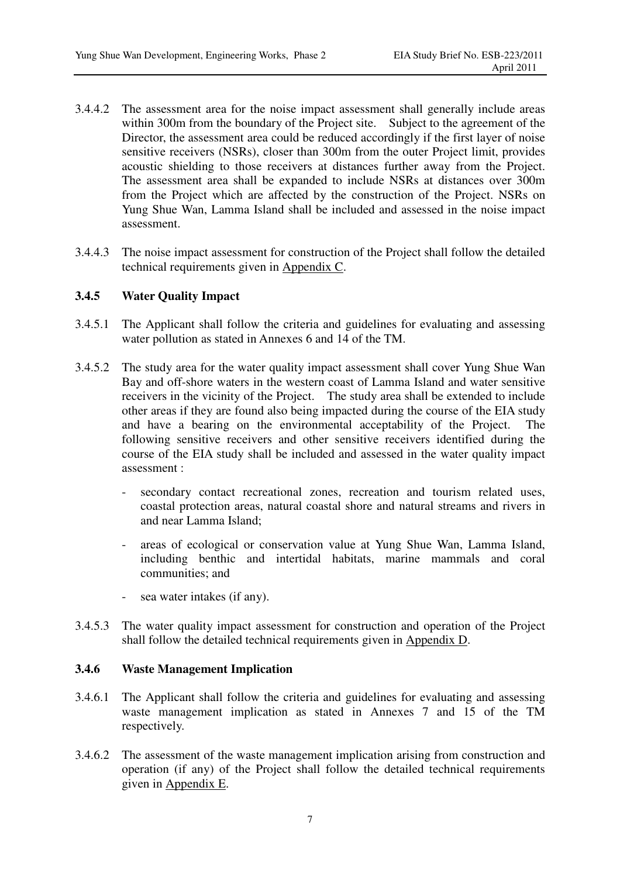3.4.4.2 The assessment area for the noise impact assessment shall generally include areas within 300m from the boundary of the Project site. Subject to the agreement of the Director, the assessment area could be reduced accordingly if the first layer of noise sensitive receivers (NSRs), closer than 300m from the outer Project limit, provides acoustic shielding to those receivers at distances further away from the Project. The assessment area shall be expanded to include NSRs at distances over 300m from the Project which are affected by the construction of the Project. NSRs on Yung Shue Wan, Lamma Island shall be included and assessed in the noise impact assessment.

3.4.4.3 The noise impact assessment for construction of the Project shall follow the detailed technical requirements given in Appendix C.

### 3.4.5 Water Quality Impact

3.4.5.1 The Applicant shall follow the criteria and guidelines for evaluating and assessing water pollution as stated in Annexes 6 and 14 of the TM.

3.4.5.2 The study area for the water quality impact assessment shall cover Yung Shue Wan Bay and off-shore waters in the western coast of Lamma Island and water sensitive receivers in the vicinity of the Project. The study area shall be extended to include other areas if they are found also being impacted during the course of the EIA study and have a bearing on the environmental acceptability of the Project. The following sensitive receivers and other sensitive receivers identified during the course of the EIA study shall be included and assessed in the water quality impact assessment :

- secondary contact recreational zones, recreation and tourism related uses, coastal protection areas, natural coastal shore and natural streams and rivers in and near Lamma Island;
- areas of ecological or conservation value at Yung Shue Wan, Lamma Island, including benthic and intertidal habitats, marine mammals and coral communities; and
- sea water intakes (if any).

3.4.5.3 The water quality impact assessment for construction and operation of the Project shall follow the detailed technical requirements given in Appendix D.

### 3.4.6 Waste Management Implication

3.4.6.1 The Applicant shall follow the criteria and guidelines for evaluating and assessing waste management implication as stated in Annexes 7 and 15 of the TM respectively.

3.4.6.2 The assessment of the waste management implication arising from construction and operation (if any) of the Project shall follow the detailed technical requirements given in Appendix E.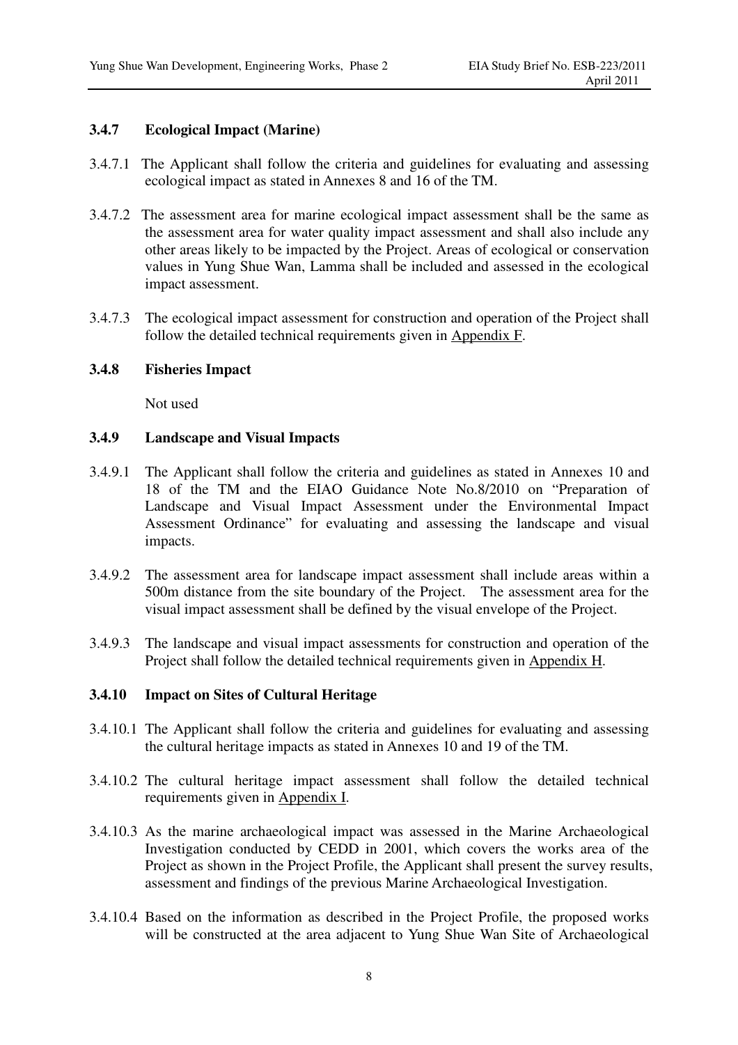### 3.4.7 Ecological Impact (Marine)

3.4.7.1 The Applicant shall follow the criteria and guidelines for evaluating and assessing ecological impact as stated in Annexes 8 and 16 of the TM.

3.4.7.2 The assessment area for marine ecological impact assessment shall be the same as the assessment area for water quality impact assessment and shall also include any other areas likely to be impacted by the Project. Areas of ecological or conservation values in Yung Shue Wan, Lamma shall be included and assessed in the ecological impact assessment.

3.4.7.3 The ecological impact assessment for construction and operation of the Project shall follow the detailed technical requirements given in Appendix F.

### 3.4.8 Fisheries Impact

Not used

### 3.4.9 Landscape and Visual Impacts

3.4.9.1 The Applicant shall follow the criteria and guidelines as stated in Annexes 10 and 18 of the TM and the EIAO Guidance Note No.8/2010 on "Preparation of Landscape and Visual Impact Assessment under the Environmental Impact Assessment Ordinance" for evaluating and assessing the landscape and visual impacts.

3.4.9.2 The assessment area for landscape impact assessment shall include areas within a 500m distance from the site boundary of the Project. The assessment area for the visual impact assessment shall be defined by the visual envelope of the Project.

3.4.9.3 The landscape and visual impact assessments for construction and operation of the Project shall follow the detailed technical requirements given in Appendix H.

### 3.4.10 Impact on Sites of Cultural Heritage

3.4.10.1 The Applicant shall follow the criteria and guidelines for evaluating and assessing the cultural heritage impacts as stated in Annexes 10 and 19 of the TM.

3.4.10.2 The cultural heritage impact assessment shall follow the detailed technical requirements given in Appendix I.

3.4.10.3 As the marine archaeological impact was assessed in the Marine Archaeological Investigation conducted by CEDD in 2001, which covers the works area of the Project as shown in the Project Profile, the Applicant shall present the survey results, assessment and findings of the previous Marine Archaeological Investigation.

3.4.10.4 Based on the information as described in the Project Profile, the proposed works will be constructed at the area adjacent to Yung Shue Wan Site of Archaeological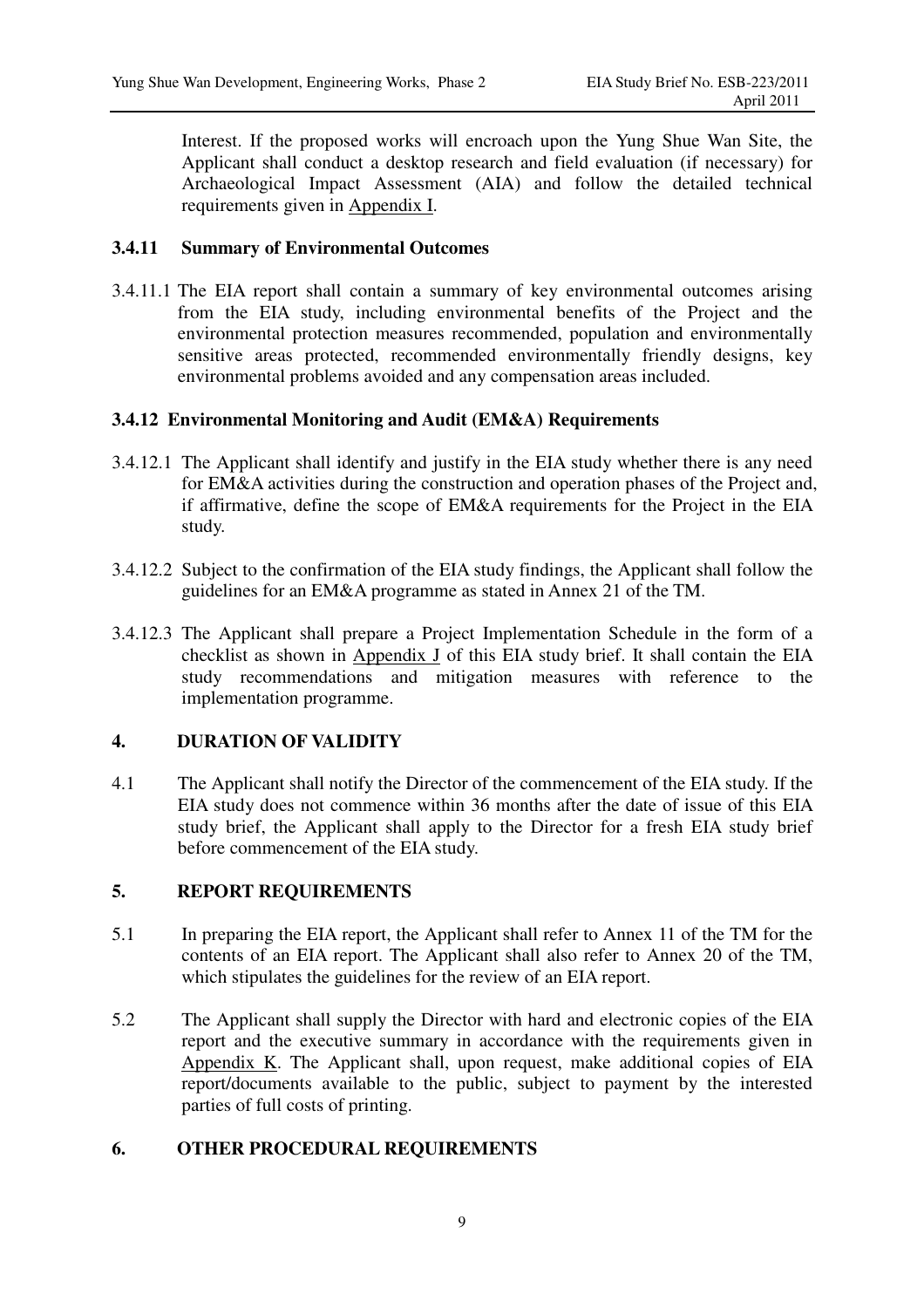Interest. If the proposed works will encroach upon the Yung Shue Wan Site, the Applicant shall conduct a desktop research and field evaluation (if necessary) for Archaeological Impact Assessment (AIA) and follow the detailed technical requirements given in Appendix I.

### 3.4.11 Summary of Environmental Outcomes

3.4.11.1 The EIA report shall contain a summary of key environmental outcomes arising from the EIA study, including environmental benefits of the Project and the environmental protection measures recommended, population and environmentally sensitive areas protected, recommended environmentally friendly designs, key environmental problems avoided and any compensation areas included.

### 3.4.12 Environmental Monitoring and Audit (EM&A) Requirements

3.4.12.1 The Applicant shall identify and justify in the EIA study whether there is any need for EM&A activities during the construction and operation phases of the Project and, if affirmative, define the scope of EM&A requirements for the Project in the EIA study.

3.4.12.2 Subject to the confirmation of the EIA study findings, the Applicant shall follow the guidelines for an EM&A programme as stated in Annex 21 of the TM.

3.4.12.3 The Applicant shall prepare a Project Implementation Schedule in the form of a checklist as shown in Appendix J of this EIA study brief. It shall contain the EIA study recommendations and mitigation measures with reference to the implementation programme.

## 4. DURATION OF VALIDITY

4.1 The Applicant shall notify the Director of the commencement of the EIA study. If the EIA study does not commence within 36 months after the date of issue of this EIA study brief, the Applicant shall apply to the Director for a fresh EIA study brief before commencement of the EIA study.

## 5. REPORT REQUIREMENTS

5.1 In preparing the EIA report, the Applicant shall refer to Annex 11 of the TM for the contents of an EIA report. The Applicant shall also refer to Annex 20 of the TM, which stipulates the guidelines for the review of an EIA report.

5.2 The Applicant shall supply the Director with hard and electronic copies of the EIA report and the executive summary in accordance with the requirements given in Appendix K. The Applicant shall, upon request, make additional copies of EIA report/documents available to the public, subject to payment by the interested parties of full costs of printing.

## 6. OTHER PROCEDURAL REQUIREMENTS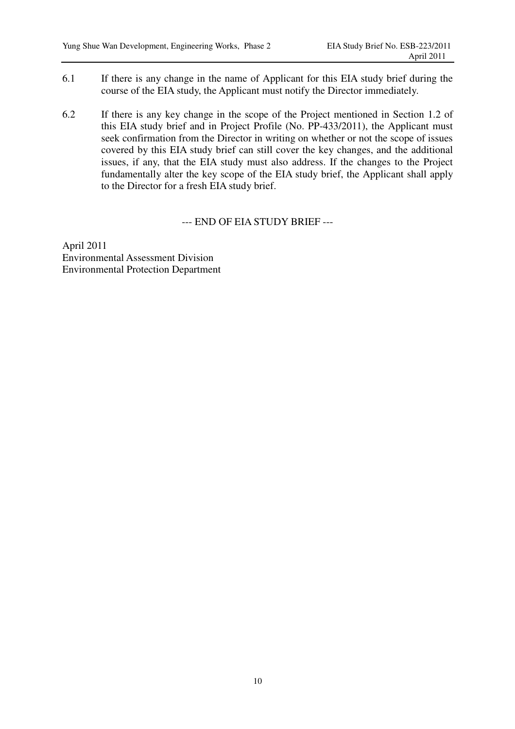6.1 If there is any change in the name of Applicant for this EIA study brief during the course of the EIA study, the Applicant must notify the Director immediately.

6.2 If there is any key change in the scope of the Project mentioned in Section 1.2 of this EIA study brief and in Project Profile (No. PP-433/2011), the Applicant must seek confirmation from the Director in writing on whether or not the scope of issues covered by this EIA study brief can still cover the key changes, and the additional issues, if any, that the EIA study must also address. If the changes to the Project fundamentally alter the key scope of the EIA study brief, the Applicant shall apply to the Director for a fresh EIA study brief.

--- END OF EIA STUDY BRIEF ---

April 2011
Environmental Assessment Division
Environmental Protection Department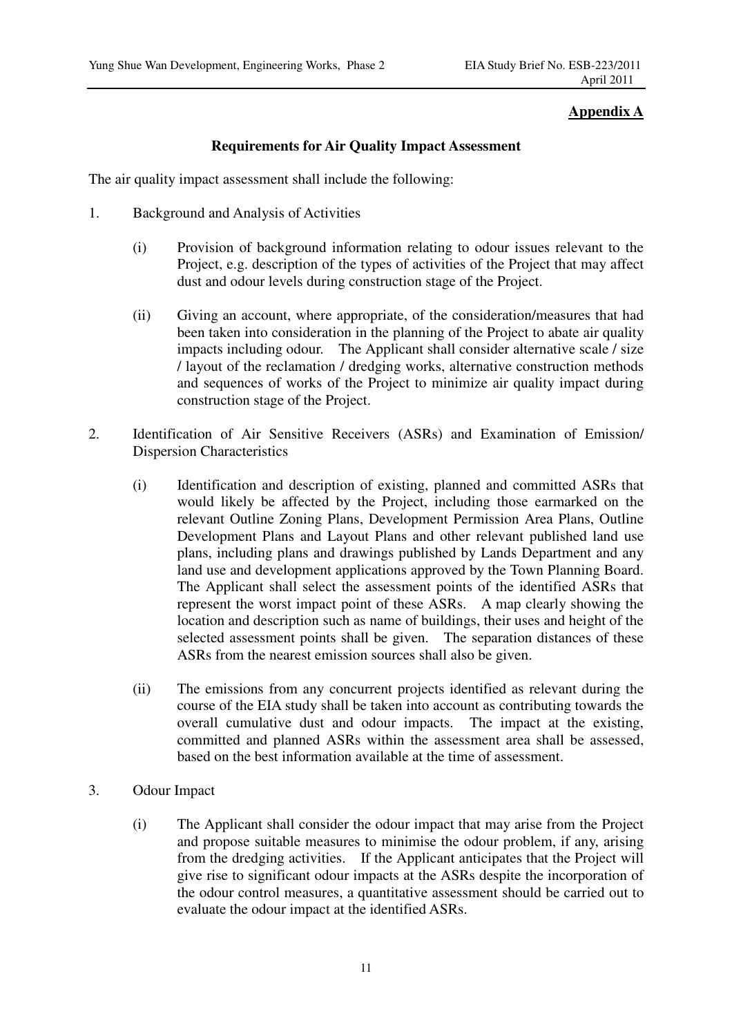**Appendix A**

**Requirements for Air Quality Impact Assessment**

The air quality impact assessment shall include the following:

1. Background and Analysis of Activities

   (i) Provision of background information relating to odour issues relevant to the Project, e.g. description of the types of activities of the Project that may affect dust and odour levels during construction stage of the Project.

   (ii) Giving an account, where appropriate, of the consideration/measures that had been taken into consideration in the planning of the Project to abate air quality impacts including odour. The Applicant shall consider alternative scale / size / layout of the reclamation / dredging works, alternative construction methods and sequences of works of the Project to minimize air quality impact during construction stage of the Project.

2. Identification of Air Sensitive Receivers (ASRs) and Examination of Emission/ Dispersion Characteristics

   (i) Identification and description of existing, planned and committed ASRs that would likely be affected by the Project, including those earmarked on the relevant Outline Zoning Plans, Development Permission Area Plans, Outline Development Plans and Layout Plans and other relevant published land use plans, including plans and drawings published by Lands Department and any land use and development applications approved by the Town Planning Board. The Applicant shall select the assessment points of the identified ASRs that represent the worst impact point of these ASRs. A map clearly showing the location and description such as name of buildings, their uses and height of the selected assessment points shall be given. The separation distances of these ASRs from the nearest emission sources shall also be given.

   (ii) The emissions from any concurrent projects identified as relevant during the course of the EIA study shall be taken into account as contributing towards the overall cumulative dust and odour impacts. The impact at the existing, committed and planned ASRs within the assessment area shall be assessed, based on the best information available at the time of assessment.

3. Odour Impact

   (i) The Applicant shall consider the odour impact that may arise from the Project and propose suitable measures to minimise the odour problem, if any, arising from the dredging activities. If the Applicant anticipates that the Project will give rise to significant odour impacts at the ASRs despite the incorporation of the odour control measures, a quantitative assessment should be carried out to evaluate the odour impact at the identified ASRs.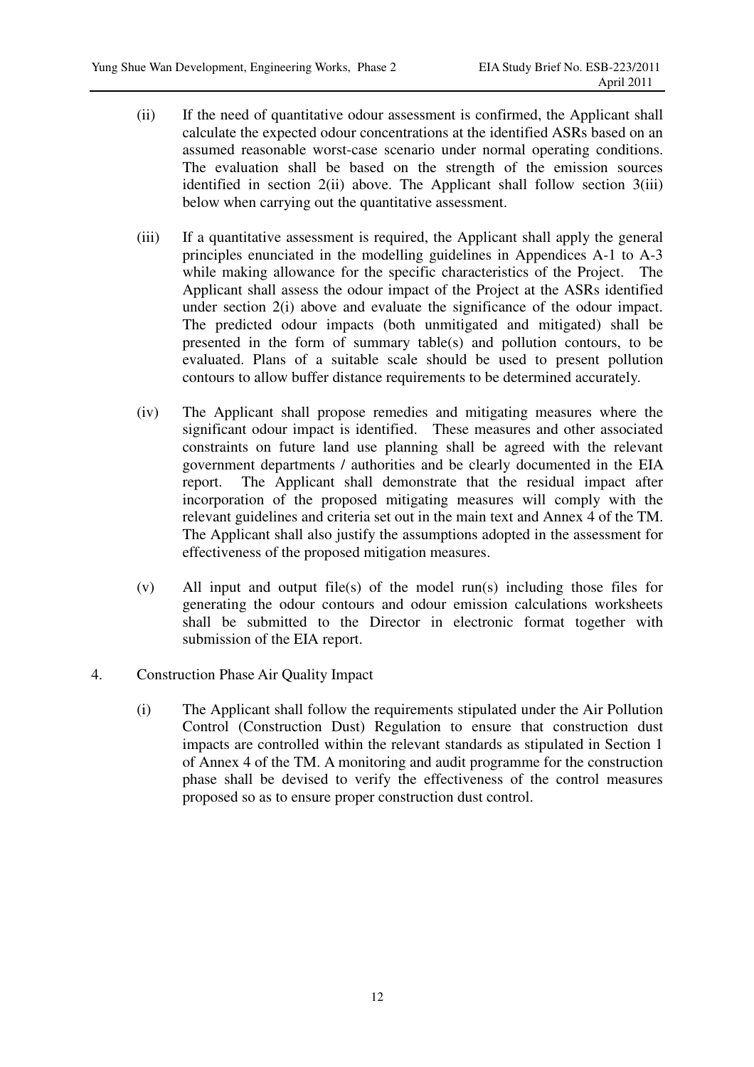(ii) If the need of quantitative odour assessment is confirmed, the Applicant shall calculate the expected odour concentrations at the identified ASRs based on an assumed reasonable worst-case scenario under normal operating conditions. The evaluation shall be based on the strength of the emission sources identified in section 2(ii) above. The Applicant shall follow section 3(iii) below when carrying out the quantitative assessment.

(iii) If a quantitative assessment is required, the Applicant shall apply the general principles enunciated in the modelling guidelines in Appendices A-1 to A-3 while making allowance for the specific characteristics of the Project. The Applicant shall assess the odour impact of the Project at the ASRs identified under section 2(i) above and evaluate the significance of the odour impact. The predicted odour impacts (both unmitigated and mitigated) shall be presented in the form of summary table(s) and pollution contours, to be evaluated. Plans of a suitable scale should be used to present pollution contours to allow buffer distance requirements to be determined accurately.

(iv) The Applicant shall propose remedies and mitigating measures where the significant odour impact is identified. These measures and other associated constraints on future land use planning shall be agreed with the relevant government departments / authorities and be clearly documented in the EIA report. The Applicant shall demonstrate that the residual impact after incorporation of the proposed mitigating measures will comply with the relevant guidelines and criteria set out in the main text and Annex 4 of the TM. The Applicant shall also justify the assumptions adopted in the assessment for effectiveness of the proposed mitigation measures.

(v) All input and output file(s) of the model run(s) including those files for generating the odour contours and odour emission calculations worksheets shall be submitted to the Director in electronic format together with submission of the EIA report.

4. Construction Phase Air Quality Impact

(i) The Applicant shall follow the requirements stipulated under the Air Pollution Control (Construction Dust) Regulation to ensure that construction dust impacts are controlled within the relevant standards as stipulated in Section 1 of Annex 4 of the TM. A monitoring and audit programme for the construction phase shall be devised to verify the effectiveness of the control measures proposed so as to ensure proper construction dust control.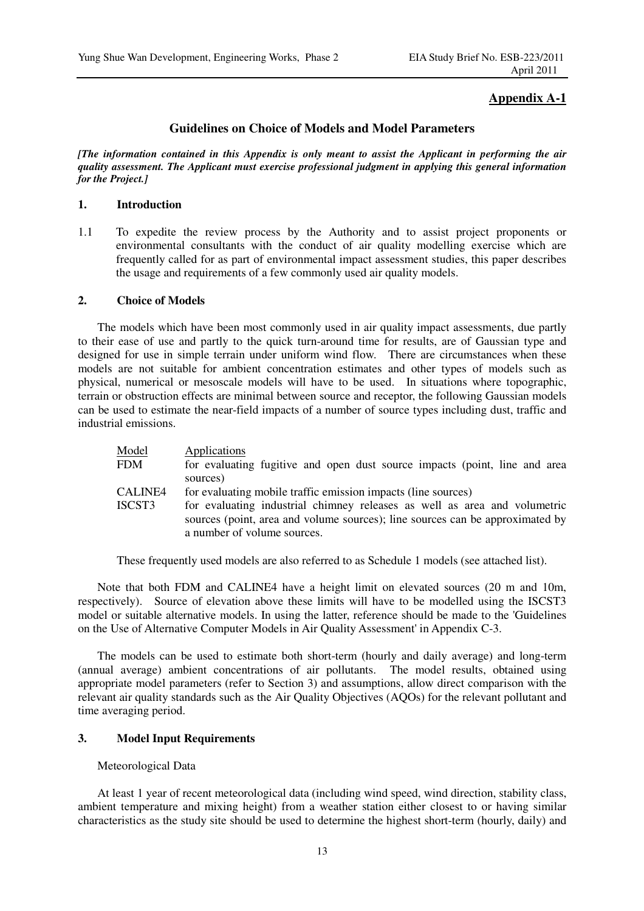## Appendix A-1

### Guidelines on Choice of Models and Model Parameters

***[The information contained in this Appendix is only meant to assist the Applicant in performing the air quality assessment. The Applicant must exercise professional judgment in applying this general information for the Project.]***

### 1. Introduction

1.1 To expedite the review process by the Authority and to assist project proponents or environmental consultants with the conduct of air quality modelling exercise which are frequently called for as part of environmental impact assessment studies, this paper describes the usage and requirements of a few commonly used air quality models.

### 2. Choice of Models

The models which have been most commonly used in air quality impact assessments, due partly to their ease of use and partly to the quick turn-around time for results, are of Gaussian type and designed for use in simple terrain under uniform wind flow. There are circumstances when these models are not suitable for ambient concentration estimates and other types of models such as physical, numerical or mesoscale models will have to be used. In situations where topographic, terrain or obstruction effects are minimal between source and receptor, the following Gaussian models can be used to estimate the near-field impacts of a number of source types including dust, traffic and industrial emissions.

| Model | Applications |
|---|---|
| FDM | for evaluating fugitive and open dust source impacts (point, line and area sources) |
| CALINE4 | for evaluating mobile traffic emission impacts (line sources) |
| ISCST3 | for evaluating industrial chimney releases as well as area and volumetric sources (point, area and volume sources); line sources can be approximated by a number of volume sources. |

These frequently used models are also referred to as Schedule 1 models (see attached list).

Note that both FDM and CALINE4 have a height limit on elevated sources (20 m and 10m, respectively). Source of elevation above these limits will have to be modelled using the ISCST3 model or suitable alternative models. In using the latter, reference should be made to the 'Guidelines on the Use of Alternative Computer Models in Air Quality Assessment' in Appendix C-3.

The models can be used to estimate both short-term (hourly and daily average) and long-term (annual average) ambient concentrations of air pollutants. The model results, obtained using appropriate model parameters (refer to Section 3) and assumptions, allow direct comparison with the relevant air quality standards such as the Air Quality Objectives (AQOs) for the relevant pollutant and time averaging period.

### 3. Model Input Requirements

Meteorological Data

At least 1 year of recent meteorological data (including wind speed, wind direction, stability class, ambient temperature and mixing height) from a weather station either closest to or having similar characteristics as the study site should be used to determine the highest short-term (hourly, daily) and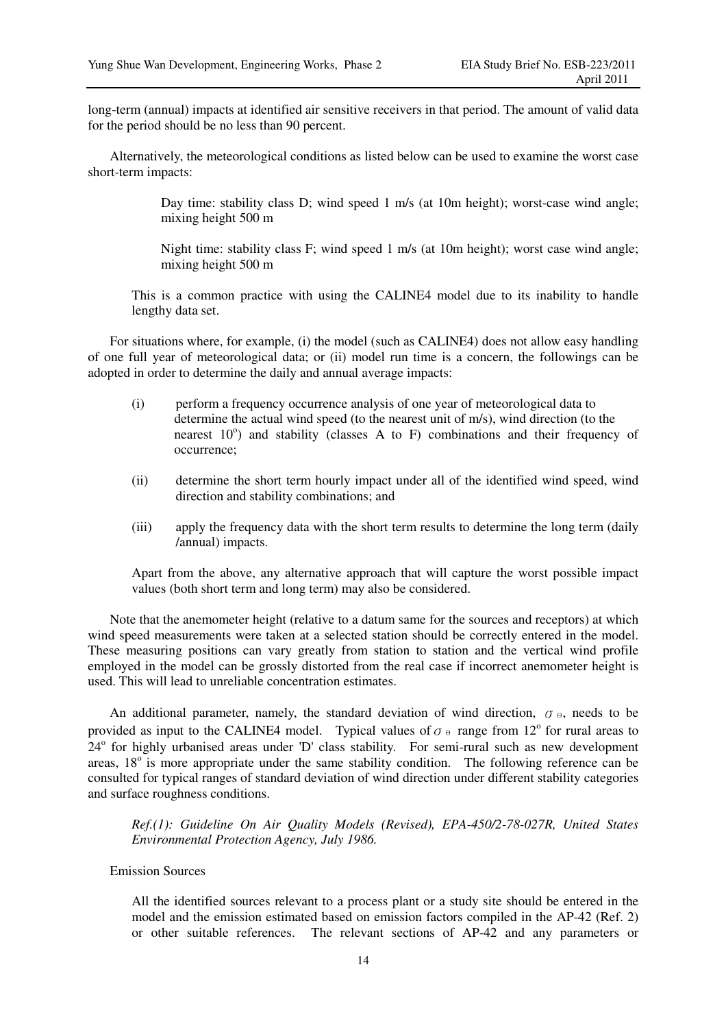long-term (annual) impacts at identified air sensitive receivers in that period. The amount of valid data for the period should be no less than 90 percent.

Alternatively, the meteorological conditions as listed below can be used to examine the worst case short-term impacts:

> Day time: stability class D; wind speed 1 m/s (at 10m height); worst-case wind angle; mixing height 500 m
>
> Night time: stability class F; wind speed 1 m/s (at 10m height); worst case wind angle; mixing height 500 m

This is a common practice with using the CALINE4 model due to its inability to handle lengthy data set.

For situations where, for example, (i) the model (such as CALINE4) does not allow easy handling of one full year of meteorological data; or (ii) model run time is a concern, the followings can be adopted in order to determine the daily and annual average impacts:

(i) perform a frequency occurrence analysis of one year of meteorological data to determine the actual wind speed (to the nearest unit of m/s), wind direction (to the nearest $10^o$) and stability (classes A to F) combinations and their frequency of occurrence;

(ii) determine the short term hourly impact under all of the identified wind speed, wind direction and stability combinations; and

(iii) apply the frequency data with the short term results to determine the long term (daily /annual) impacts.

Apart from the above, any alternative approach that will capture the worst possible impact values (both short term and long term) may also be considered.

Note that the anemometer height (relative to a datum same for the sources and receptors) at which wind speed measurements were taken at a selected station should be correctly entered in the model. These measuring positions can vary greatly from station to station and the vertical wind profile employed in the model can be grossly distorted from the real case if incorrect anemometer height is used. This will lead to unreliable concentration estimates.

An additional parameter, namely, the standard deviation of wind direction, $\sigma_\theta$, needs to be provided as input to the CALINE4 model. Typical values of $\sigma_\theta$ range from $12^o$ for rural areas to $24^o$ for highly urbanised areas under 'D' class stability. For semi-rural such as new development areas, $18^o$ is more appropriate under the same stability condition. The following reference can be consulted for typical ranges of standard deviation of wind direction under different stability categories and surface roughness conditions.

*Ref.(1): Guideline On Air Quality Models (Revised), EPA-450/2-78-027R, United States Environmental Protection Agency, July 1986.*

Emission Sources

All the identified sources relevant to a process plant or a study site should be entered in the model and the emission estimated based on emission factors compiled in the AP-42 (Ref. 2) or other suitable references. The relevant sections of AP-42 and any parameters or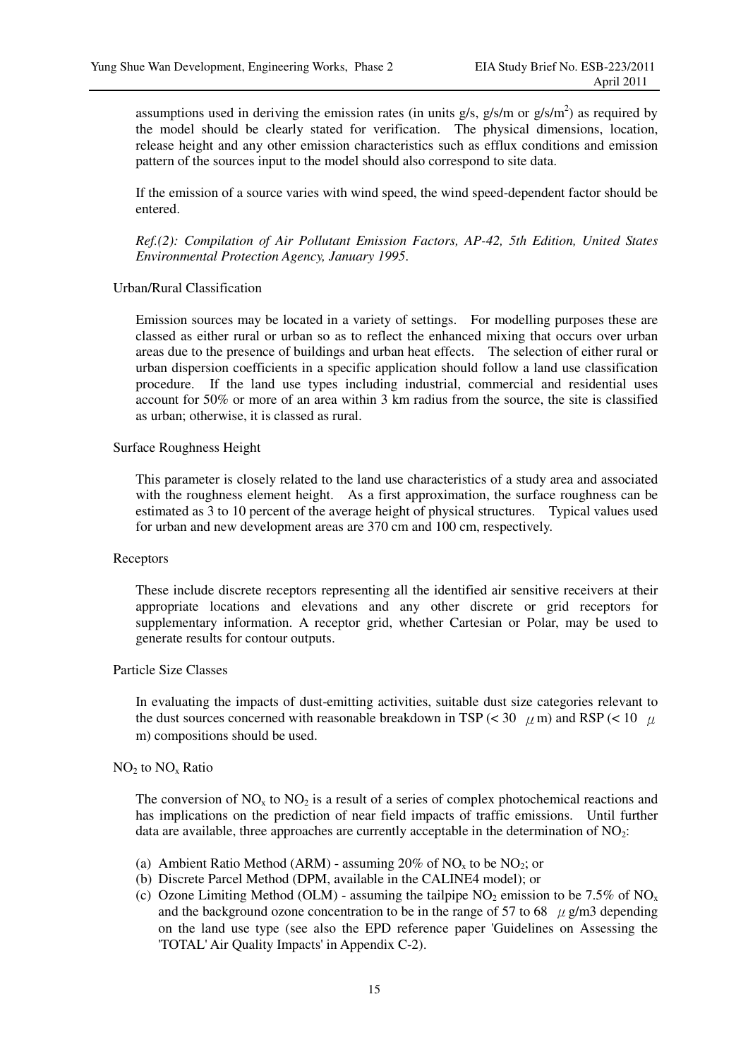assumptions used in deriving the emission rates (in units g/s, g/s/m or g/s/$m^2$) as required by the model should be clearly stated for verification. The physical dimensions, location, release height and any other emission characteristics such as efflux conditions and emission pattern of the sources input to the model should also correspond to site data.

If the emission of a source varies with wind speed, the wind speed-dependent factor should be entered.

*Ref.(2): Compilation of Air Pollutant Emission Factors, AP-42, 5th Edition, United States Environmental Protection Agency, January 1995.*

Urban/Rural Classification

Emission sources may be located in a variety of settings. For modelling purposes these are classed as either rural or urban so as to reflect the enhanced mixing that occurs over urban areas due to the presence of buildings and urban heat effects. The selection of either rural or urban dispersion coefficients in a specific application should follow a land use classification procedure. If the land use types including industrial, commercial and residential uses account for 50% or more of an area within 3 km radius from the source, the site is classified as urban; otherwise, it is classed as rural.

Surface Roughness Height

This parameter is closely related to the land use characteristics of a study area and associated with the roughness element height. As a first approximation, the surface roughness can be estimated as 3 to 10 percent of the average height of physical structures. Typical values used for urban and new development areas are 370 cm and 100 cm, respectively.

Receptors

These include discrete receptors representing all the identified air sensitive receivers at their appropriate locations and elevations and any other discrete or grid receptors for supplementary information. A receptor grid, whether Cartesian or Polar, may be used to generate results for contour outputs.

Particle Size Classes

In evaluating the impacts of dust-emitting activities, suitable dust size categories relevant to the dust sources concerned with reasonable breakdown in TSP (< 30 $\mu$m) and RSP (< 10 $\mu$m) compositions should be used.

$NO_2$ to $NO_x$ Ratio

The conversion of $NO_x$ to $NO_2$ is a result of a series of complex photochemical reactions and has implications on the prediction of near field impacts of traffic emissions. Until further data are available, three approaches are currently acceptable in the determination of $NO_2$:

(a) Ambient Ratio Method (ARM) - assuming 20% of $NO_x$ to be $NO_2$; or
(b) Discrete Parcel Method (DPM, available in the CALINE4 model); or
(c) Ozone Limiting Method (OLM) - assuming the tailpipe $NO_2$ emission to be 7.5% of $NO_x$ and the background ozone concentration to be in the range of 57 to 68 $\mu$g/m3 depending on the land use type (see also the EPD reference paper 'Guidelines on Assessing the 'TOTAL' Air Quality Impacts' in Appendix C-2).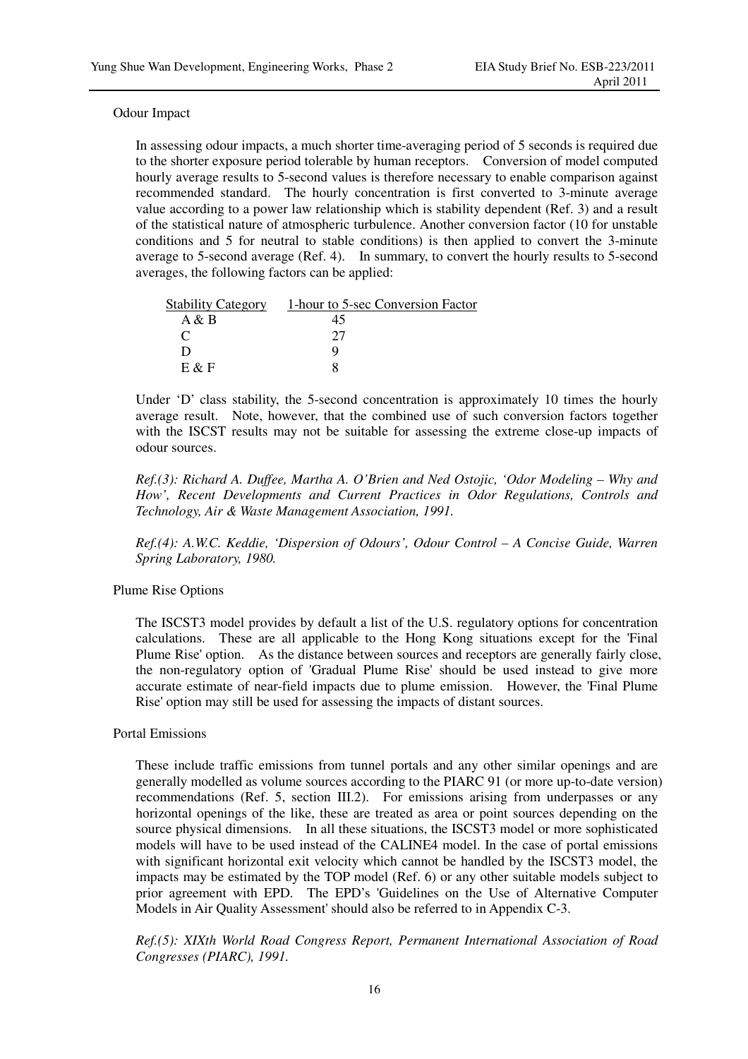Odour Impact

In assessing odour impacts, a much shorter time-averaging period of 5 seconds is required due to the shorter exposure period tolerable by human receptors. Conversion of model computed hourly average results to 5-second values is therefore necessary to enable comparison against recommended standard. The hourly concentration is first converted to 3-minute average value according to a power law relationship which is stability dependent (Ref. 3) and a result of the statistical nature of atmospheric turbulence. Another conversion factor (10 for unstable conditions and 5 for neutral to stable conditions) is then applied to convert the 3-minute average to 5-second average (Ref. 4). In summary, to convert the hourly results to 5-second averages, the following factors can be applied:

| Stability Category | 1-hour to 5-sec Conversion Factor |
|---|---|
| A & B | 45 |
| C | 27 |
| D | 9 |
| E & F | 8 |

Under 'D' class stability, the 5-second concentration is approximately 10 times the hourly average result. Note, however, that the combined use of such conversion factors together with the ISCST results may not be suitable for assessing the extreme close-up impacts of odour sources.

*Ref.(3): Richard A. Duffee, Martha A. O'Brien and Ned Ostojic, 'Odor Modeling – Why and How', Recent Developments and Current Practices in Odor Regulations, Controls and Technology, Air & Waste Management Association, 1991.*

*Ref.(4): A.W.C. Keddie, 'Dispersion of Odours', Odour Control – A Concise Guide, Warren Spring Laboratory, 1980.*

Plume Rise Options

The ISCST3 model provides by default a list of the U.S. regulatory options for concentration calculations. These are all applicable to the Hong Kong situations except for the 'Final Plume Rise' option. As the distance between sources and receptors are generally fairly close, the non-regulatory option of 'Gradual Plume Rise' should be used instead to give more accurate estimate of near-field impacts due to plume emission. However, the 'Final Plume Rise' option may still be used for assessing the impacts of distant sources.

Portal Emissions

These include traffic emissions from tunnel portals and any other similar openings and are generally modelled as volume sources according to the PIARC 91 (or more up-to-date version) recommendations (Ref. 5, section III.2). For emissions arising from underpasses or any horizontal openings of the like, these are treated as area or point sources depending on the source physical dimensions. In all these situations, the ISCST3 model or more sophisticated models will have to be used instead of the CALINE4 model. In the case of portal emissions with significant horizontal exit velocity which cannot be handled by the ISCST3 model, the impacts may be estimated by the TOP model (Ref. 6) or any other suitable models subject to prior agreement with EPD. The EPD's 'Guidelines on the Use of Alternative Computer Models in Air Quality Assessment' should also be referred to in Appendix C-3.

*Ref.(5): XIXth World Road Congress Report, Permanent International Association of Road Congresses (PIARC), 1991.*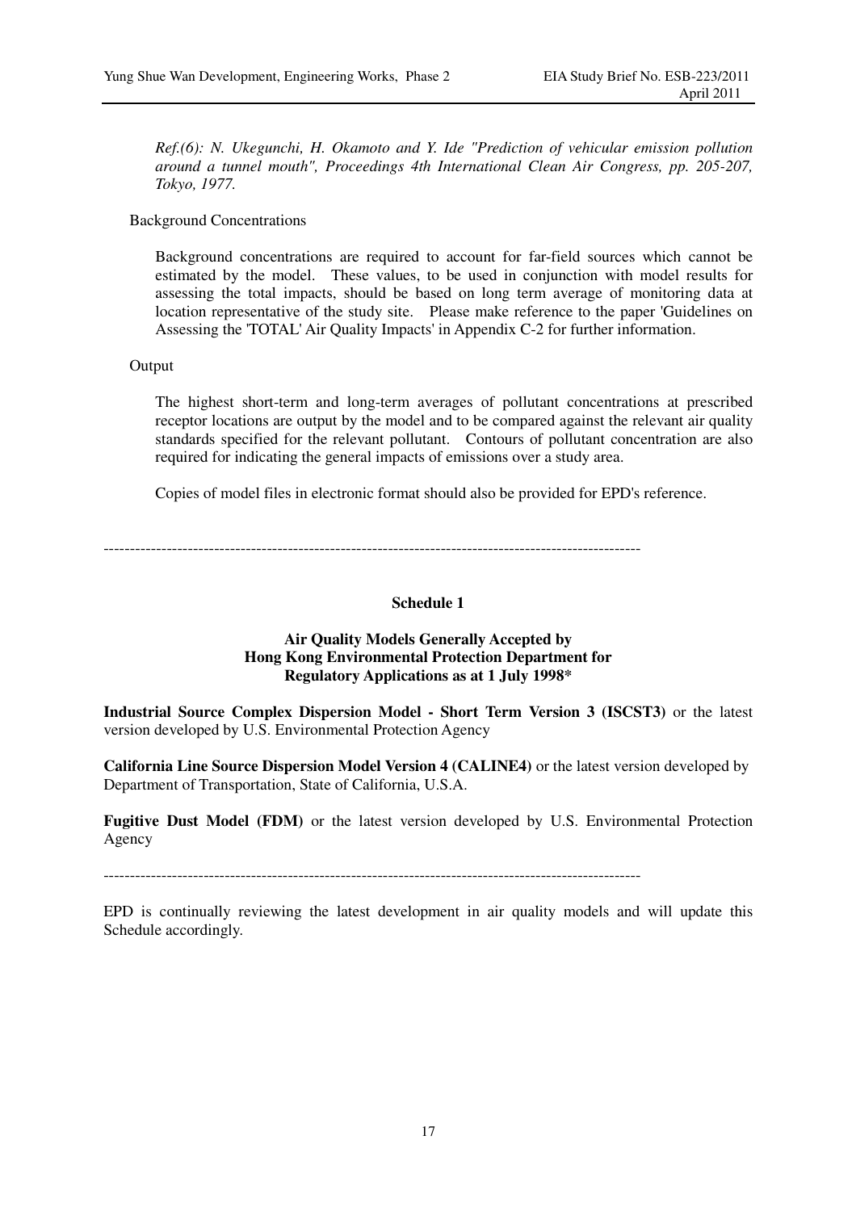*Ref.(6): N. Ukegunchi, H. Okamoto and Y. Ide "Prediction of vehicular emission pollution around a tunnel mouth", Proceedings 4th International Clean Air Congress, pp. 205-207, Tokyo, 1977.*

Background Concentrations

Background concentrations are required to account for far-field sources which cannot be estimated by the model. These values, to be used in conjunction with model results for assessing the total impacts, should be based on long term average of monitoring data at location representative of the study site. Please make reference to the paper 'Guidelines on Assessing the 'TOTAL' Air Quality Impacts' in Appendix C-2 for further information.

Output

The highest short-term and long-term averages of pollutant concentrations at prescribed receptor locations are output by the model and to be compared against the relevant air quality standards specified for the relevant pollutant. Contours of pollutant concentration are also required for indicating the general impacts of emissions over a study area.

Copies of model files in electronic format should also be provided for EPD's reference.

---

**Schedule 1**

**Air Quality Models Generally Accepted by Hong Kong Environmental Protection Department for Regulatory Applications as at 1 July 1998***

**Industrial Source Complex Dispersion Model - Short Term Version 3 (ISCST3)** or the latest version developed by U.S. Environmental Protection Agency

**California Line Source Dispersion Model Version 4 (CALINE4)** or the latest version developed by Department of Transportation, State of California, U.S.A.

**Fugitive Dust Model (FDM)** or the latest version developed by U.S. Environmental Protection Agency

---

EPD is continually reviewing the latest development in air quality models and will update this Schedule accordingly.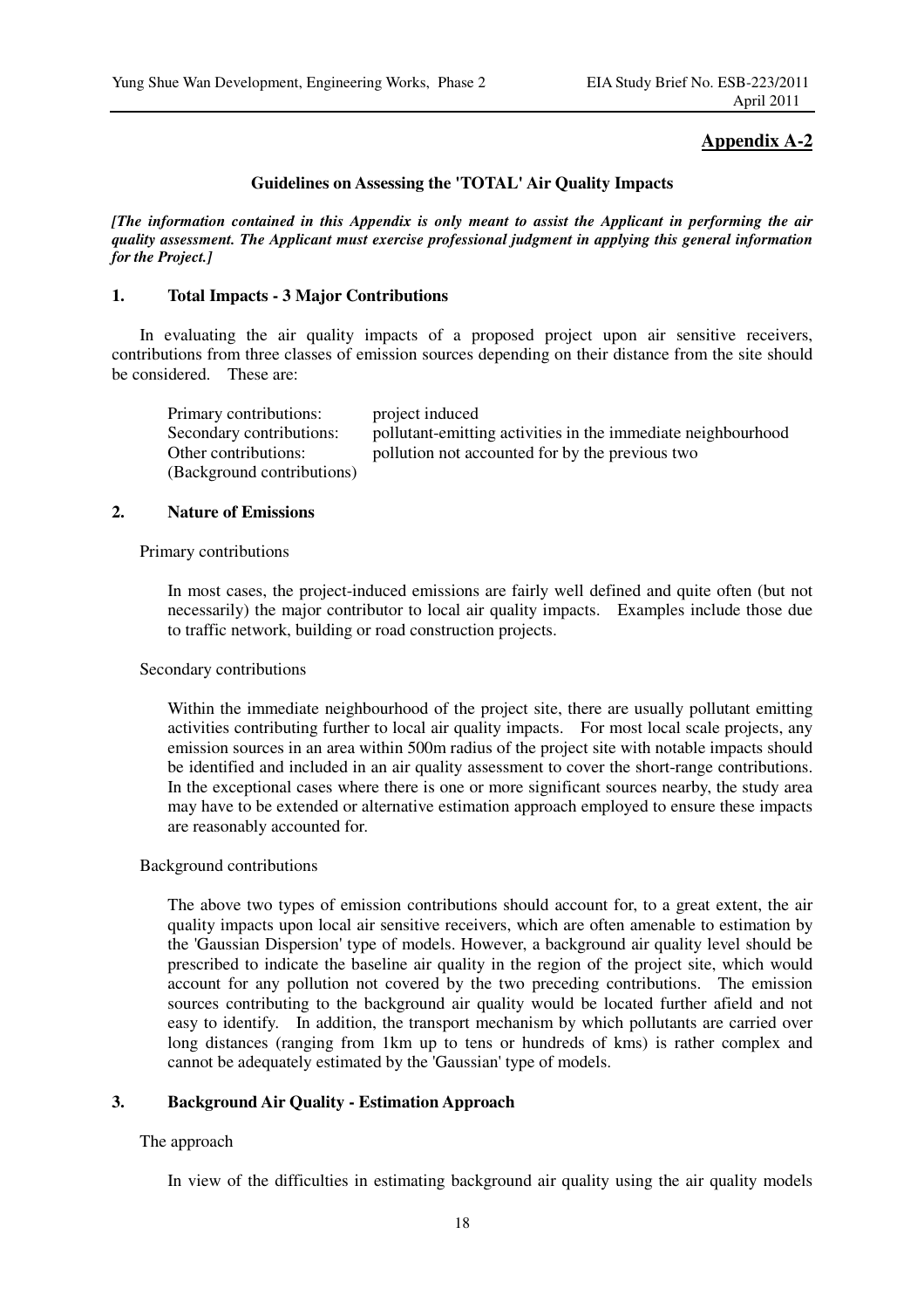## Appendix A-2

### Guidelines on Assessing the 'TOTAL' Air Quality Impacts

***[The information contained in this Appendix is only meant to assist the Applicant in performing the air quality assessment. The Applicant must exercise professional judgment in applying this general information for the Project.]***

### 1. Total Impacts - 3 Major Contributions

In evaluating the air quality impacts of a proposed project upon air sensitive receivers, contributions from three classes of emission sources depending on their distance from the site should be considered. These are:

| | |
|---|---|
| Primary contributions: | project induced |
| Secondary contributions: | pollutant-emitting activities in the immediate neighbourhood |
| Other contributions: (Background contributions) | pollution not accounted for by the previous two |

### 2. Nature of Emissions

Primary contributions

In most cases, the project-induced emissions are fairly well defined and quite often (but not necessarily) the major contributor to local air quality impacts. Examples include those due to traffic network, building or road construction projects.

Secondary contributions

Within the immediate neighbourhood of the project site, there are usually pollutant emitting activities contributing further to local air quality impacts. For most local scale projects, any emission sources in an area within 500m radius of the project site with notable impacts should be identified and included in an air quality assessment to cover the short-range contributions. In the exceptional cases where there is one or more significant sources nearby, the study area may have to be extended or alternative estimation approach employed to ensure these impacts are reasonably accounted for.

Background contributions

The above two types of emission contributions should account for, to a great extent, the air quality impacts upon local air sensitive receivers, which are often amenable to estimation by the 'Gaussian Dispersion' type of models. However, a background air quality level should be prescribed to indicate the baseline air quality in the region of the project site, which would account for any pollution not covered by the two preceding contributions. The emission sources contributing to the background air quality would be located further afield and not easy to identify. In addition, the transport mechanism by which pollutants are carried over long distances (ranging from 1km up to tens or hundreds of kms) is rather complex and cannot be adequately estimated by the 'Gaussian' type of models.

### 3. Background Air Quality - Estimation Approach

The approach

In view of the difficulties in estimating background air quality using the air quality models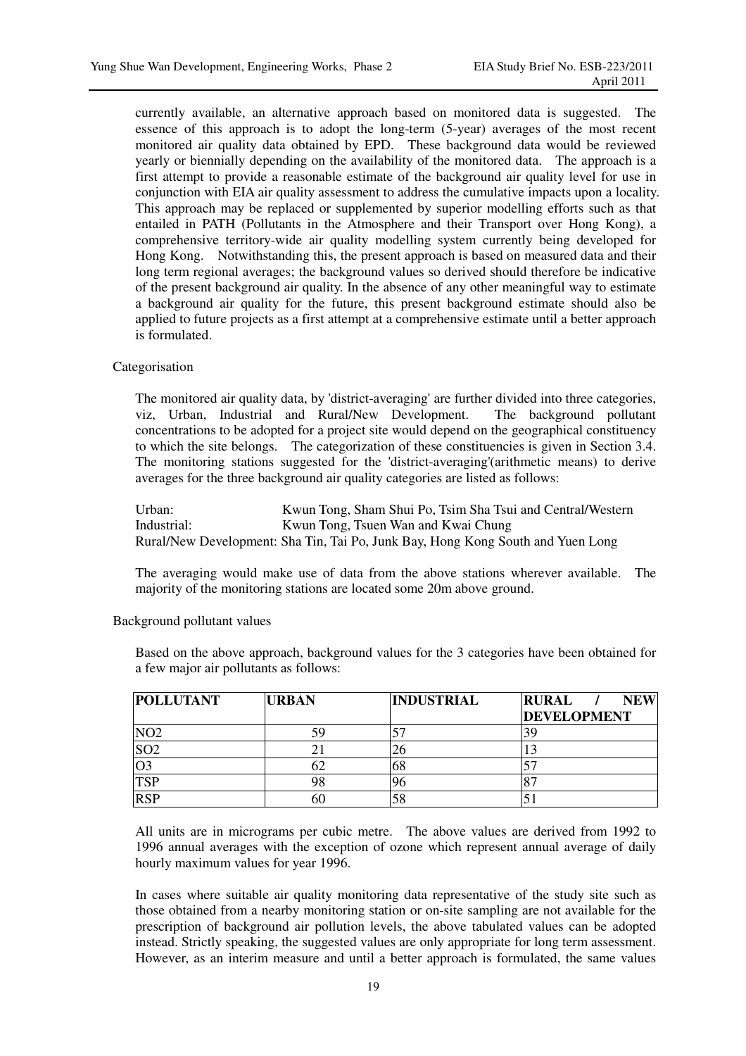currently available, an alternative approach based on monitored data is suggested. The essence of this approach is to adopt the long-term (5-year) averages of the most recent monitored air quality data obtained by EPD. These background data would be reviewed yearly or biennially depending on the availability of the monitored data. The approach is a first attempt to provide a reasonable estimate of the background air quality level for use in conjunction with EIA air quality assessment to address the cumulative impacts upon a locality. This approach may be replaced or supplemented by superior modelling efforts such as that entailed in PATH (Pollutants in the Atmosphere and their Transport over Hong Kong), a comprehensive territory-wide air quality modelling system currently being developed for Hong Kong. Notwithstanding this, the present approach is based on measured data and their long term regional averages; the background values so derived should therefore be indicative of the present background air quality. In the absence of any other meaningful way to estimate a background air quality for the future, this present background estimate should also be applied to future projects as a first attempt at a comprehensive estimate until a better approach is formulated.

Categorisation

The monitored air quality data, by 'district-averaging' are further divided into three categories, viz, Urban, Industrial and Rural/New Development. The background pollutant concentrations to be adopted for a project site would depend on the geographical constituency to which the site belongs. The categorization of these constituencies is given in Section 3.4. The monitoring stations suggested for the 'district-averaging'(arithmetic means) to derive averages for the three background air quality categories are listed as follows:

Urban: Kwun Tong, Sham Shui Po, Tsim Sha Tsui and Central/Western
Industrial: Kwun Tong, Tsuen Wan and Kwai Chung
Rural/New Development: Sha Tin, Tai Po, Junk Bay, Hong Kong South and Yuen Long

The averaging would make use of data from the above stations wherever available. The majority of the monitoring stations are located some 20m above ground.

Background pollutant values

Based on the above approach, background values for the 3 categories have been obtained for a few major air pollutants as follows:

| **POLLUTANT** | **URBAN** | **INDUSTRIAL** | **RURAL / NEW DEVELOPMENT** |
|---|---|---|---|
| $NO_2$ | 59 | 57 | 39 |
| $SO_2$ | 21 | 26 | 13 |
| $O_3$ | 62 | 68 | 57 |
| TSP | 98 | 96 | 87 |
| RSP | 60 | 58 | 51 |

All units are in micrograms per cubic metre. The above values are derived from 1992 to 1996 annual averages with the exception of ozone which represent annual average of daily hourly maximum values for year 1996.

In cases where suitable air quality monitoring data representative of the study site such as those obtained from a nearby monitoring station or on-site sampling are not available for the prescription of background air pollution levels, the above tabulated values can be adopted instead. Strictly speaking, the suggested values are only appropriate for long term assessment. However, as an interim measure and until a better approach is formulated, the same values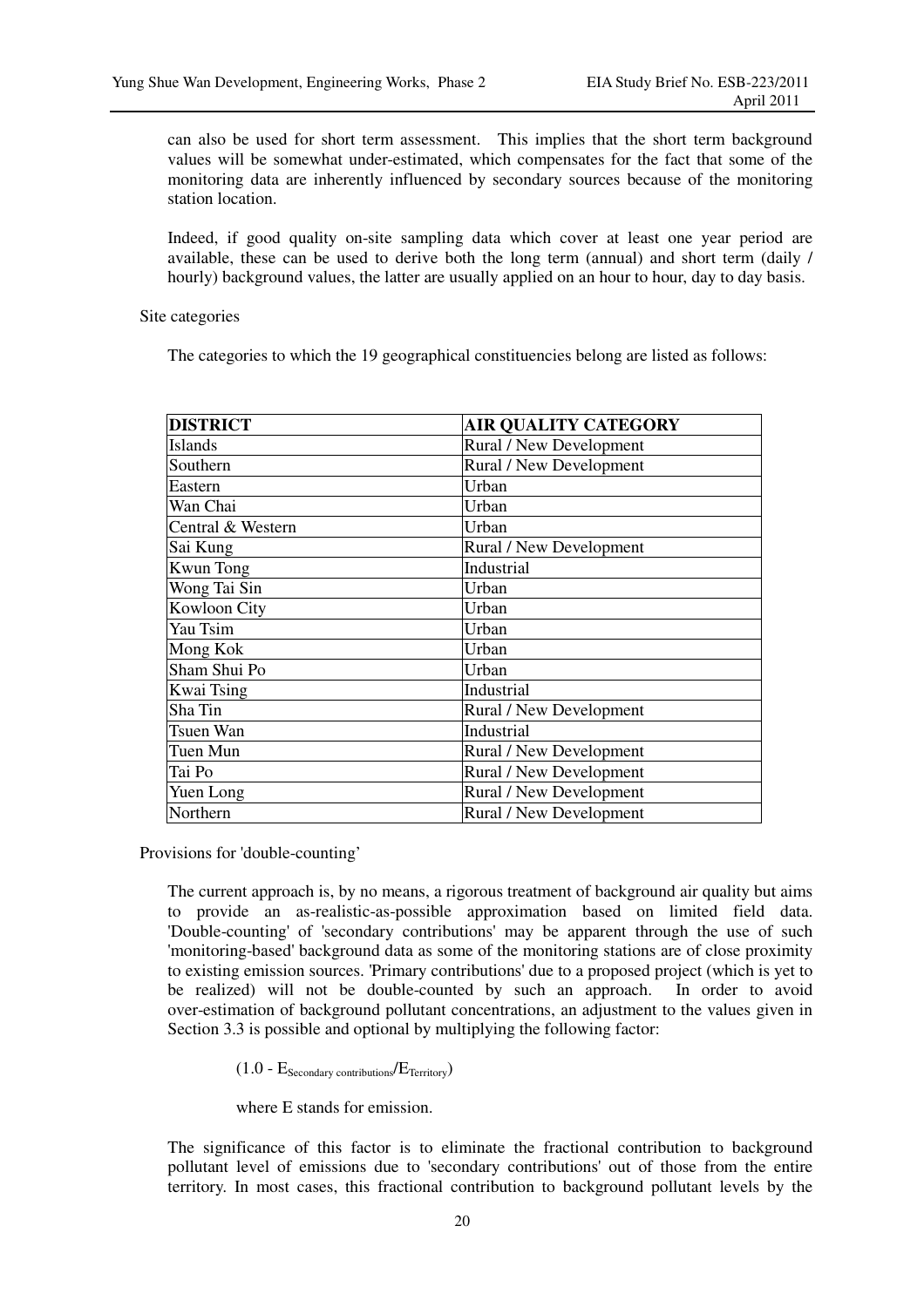can also be used for short term assessment. This implies that the short term background values will be somewhat under-estimated, which compensates for the fact that some of the monitoring data are inherently influenced by secondary sources because of the monitoring station location.

Indeed, if good quality on-site sampling data which cover at least one year period are available, these can be used to derive both the long term (annual) and short term (daily / hourly) background values, the latter are usually applied on an hour to hour, day to day basis.

Site categories

The categories to which the 19 geographical constituencies belong are listed as follows:

| DISTRICT | AIR QUALITY CATEGORY |
|---|---|
| Islands | Rural / New Development |
| Southern | Rural / New Development |
| Eastern | Urban |
| Wan Chai | Urban |
| Central & Western | Urban |
| Sai Kung | Rural / New Development |
| Kwun Tong | Industrial |
| Wong Tai Sin | Urban |
| Kowloon City | Urban |
| Yau Tsim | Urban |
| Mong Kok | Urban |
| Sham Shui Po | Urban |
| Kwai Tsing | Industrial |
| Sha Tin | Rural / New Development |
| Tsuen Wan | Industrial |
| Tuen Mun | Rural / New Development |
| Tai Po | Rural / New Development |
| Yuen Long | Rural / New Development |
| Northern | Rural / New Development |

Provisions for 'double-counting'

The current approach is, by no means, a rigorous treatment of background air quality but aims to provide an as-realistic-as-possible approximation based on limited field data. 'Double-counting' of 'secondary contributions' may be apparent through the use of such 'monitoring-based' background data as some of the monitoring stations are of close proximity to existing emission sources. 'Primary contributions' due to a proposed project (which is yet to be realized) will not be double-counted by such an approach. In order to avoid over-estimation of background pollutant concentrations, an adjustment to the values given in Section 3.3 is possible and optional by multiplying the following factor:

$(1.0 - E_{\text{Secondary contributions}}/E_{\text{Territory}})$

where E stands for emission.

The significance of this factor is to eliminate the fractional contribution to background pollutant level of emissions due to 'secondary contributions' out of those from the entire territory. In most cases, this fractional contribution to background pollutant levels by the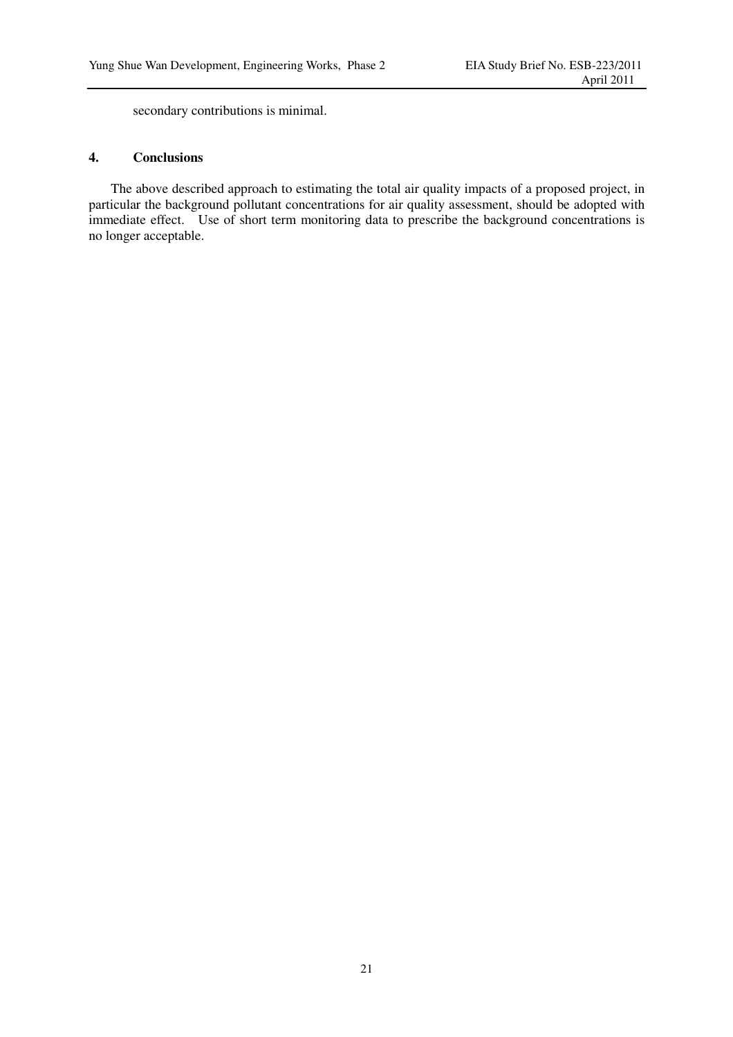secondary contributions is minimal.

## 4. Conclusions

The above described approach to estimating the total air quality impacts of a proposed project, in particular the background pollutant concentrations for air quality assessment, should be adopted with immediate effect. Use of short term monitoring data to prescribe the background concentrations is no longer acceptable.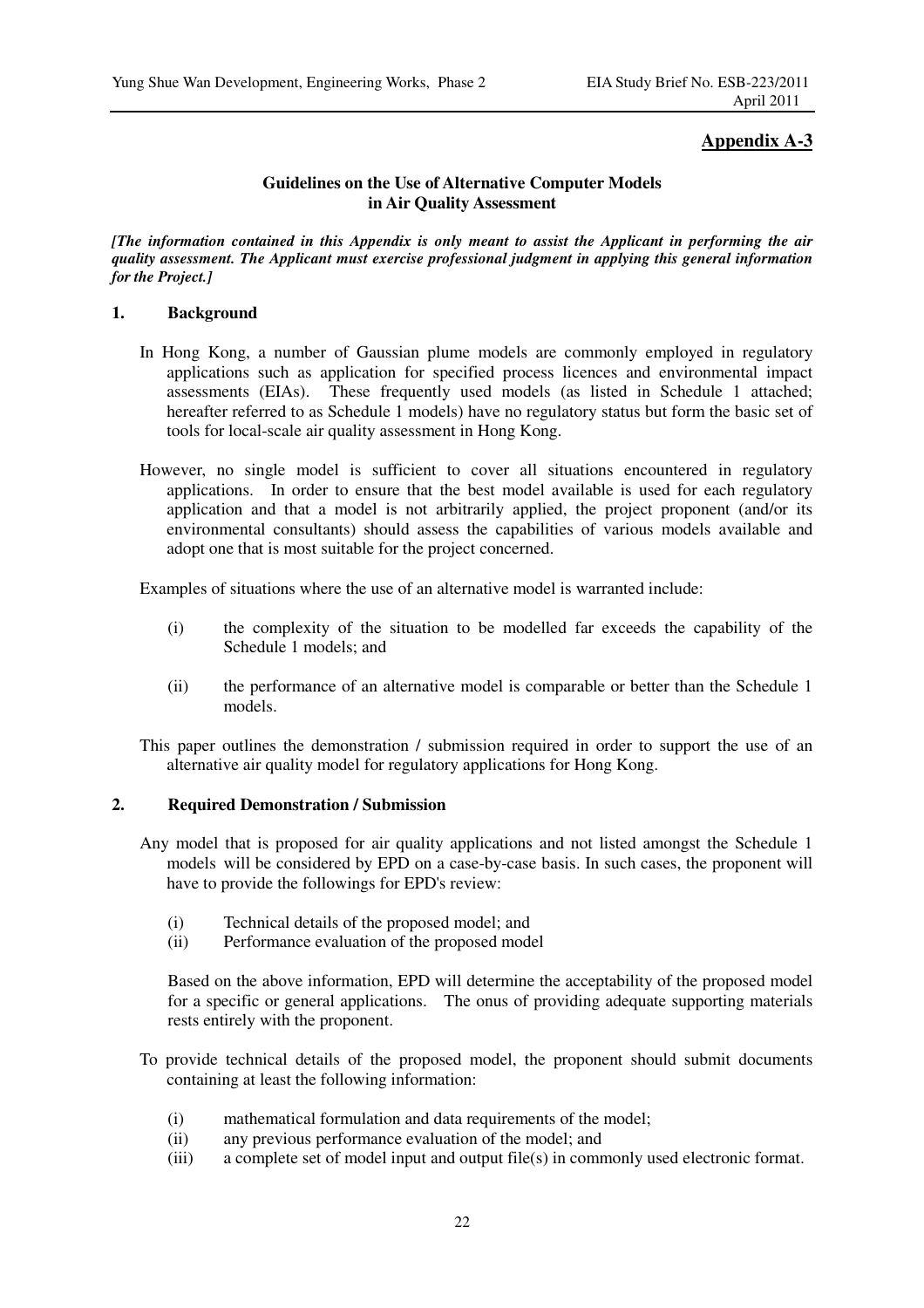## Appendix A-3

### Guidelines on the Use of Alternative Computer Models in Air Quality Assessment

***[The information contained in this Appendix is only meant to assist the Applicant in performing the air quality assessment. The Applicant must exercise professional judgment in applying this general information for the Project.]***

### 1. Background

In Hong Kong, a number of Gaussian plume models are commonly employed in regulatory applications such as application for specified process licences and environmental impact assessments (EIAs). These frequently used models (as listed in Schedule 1 attached; hereafter referred to as Schedule 1 models) have no regulatory status but form the basic set of tools for local-scale air quality assessment in Hong Kong.

However, no single model is sufficient to cover all situations encountered in regulatory applications. In order to ensure that the best model available is used for each regulatory application and that a model is not arbitrarily applied, the project proponent (and/or its environmental consultants) should assess the capabilities of various models available and adopt one that is most suitable for the project concerned.

Examples of situations where the use of an alternative model is warranted include:

(i) the complexity of the situation to be modelled far exceeds the capability of the Schedule 1 models; and

(ii) the performance of an alternative model is comparable or better than the Schedule 1 models.

This paper outlines the demonstration / submission required in order to support the use of an alternative air quality model for regulatory applications for Hong Kong.

### 2. Required Demonstration / Submission

Any model that is proposed for air quality applications and not listed amongst the Schedule 1 models will be considered by EPD on a case-by-case basis. In such cases, the proponent will have to provide the followings for EPD's review:

(i) Technical details of the proposed model; and
(ii) Performance evaluation of the proposed model

Based on the above information, EPD will determine the acceptability of the proposed model for a specific or general applications. The onus of providing adequate supporting materials rests entirely with the proponent.

To provide technical details of the proposed model, the proponent should submit documents containing at least the following information:

(i) mathematical formulation and data requirements of the model;
(ii) any previous performance evaluation of the model; and
(iii) a complete set of model input and output file(s) in commonly used electronic format.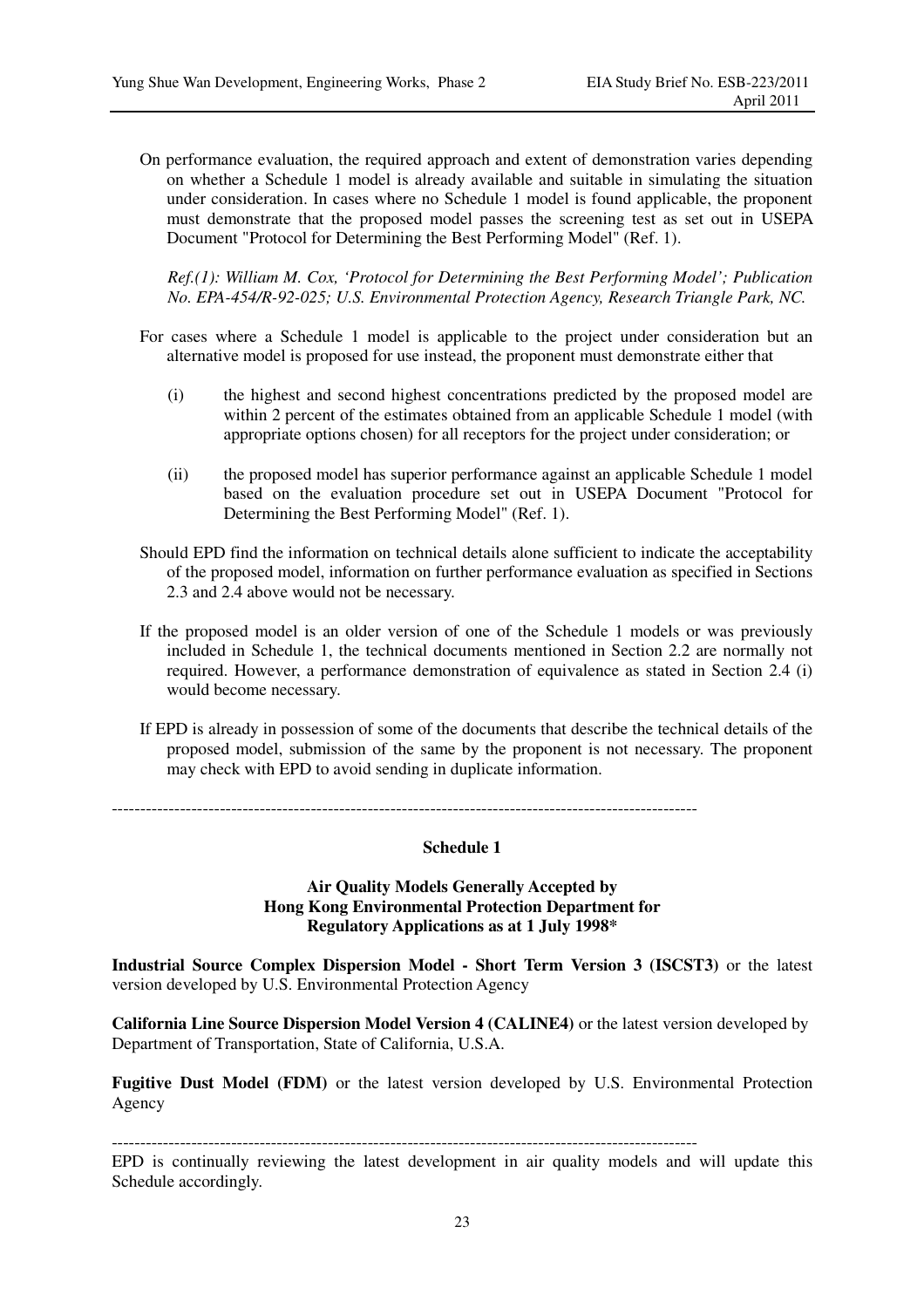On performance evaluation, the required approach and extent of demonstration varies depending on whether a Schedule 1 model is already available and suitable in simulating the situation under consideration. In cases where no Schedule 1 model is found applicable, the proponent must demonstrate that the proposed model passes the screening test as set out in USEPA Document "Protocol for Determining the Best Performing Model" (Ref. 1).

*Ref.(1): William M. Cox, 'Protocol for Determining the Best Performing Model'; Publication No. EPA-454/R-92-025; U.S. Environmental Protection Agency, Research Triangle Park, NC.*

For cases where a Schedule 1 model is applicable to the project under consideration but an alternative model is proposed for use instead, the proponent must demonstrate either that

(i) the highest and second highest concentrations predicted by the proposed model are within 2 percent of the estimates obtained from an applicable Schedule 1 model (with appropriate options chosen) for all receptors for the project under consideration; or

(ii) the proposed model has superior performance against an applicable Schedule 1 model based on the evaluation procedure set out in USEPA Document "Protocol for Determining the Best Performing Model" (Ref. 1).

Should EPD find the information on technical details alone sufficient to indicate the acceptability of the proposed model, information on further performance evaluation as specified in Sections 2.3 and 2.4 above would not be necessary.

If the proposed model is an older version of one of the Schedule 1 models or was previously included in Schedule 1, the technical documents mentioned in Section 2.2 are normally not required. However, a performance demonstration of equivalence as stated in Section 2.4 (i) would become necessary.

If EPD is already in possession of some of the documents that describe the technical details of the proposed model, submission of the same by the proponent is not necessary. The proponent may check with EPD to avoid sending in duplicate information.

---

**Schedule 1**

**Air Quality Models Generally Accepted by Hong Kong Environmental Protection Department for Regulatory Applications as at 1 July 1998***

**Industrial Source Complex Dispersion Model - Short Term Version 3 (ISCST3)** or the latest version developed by U.S. Environmental Protection Agency

**California Line Source Dispersion Model Version 4 (CALINE4)** or the latest version developed by Department of Transportation, State of California, U.S.A.

**Fugitive Dust Model (FDM)** or the latest version developed by U.S. Environmental Protection Agency

---

EPD is continually reviewing the latest development in air quality models and will update this Schedule accordingly.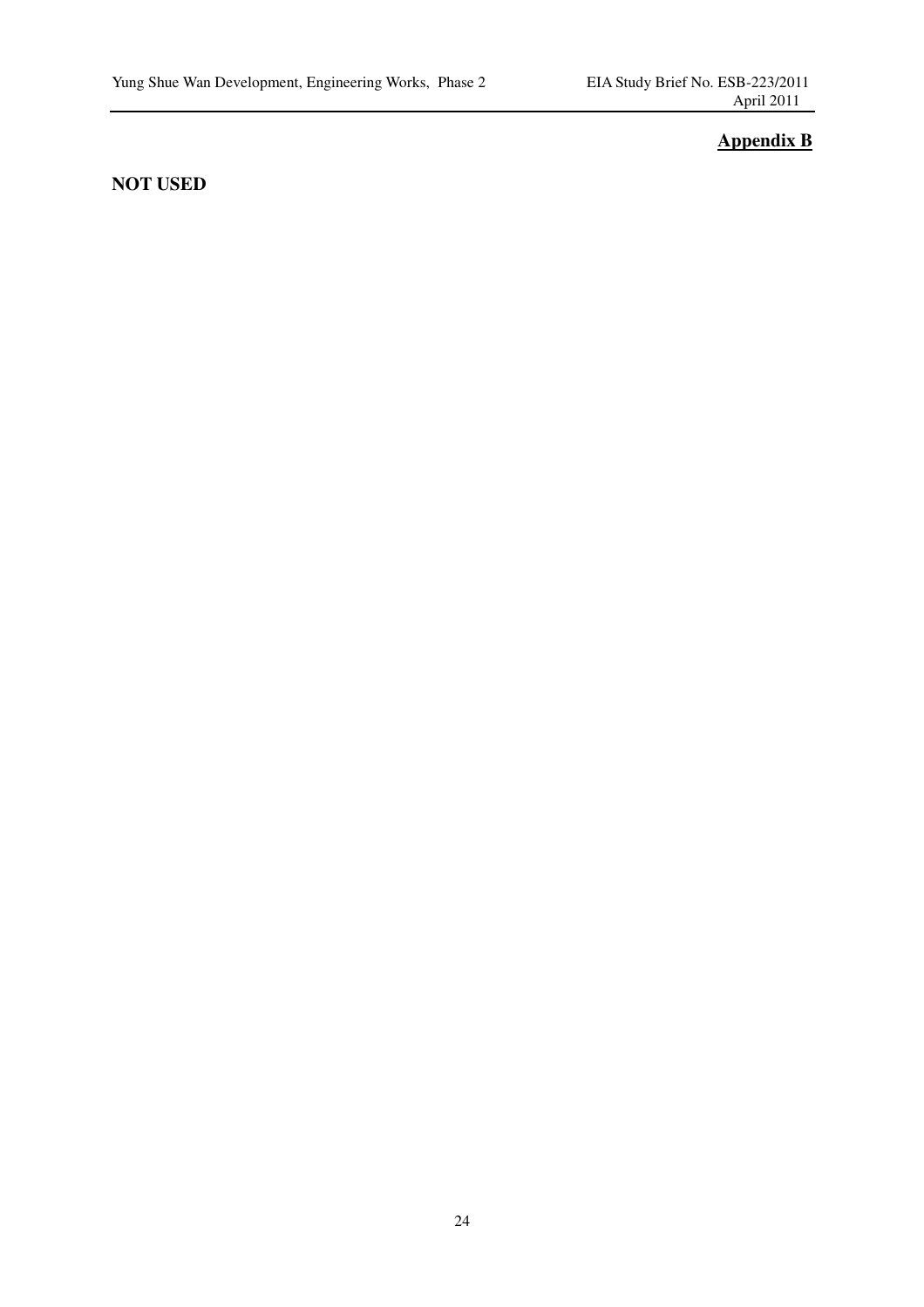**Appendix B**

**NOT USED**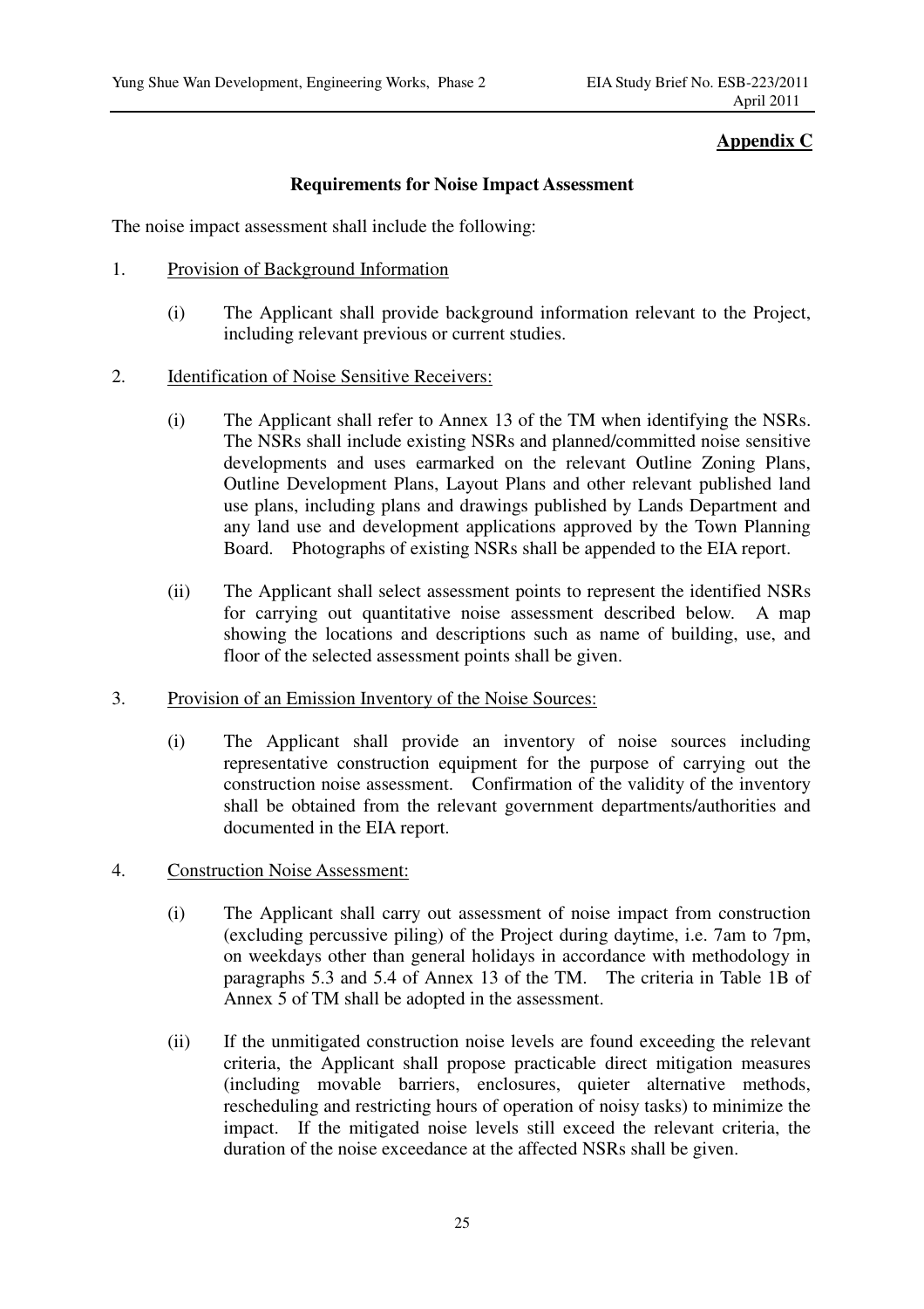**Appendix C**

## Requirements for Noise Impact Assessment

The noise impact assessment shall include the following:

1. Provision of Background Information

   (i) The Applicant shall provide background information relevant to the Project, including relevant previous or current studies.

2. Identification of Noise Sensitive Receivers:

   (i) The Applicant shall refer to Annex 13 of the TM when identifying the NSRs. The NSRs shall include existing NSRs and planned/committed noise sensitive developments and uses earmarked on the relevant Outline Zoning Plans, Outline Development Plans, Layout Plans and other relevant published land use plans, including plans and drawings published by Lands Department and any land use and development applications approved by the Town Planning Board. Photographs of existing NSRs shall be appended to the EIA report.

   (ii) The Applicant shall select assessment points to represent the identified NSRs for carrying out quantitative noise assessment described below. A map showing the locations and descriptions such as name of building, use, and floor of the selected assessment points shall be given.

3. Provision of an Emission Inventory of the Noise Sources:

   (i) The Applicant shall provide an inventory of noise sources including representative construction equipment for the purpose of carrying out the construction noise assessment. Confirmation of the validity of the inventory shall be obtained from the relevant government departments/authorities and documented in the EIA report.

4. Construction Noise Assessment:

   (i) The Applicant shall carry out assessment of noise impact from construction (excluding percussive piling) of the Project during daytime, i.e. 7am to 7pm, on weekdays other than general holidays in accordance with methodology in paragraphs 5.3 and 5.4 of Annex 13 of the TM. The criteria in Table 1B of Annex 5 of TM shall be adopted in the assessment.

   (ii) If the unmitigated construction noise levels are found exceeding the relevant criteria, the Applicant shall propose practicable direct mitigation measures (including movable barriers, enclosures, quieter alternative methods, rescheduling and restricting hours of operation of noisy tasks) to minimize the impact. If the mitigated noise levels still exceed the relevant criteria, the duration of the noise exceedance at the affected NSRs shall be given.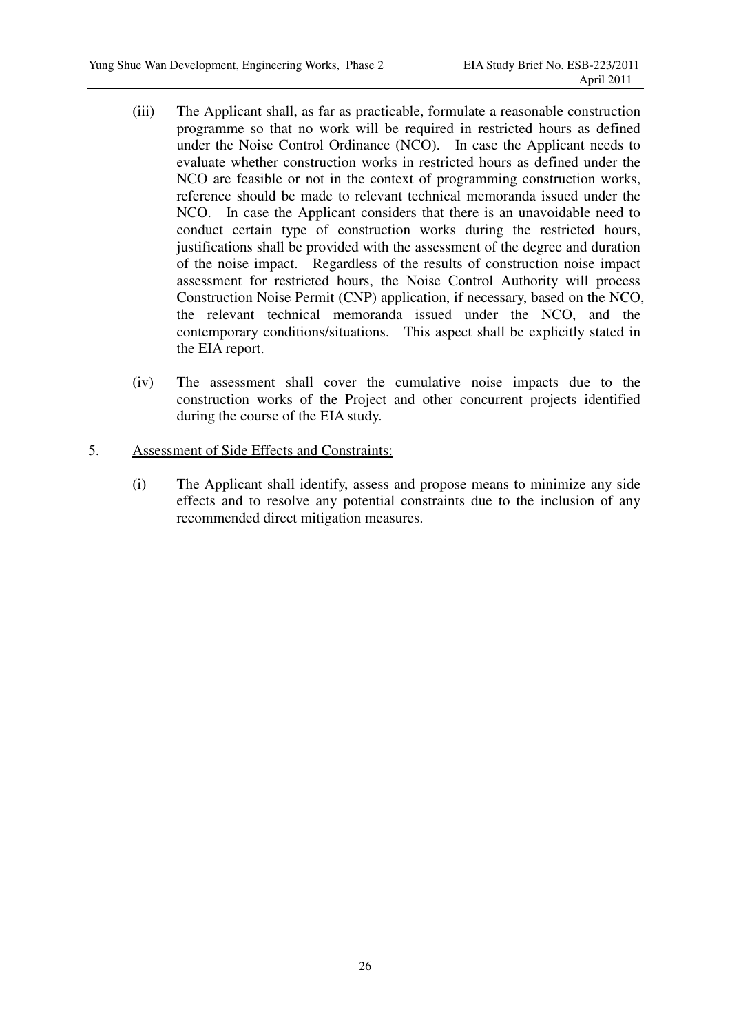(iii) The Applicant shall, as far as practicable, formulate a reasonable construction programme so that no work will be required in restricted hours as defined under the Noise Control Ordinance (NCO). In case the Applicant needs to evaluate whether construction works in restricted hours as defined under the NCO are feasible or not in the context of programming construction works, reference should be made to relevant technical memoranda issued under the NCO. In case the Applicant considers that there is an unavoidable need to conduct certain type of construction works during the restricted hours, justifications shall be provided with the assessment of the degree and duration of the noise impact. Regardless of the results of construction noise impact assessment for restricted hours, the Noise Control Authority will process Construction Noise Permit (CNP) application, if necessary, based on the NCO, the relevant technical memoranda issued under the NCO, and the contemporary conditions/situations. This aspect shall be explicitly stated in the EIA report.

(iv) The assessment shall cover the cumulative noise impacts due to the construction works of the Project and other concurrent projects identified during the course of the EIA study.

5. <u>Assessment of Side Effects and Constraints:</u>

(i) The Applicant shall identify, assess and propose means to minimize any side effects and to resolve any potential constraints due to the inclusion of any recommended direct mitigation measures.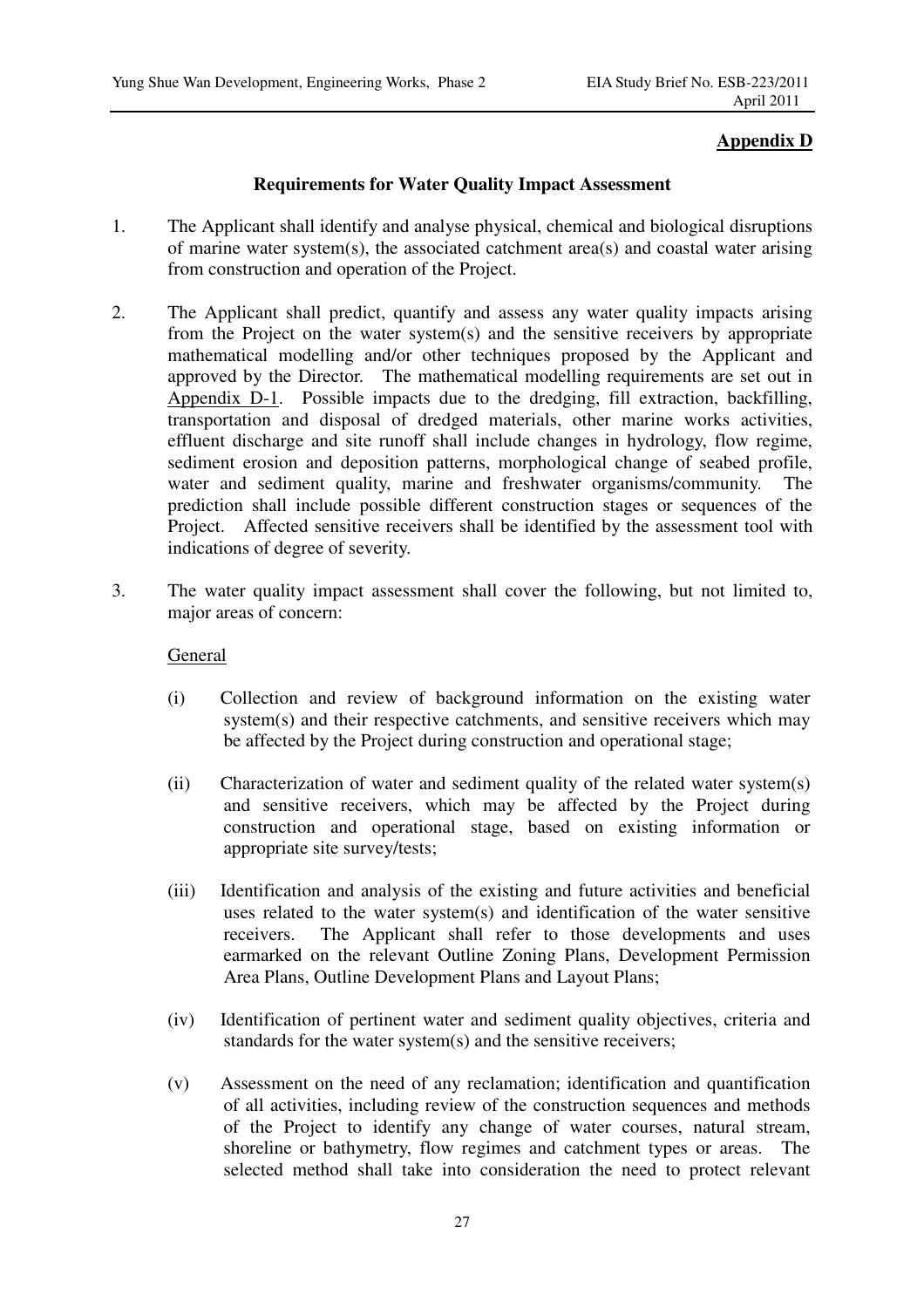**Appendix D**

**Requirements for Water Quality Impact Assessment**

1. The Applicant shall identify and analyse physical, chemical and biological disruptions of marine water system(s), the associated catchment area(s) and coastal water arising from construction and operation of the Project.

2. The Applicant shall predict, quantify and assess any water quality impacts arising from the Project on the water system(s) and the sensitive receivers by appropriate mathematical modelling and/or other techniques proposed by the Applicant and approved by the Director. The mathematical modelling requirements are set out in Appendix D-1. Possible impacts due to the dredging, fill extraction, backfilling, transportation and disposal of dredged materials, other marine works activities, effluent discharge and site runoff shall include changes in hydrology, flow regime, sediment erosion and deposition patterns, morphological change of seabed profile, water and sediment quality, marine and freshwater organisms/community. The prediction shall include possible different construction stages or sequences of the Project. Affected sensitive receivers shall be identified by the assessment tool with indications of degree of severity.

3. The water quality impact assessment shall cover the following, but not limited to, major areas of concern:

General

(i) Collection and review of background information on the existing water system(s) and their respective catchments, and sensitive receivers which may be affected by the Project during construction and operational stage;

(ii) Characterization of water and sediment quality of the related water system(s) and sensitive receivers, which may be affected by the Project during construction and operational stage, based on existing information or appropriate site survey/tests;

(iii) Identification and analysis of the existing and future activities and beneficial uses related to the water system(s) and identification of the water sensitive receivers. The Applicant shall refer to those developments and uses earmarked on the relevant Outline Zoning Plans, Development Permission Area Plans, Outline Development Plans and Layout Plans;

(iv) Identification of pertinent water and sediment quality objectives, criteria and standards for the water system(s) and the sensitive receivers;

(v) Assessment on the need of any reclamation; identification and quantification of all activities, including review of the construction sequences and methods of the Project to identify any change of water courses, natural stream, shoreline or bathymetry, flow regimes and catchment types or areas. The selected method shall take into consideration the need to protect relevant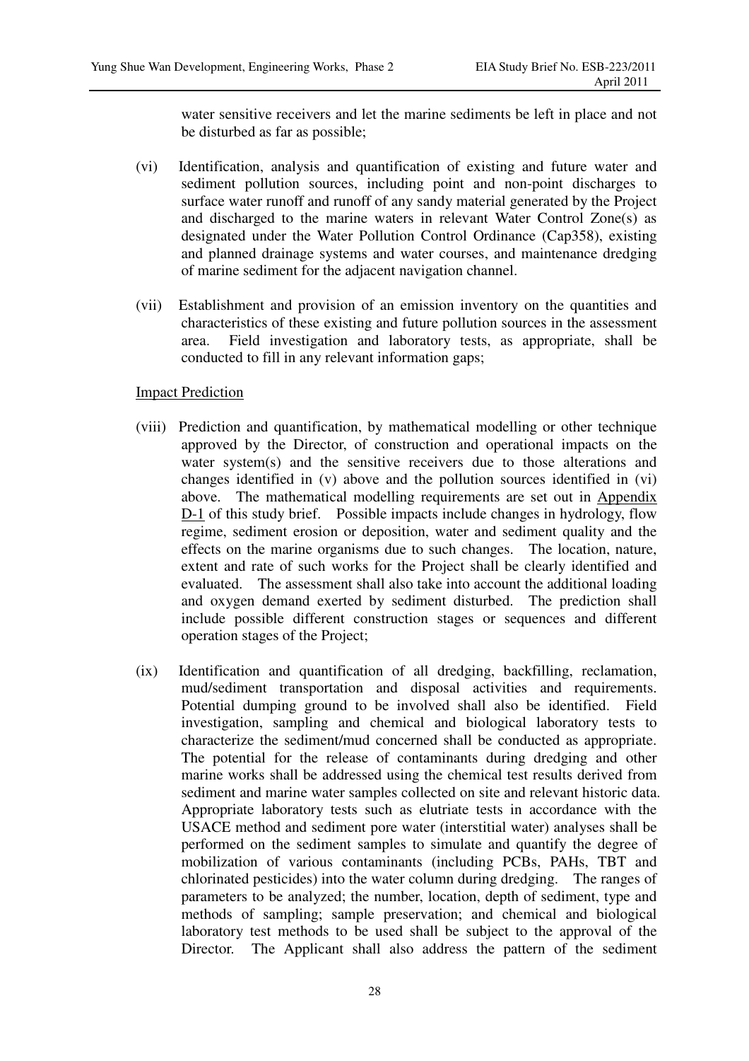water sensitive receivers and let the marine sediments be left in place and not be disturbed as far as possible;

(vi) Identification, analysis and quantification of existing and future water and sediment pollution sources, including point and non-point discharges to surface water runoff and runoff of any sandy material generated by the Project and discharged to the marine waters in relevant Water Control Zone(s) as designated under the Water Pollution Control Ordinance (Cap358), existing and planned drainage systems and water courses, and maintenance dredging of marine sediment for the adjacent navigation channel.

(vii) Establishment and provision of an emission inventory on the quantities and characteristics of these existing and future pollution sources in the assessment area. Field investigation and laboratory tests, as appropriate, shall be conducted to fill in any relevant information gaps;

Impact Prediction

(viii) Prediction and quantification, by mathematical modelling or other technique approved by the Director, of construction and operational impacts on the water system(s) and the sensitive receivers due to those alterations and changes identified in (v) above and the pollution sources identified in (vi) above. The mathematical modelling requirements are set out in Appendix D-1 of this study brief. Possible impacts include changes in hydrology, flow regime, sediment erosion or deposition, water and sediment quality and the effects on the marine organisms due to such changes. The location, nature, extent and rate of such works for the Project shall be clearly identified and evaluated. The assessment shall also take into account the additional loading and oxygen demand exerted by sediment disturbed. The prediction shall include possible different construction stages or sequences and different operation stages of the Project;

(ix) Identification and quantification of all dredging, backfilling, reclamation, mud/sediment transportation and disposal activities and requirements. Potential dumping ground to be involved shall also be identified. Field investigation, sampling and chemical and biological laboratory tests to characterize the sediment/mud concerned shall be conducted as appropriate. The potential for the release of contaminants during dredging and other marine works shall be addressed using the chemical test results derived from sediment and marine water samples collected on site and relevant historic data. Appropriate laboratory tests such as elutriate tests in accordance with the USACE method and sediment pore water (interstitial water) analyses shall be performed on the sediment samples to simulate and quantify the degree of mobilization of various contaminants (including PCBs, PAHs, TBT and chlorinated pesticides) into the water column during dredging. The ranges of parameters to be analyzed; the number, location, depth of sediment, type and methods of sampling; sample preservation; and chemical and biological laboratory test methods to be used shall be subject to the approval of the Director. The Applicant shall also address the pattern of the sediment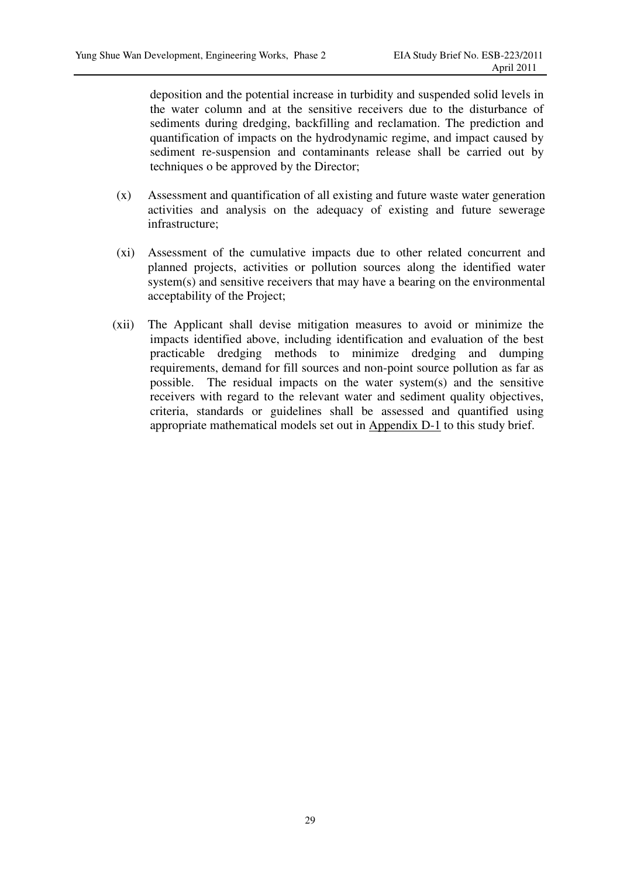deposition and the potential increase in turbidity and suspended solid levels in the water column and at the sensitive receivers due to the disturbance of sediments during dredging, backfilling and reclamation. The prediction and quantification of impacts on the hydrodynamic regime, and impact caused by sediment re-suspension and contaminants release shall be carried out by techniques o be approved by the Director;

(x) Assessment and quantification of all existing and future waste water generation activities and analysis on the adequacy of existing and future sewerage infrastructure;

(xi) Assessment of the cumulative impacts due to other related concurrent and planned projects, activities or pollution sources along the identified water system(s) and sensitive receivers that may have a bearing on the environmental acceptability of the Project;

(xii) The Applicant shall devise mitigation measures to avoid or minimize the impacts identified above, including identification and evaluation of the best practicable dredging methods to minimize dredging and dumping requirements, demand for fill sources and non-point source pollution as far as possible. The residual impacts on the water system(s) and the sensitive receivers with regard to the relevant water and sediment quality objectives, criteria, standards or guidelines shall be assessed and quantified using appropriate mathematical models set out in Appendix D-1 to this study brief.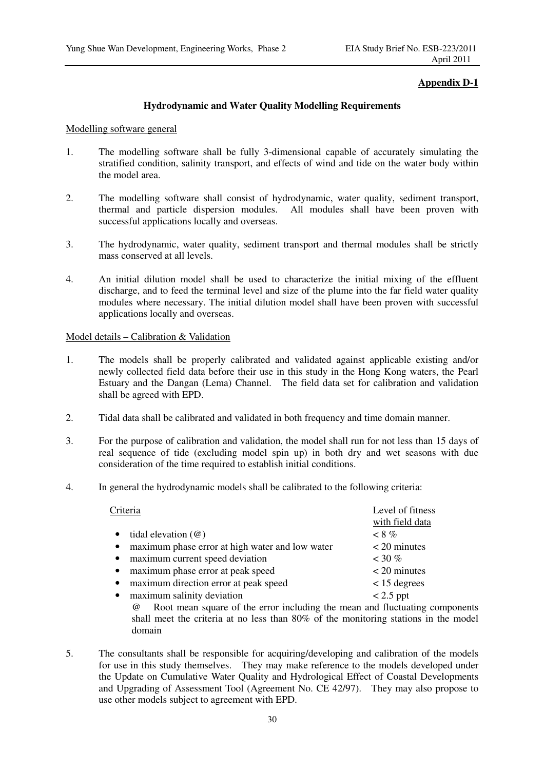**Appendix D-1**

**Hydrodynamic and Water Quality Modelling Requirements**

Modelling software general

1. The modelling software shall be fully 3-dimensional capable of accurately simulating the stratified condition, salinity transport, and effects of wind and tide on the water body within the model area.

2. The modelling software shall consist of hydrodynamic, water quality, sediment transport, thermal and particle dispersion modules. All modules shall have been proven with successful applications locally and overseas.

3. The hydrodynamic, water quality, sediment transport and thermal modules shall be strictly mass conserved at all levels.

4. An initial dilution model shall be used to characterize the initial mixing of the effluent discharge, and to feed the terminal level and size of the plume into the far field water quality modules where necessary. The initial dilution model shall have been proven with successful applications locally and overseas.

Model details – Calibration & Validation

1. The models shall be properly calibrated and validated against applicable existing and/or newly collected field data before their use in this study in the Hong Kong waters, the Pearl Estuary and the Dangan (Lema) Channel. The field data set for calibration and validation shall be agreed with EPD.

2. Tidal data shall be calibrated and validated in both frequency and time domain manner.

3. For the purpose of calibration and validation, the model shall run for not less than 15 days of real sequence of tide (excluding model spin up) in both dry and wet seasons with due consideration of the time required to establish initial conditions.

4. In general the hydrodynamic models shall be calibrated to the following criteria:

| Criteria | Level of fitness with field data |
|---|---|
| • tidal elevation (@) | < 8 % |
| • maximum phase error at high water and low water | < 20 minutes |
| • maximum current speed deviation | < 30 % |
| • maximum phase error at peak speed | < 20 minutes |
| • maximum direction error at peak speed | < 15 degrees |
| • maximum salinity deviation | < 2.5 ppt |

@ Root mean square of the error including the mean and fluctuating components shall meet the criteria at no less than 80% of the monitoring stations in the model domain

5. The consultants shall be responsible for acquiring/developing and calibration of the models for use in this study themselves. They may make reference to the models developed under the Update on Cumulative Water Quality and Hydrological Effect of Coastal Developments and Upgrading of Assessment Tool (Agreement No. CE 42/97). They may also propose to use other models subject to agreement with EPD.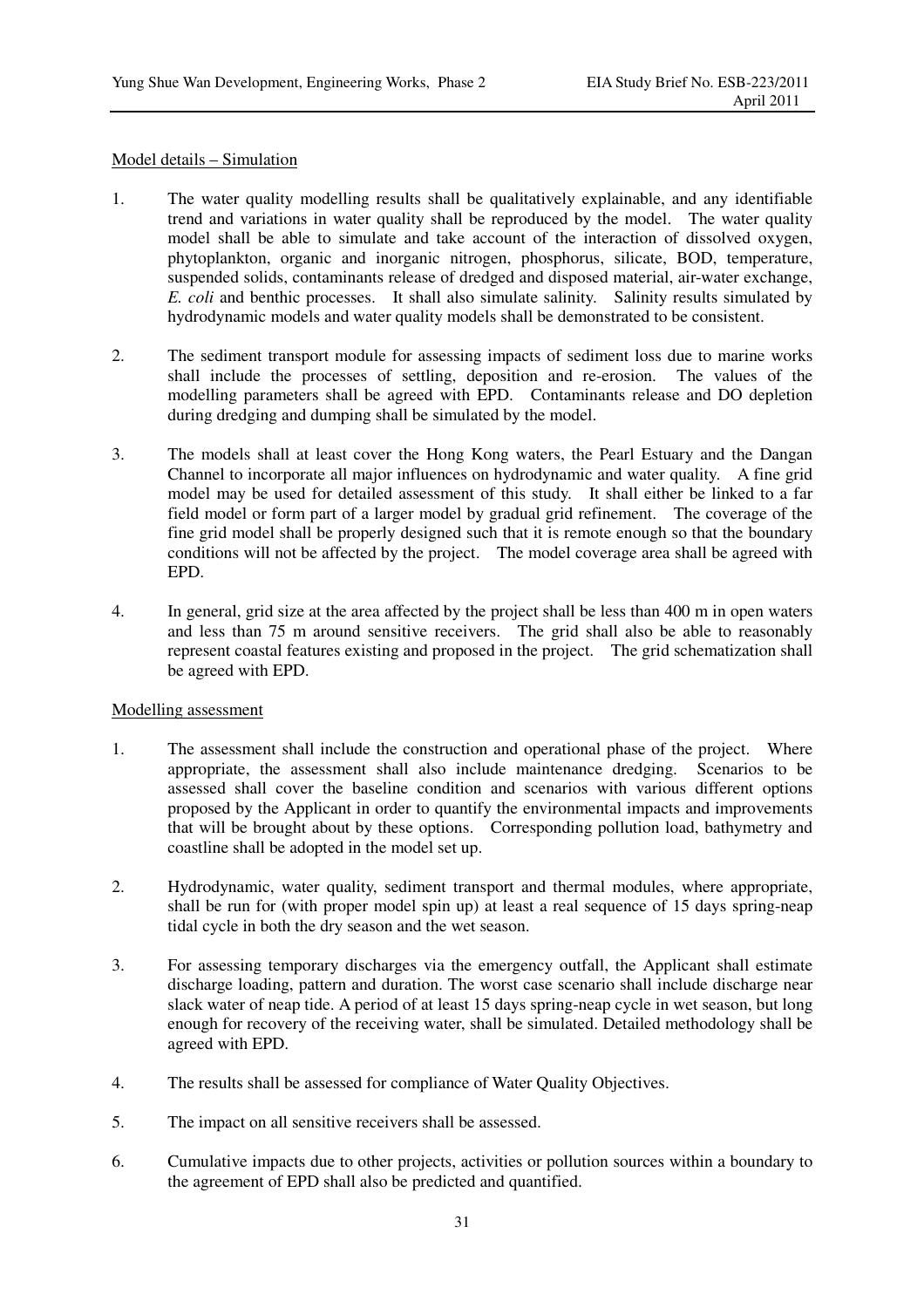Model details – Simulation

1. The water quality modelling results shall be qualitatively explainable, and any identifiable trend and variations in water quality shall be reproduced by the model. The water quality model shall be able to simulate and take account of the interaction of dissolved oxygen, phytoplankton, organic and inorganic nitrogen, phosphorus, silicate, BOD, temperature, suspended solids, contaminants release of dredged and disposed material, air-water exchange, *E. coli* and benthic processes. It shall also simulate salinity. Salinity results simulated by hydrodynamic models and water quality models shall be demonstrated to be consistent.

2. The sediment transport module for assessing impacts of sediment loss due to marine works shall include the processes of settling, deposition and re-erosion. The values of the modelling parameters shall be agreed with EPD. Contaminants release and DO depletion during dredging and dumping shall be simulated by the model.

3. The models shall at least cover the Hong Kong waters, the Pearl Estuary and the Dangan Channel to incorporate all major influences on hydrodynamic and water quality. A fine grid model may be used for detailed assessment of this study. It shall either be linked to a far field model or form part of a larger model by gradual grid refinement. The coverage of the fine grid model shall be properly designed such that it is remote enough so that the boundary conditions will not be affected by the project. The model coverage area shall be agreed with EPD.

4. In general, grid size at the area affected by the project shall be less than 400 m in open waters and less than 75 m around sensitive receivers. The grid shall also be able to reasonably represent coastal features existing and proposed in the project. The grid schematization shall be agreed with EPD.

Modelling assessment

1. The assessment shall include the construction and operational phase of the project. Where appropriate, the assessment shall also include maintenance dredging. Scenarios to be assessed shall cover the baseline condition and scenarios with various different options proposed by the Applicant in order to quantify the environmental impacts and improvements that will be brought about by these options. Corresponding pollution load, bathymetry and coastline shall be adopted in the model set up.

2. Hydrodynamic, water quality, sediment transport and thermal modules, where appropriate, shall be run for (with proper model spin up) at least a real sequence of 15 days spring-neap tidal cycle in both the dry season and the wet season.

3. For assessing temporary discharges via the emergency outfall, the Applicant shall estimate discharge loading, pattern and duration. The worst case scenario shall include discharge near slack water of neap tide. A period of at least 15 days spring-neap cycle in wet season, but long enough for recovery of the receiving water, shall be simulated. Detailed methodology shall be agreed with EPD.

4. The results shall be assessed for compliance of Water Quality Objectives.

5. The impact on all sensitive receivers shall be assessed.

6. Cumulative impacts due to other projects, activities or pollution sources within a boundary to the agreement of EPD shall also be predicted and quantified.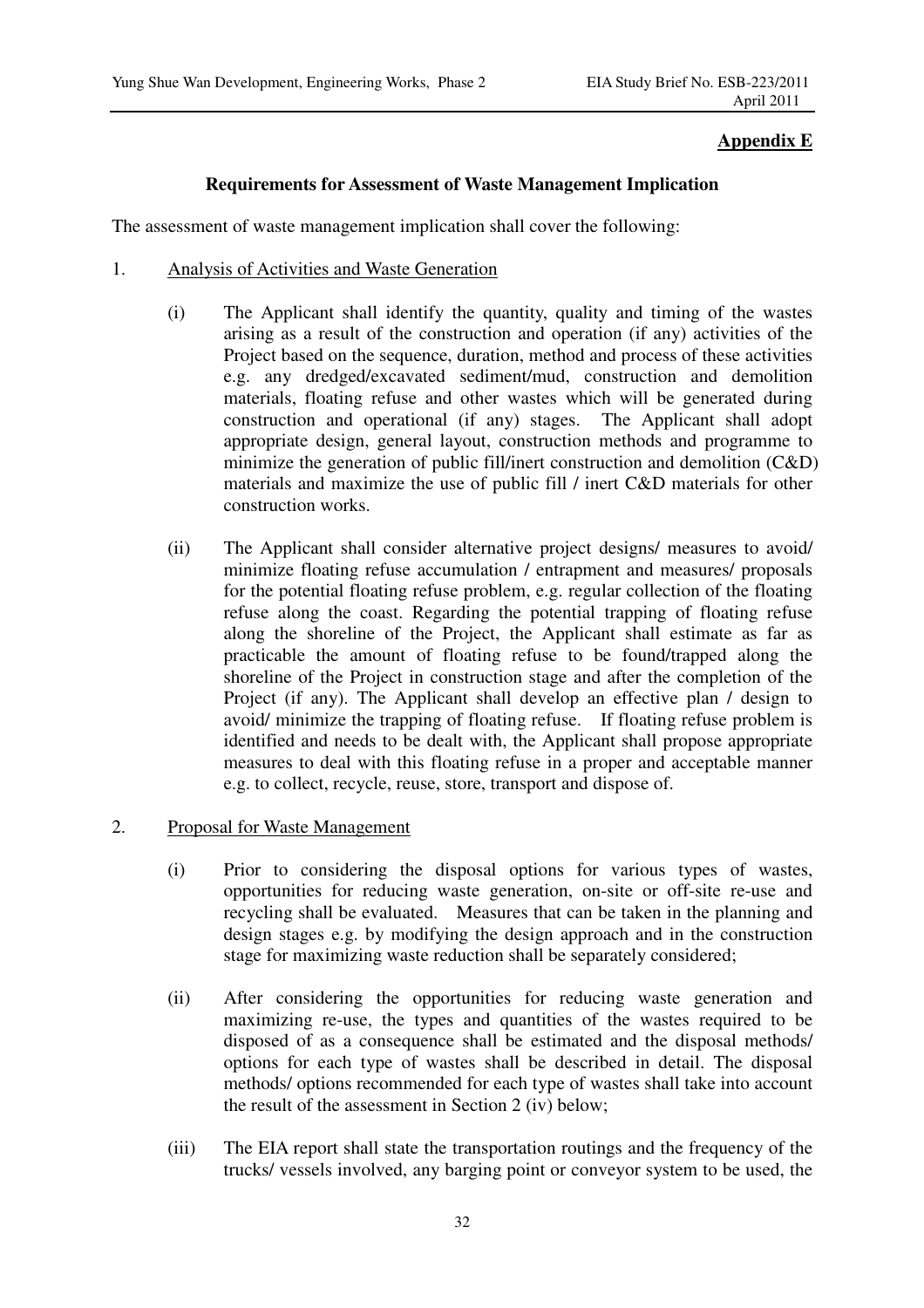**Appendix E**

**Requirements for Assessment of Waste Management Implication**

The assessment of waste management implication shall cover the following:

1. Analysis of Activities and Waste Generation

   (i) The Applicant shall identify the quantity, quality and timing of the wastes arising as a result of the construction and operation (if any) activities of the Project based on the sequence, duration, method and process of these activities e.g. any dredged/excavated sediment/mud, construction and demolition materials, floating refuse and other wastes which will be generated during construction and operational (if any) stages. The Applicant shall adopt appropriate design, general layout, construction methods and programme to minimize the generation of public fill/inert construction and demolition (C&D) materials and maximize the use of public fill / inert C&D materials for other construction works.

   (ii) The Applicant shall consider alternative project designs/ measures to avoid/ minimize floating refuse accumulation / entrapment and measures/ proposals for the potential floating refuse problem, e.g. regular collection of the floating refuse along the coast. Regarding the potential trapping of floating refuse along the shoreline of the Project, the Applicant shall estimate as far as practicable the amount of floating refuse to be found/trapped along the shoreline of the Project in construction stage and after the completion of the Project (if any). The Applicant shall develop an effective plan / design to avoid/ minimize the trapping of floating refuse. If floating refuse problem is identified and needs to be dealt with, the Applicant shall propose appropriate measures to deal with this floating refuse in a proper and acceptable manner e.g. to collect, recycle, reuse, store, transport and dispose of.

2. Proposal for Waste Management

   (i) Prior to considering the disposal options for various types of wastes, opportunities for reducing waste generation, on-site or off-site re-use and recycling shall be evaluated. Measures that can be taken in the planning and design stages e.g. by modifying the design approach and in the construction stage for maximizing waste reduction shall be separately considered;

   (ii) After considering the opportunities for reducing waste generation and maximizing re-use, the types and quantities of the wastes required to be disposed of as a consequence shall be estimated and the disposal methods/ options for each type of wastes shall be described in detail. The disposal methods/ options recommended for each type of wastes shall take into account the result of the assessment in Section 2 (iv) below;

   (iii) The EIA report shall state the transportation routings and the frequency of the trucks/ vessels involved, any barging point or conveyor system to be used, the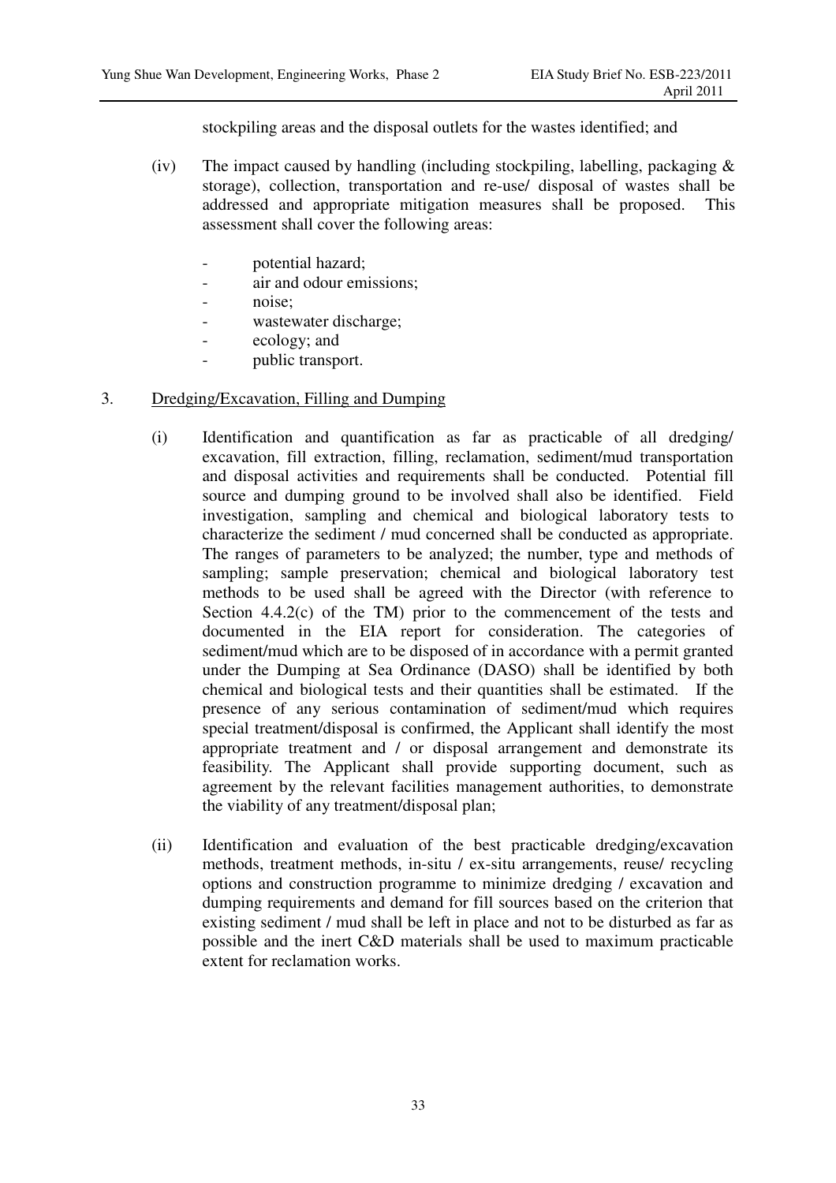stockpiling areas and the disposal outlets for the wastes identified; and

(iv) The impact caused by handling (including stockpiling, labelling, packaging & storage), collection, transportation and re-use/ disposal of wastes shall be addressed and appropriate mitigation measures shall be proposed. This assessment shall cover the following areas:

- potential hazard;
- air and odour emissions;
- noise;
- wastewater discharge;
- ecology; and
- public transport.

3. Dredging/Excavation, Filling and Dumping

(i) Identification and quantification as far as practicable of all dredging/ excavation, fill extraction, filling, reclamation, sediment/mud transportation and disposal activities and requirements shall be conducted. Potential fill source and dumping ground to be involved shall also be identified. Field investigation, sampling and chemical and biological laboratory tests to characterize the sediment / mud concerned shall be conducted as appropriate. The ranges of parameters to be analyzed; the number, type and methods of sampling; sample preservation; chemical and biological laboratory test methods to be used shall be agreed with the Director (with reference to Section 4.4.2(c) of the TM) prior to the commencement of the tests and documented in the EIA report for consideration. The categories of sediment/mud which are to be disposed of in accordance with a permit granted under the Dumping at Sea Ordinance (DASO) shall be identified by both chemical and biological tests and their quantities shall be estimated. If the presence of any serious contamination of sediment/mud which requires special treatment/disposal is confirmed, the Applicant shall identify the most appropriate treatment and / or disposal arrangement and demonstrate its feasibility. The Applicant shall provide supporting document, such as agreement by the relevant facilities management authorities, to demonstrate the viability of any treatment/disposal plan;

(ii) Identification and evaluation of the best practicable dredging/excavation methods, treatment methods, in-situ / ex-situ arrangements, reuse/ recycling options and construction programme to minimize dredging / excavation and dumping requirements and demand for fill sources based on the criterion that existing sediment / mud shall be left in place and not to be disturbed as far as possible and the inert C&D materials shall be used to maximum practicable extent for reclamation works.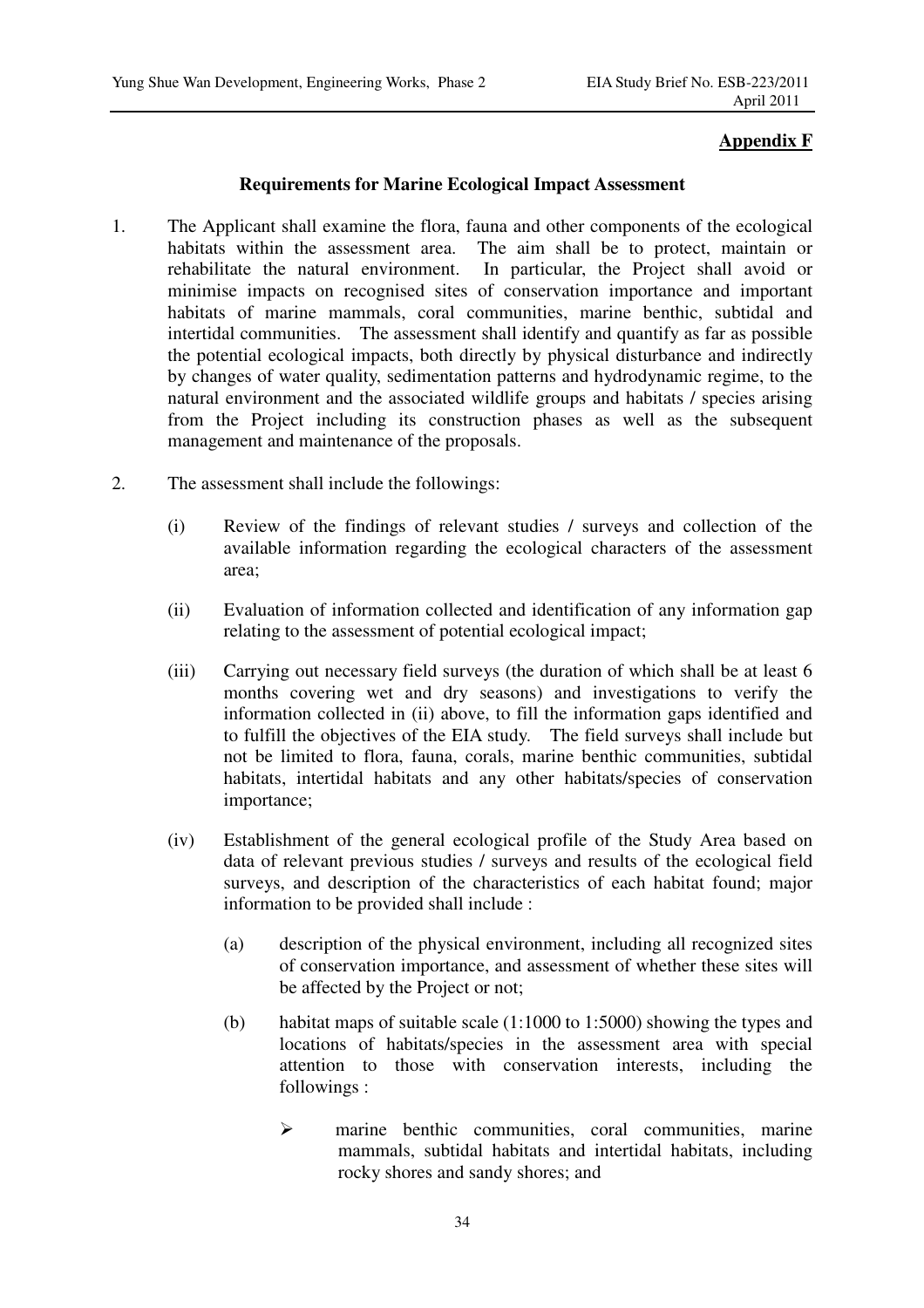**Appendix F**

**Requirements for Marine Ecological Impact Assessment**

1. The Applicant shall examine the flora, fauna and other components of the ecological habitats within the assessment area. The aim shall be to protect, maintain or rehabilitate the natural environment. In particular, the Project shall avoid or minimise impacts on recognised sites of conservation importance and important habitats of marine mammals, coral communities, marine benthic, subtidal and intertidal communities. The assessment shall identify and quantify as far as possible the potential ecological impacts, both directly by physical disturbance and indirectly by changes of water quality, sedimentation patterns and hydrodynamic regime, to the natural environment and the associated wildlife groups and habitats / species arising from the Project including its construction phases as well as the subsequent management and maintenance of the proposals.

2. The assessment shall include the followings:

   (i) Review of the findings of relevant studies / surveys and collection of the available information regarding the ecological characters of the assessment area;

   (ii) Evaluation of information collected and identification of any information gap relating to the assessment of potential ecological impact;

   (iii) Carrying out necessary field surveys (the duration of which shall be at least 6 months covering wet and dry seasons) and investigations to verify the information collected in (ii) above, to fill the information gaps identified and to fulfill the objectives of the EIA study. The field surveys shall include but not be limited to flora, fauna, corals, marine benthic communities, subtidal habitats, intertidal habitats and any other habitats/species of conservation importance;

   (iv) Establishment of the general ecological profile of the Study Area based on data of relevant previous studies / surveys and results of the ecological field surveys, and description of the characteristics of each habitat found; major information to be provided shall include :

      (a) description of the physical environment, including all recognized sites of conservation importance, and assessment of whether these sites will be affected by the Project or not;

      (b) habitat maps of suitable scale (1:1000 to 1:5000) showing the types and locations of habitats/species in the assessment area with special attention to those with conservation interests, including the followings :

         - marine benthic communities, coral communities, marine mammals, subtidal habitats and intertidal habitats, including rocky shores and sandy shores; and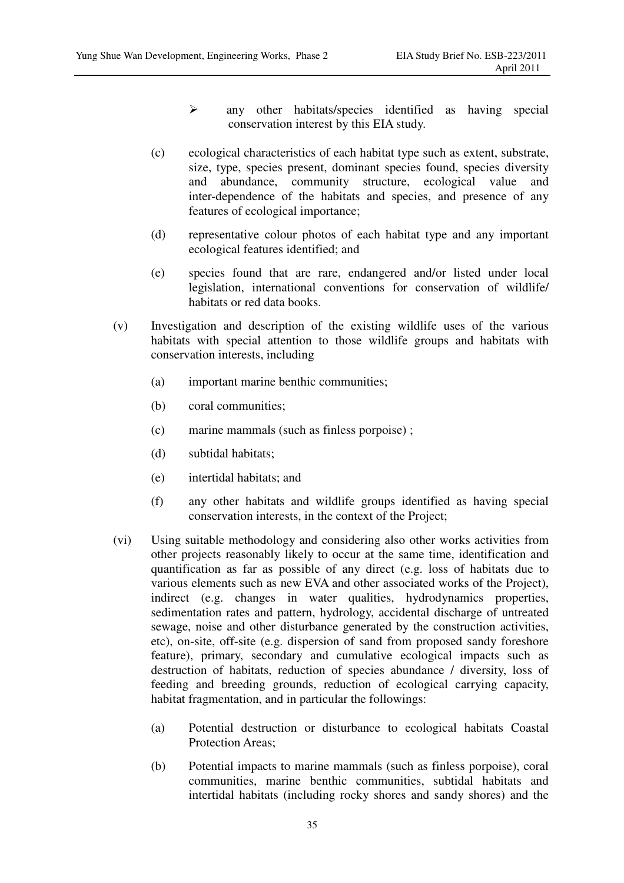- any other habitats/species identified as having special conservation interest by this EIA study.

(c) ecological characteristics of each habitat type such as extent, substrate, size, type, species present, dominant species found, species diversity and abundance, community structure, ecological value and inter-dependence of the habitats and species, and presence of any features of ecological importance;

(d) representative colour photos of each habitat type and any important ecological features identified; and

(e) species found that are rare, endangered and/or listed under local legislation, international conventions for conservation of wildlife/ habitats or red data books.

(v) Investigation and description of the existing wildlife uses of the various habitats with special attention to those wildlife groups and habitats with conservation interests, including

(a) important marine benthic communities;

(b) coral communities;

(c) marine mammals (such as finless porpoise) ;

(d) subtidal habitats;

(e) intertidal habitats; and

(f) any other habitats and wildlife groups identified as having special conservation interests, in the context of the Project;

(vi) Using suitable methodology and considering also other works activities from other projects reasonably likely to occur at the same time, identification and quantification as far as possible of any direct (e.g. loss of habitats due to various elements such as new EVA and other associated works of the Project), indirect (e.g. changes in water qualities, hydrodynamics properties, sedimentation rates and pattern, hydrology, accidental discharge of untreated sewage, noise and other disturbance generated by the construction activities, etc), on-site, off-site (e.g. dispersion of sand from proposed sandy foreshore feature), primary, secondary and cumulative ecological impacts such as destruction of habitats, reduction of species abundance / diversity, loss of feeding and breeding grounds, reduction of ecological carrying capacity, habitat fragmentation, and in particular the followings:

(a) Potential destruction or disturbance to ecological habitats Coastal Protection Areas;

(b) Potential impacts to marine mammals (such as finless porpoise), coral communities, marine benthic communities, subtidal habitats and intertidal habitats (including rocky shores and sandy shores) and the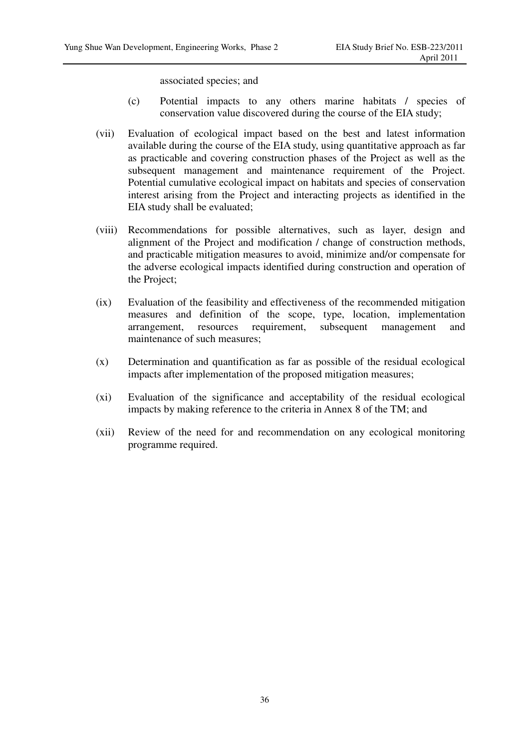associated species; and

(c) Potential impacts to any others marine habitats / species of conservation value discovered during the course of the EIA study;

(vii) Evaluation of ecological impact based on the best and latest information available during the course of the EIA study, using quantitative approach as far as practicable and covering construction phases of the Project as well as the subsequent management and maintenance requirement of the Project. Potential cumulative ecological impact on habitats and species of conservation interest arising from the Project and interacting projects as identified in the EIA study shall be evaluated;

(viii) Recommendations for possible alternatives, such as layer, design and alignment of the Project and modification / change of construction methods, and practicable mitigation measures to avoid, minimize and/or compensate for the adverse ecological impacts identified during construction and operation of the Project;

(ix) Evaluation of the feasibility and effectiveness of the recommended mitigation measures and definition of the scope, type, location, implementation arrangement, resources requirement, subsequent management and maintenance of such measures;

(x) Determination and quantification as far as possible of the residual ecological impacts after implementation of the proposed mitigation measures;

(xi) Evaluation of the significance and acceptability of the residual ecological impacts by making reference to the criteria in Annex 8 of the TM; and

(xii) Review of the need for and recommendation on any ecological monitoring programme required.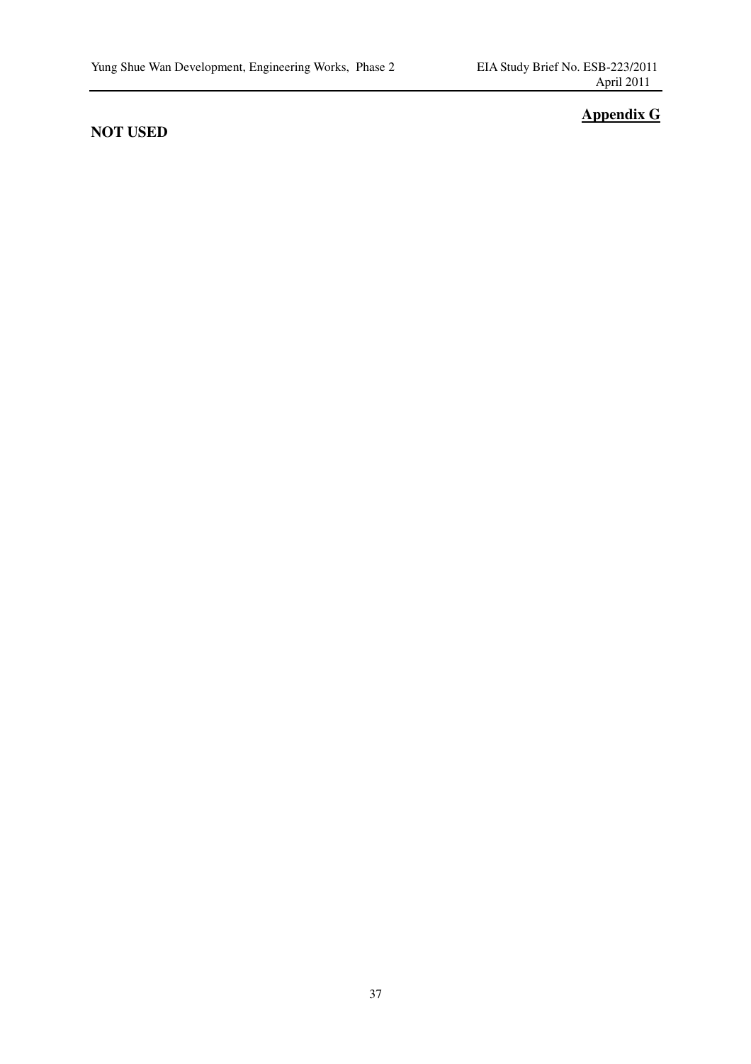**Appendix G**

**NOT USED**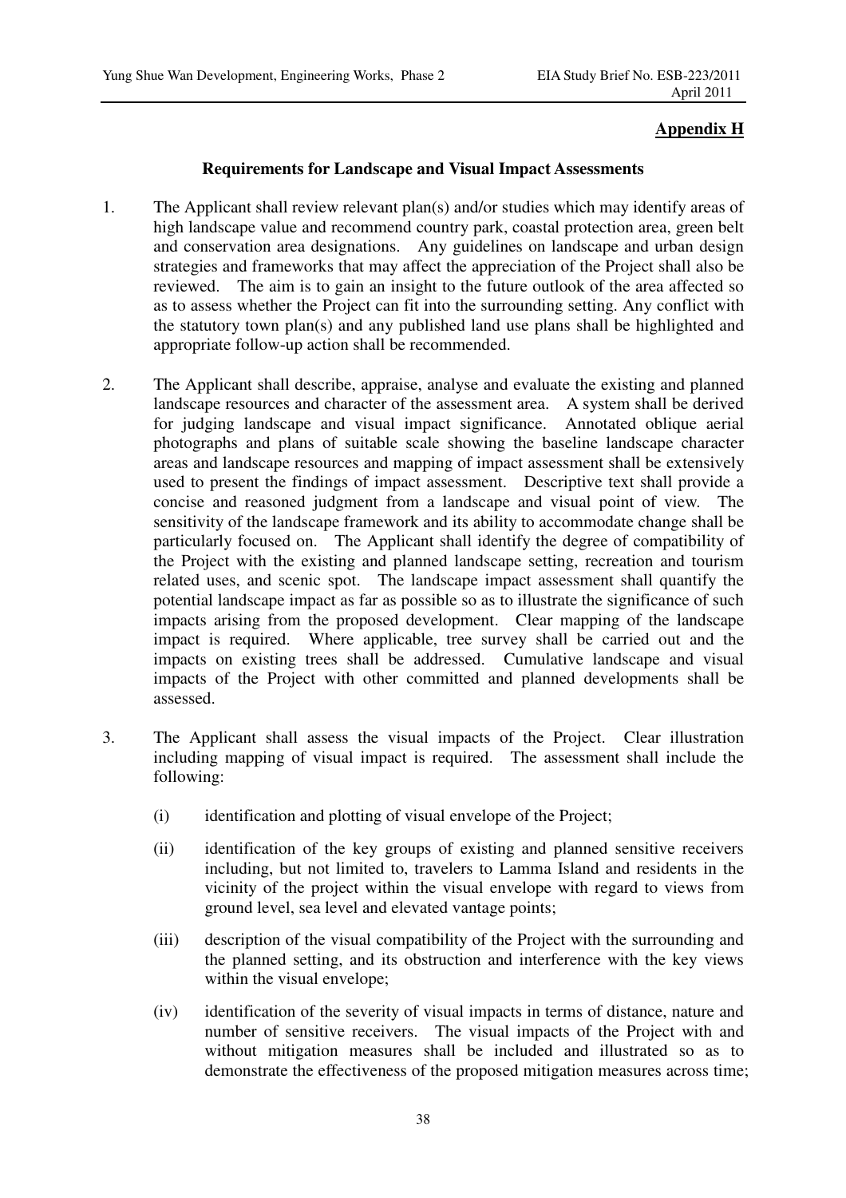## Appendix H

### Requirements for Landscape and Visual Impact Assessments

1. The Applicant shall review relevant plan(s) and/or studies which may identify areas of high landscape value and recommend country park, coastal protection area, green belt and conservation area designations. Any guidelines on landscape and urban design strategies and frameworks that may affect the appreciation of the Project shall also be reviewed. The aim is to gain an insight to the future outlook of the area affected so as to assess whether the Project can fit into the surrounding setting. Any conflict with the statutory town plan(s) and any published land use plans shall be highlighted and appropriate follow-up action shall be recommended.

2. The Applicant shall describe, appraise, analyse and evaluate the existing and planned landscape resources and character of the assessment area. A system shall be derived for judging landscape and visual impact significance. Annotated oblique aerial photographs and plans of suitable scale showing the baseline landscape character areas and landscape resources and mapping of impact assessment shall be extensively used to present the findings of impact assessment. Descriptive text shall provide a concise and reasoned judgment from a landscape and visual point of view. The sensitivity of the landscape framework and its ability to accommodate change shall be particularly focused on. The Applicant shall identify the degree of compatibility of the Project with the existing and planned landscape setting, recreation and tourism related uses, and scenic spot. The landscape impact assessment shall quantify the potential landscape impact as far as possible so as to illustrate the significance of such impacts arising from the proposed development. Clear mapping of the landscape impact is required. Where applicable, tree survey shall be carried out and the impacts on existing trees shall be addressed. Cumulative landscape and visual impacts of the Project with other committed and planned developments shall be assessed.

3. The Applicant shall assess the visual impacts of the Project. Clear illustration including mapping of visual impact is required. The assessment shall include the following:

   (i) identification and plotting of visual envelope of the Project;

   (ii) identification of the key groups of existing and planned sensitive receivers including, but not limited to, travelers to Lamma Island and residents in the vicinity of the project within the visual envelope with regard to views from ground level, sea level and elevated vantage points;

   (iii) description of the visual compatibility of the Project with the surrounding and the planned setting, and its obstruction and interference with the key views within the visual envelope;

   (iv) identification of the severity of visual impacts in terms of distance, nature and number of sensitive receivers. The visual impacts of the Project with and without mitigation measures shall be included and illustrated so as to demonstrate the effectiveness of the proposed mitigation measures across time;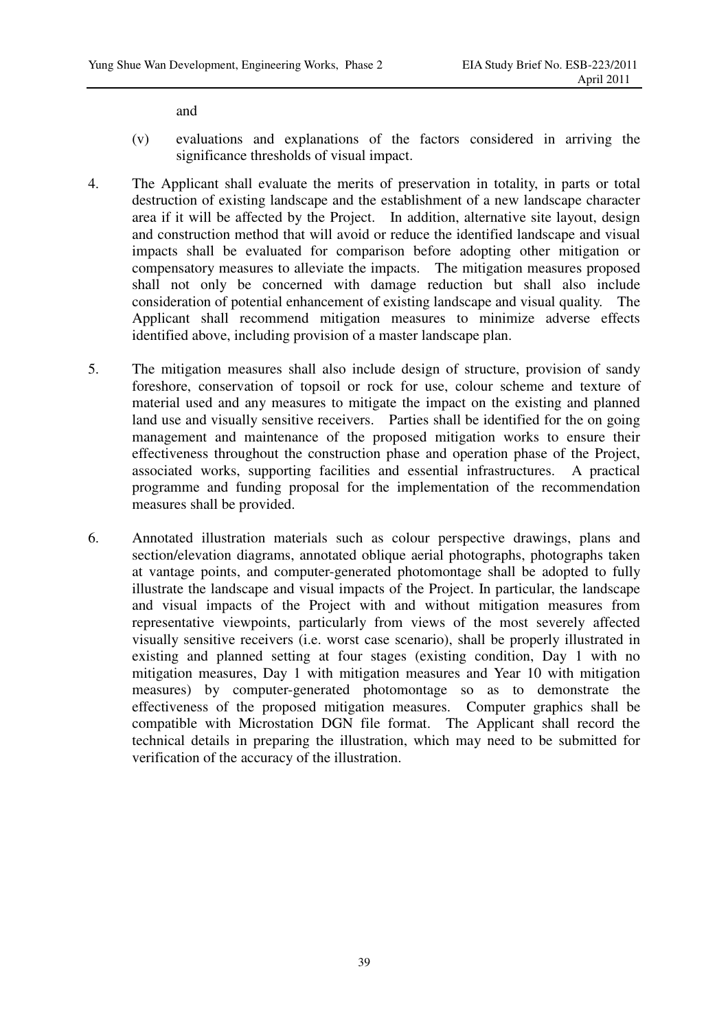and

(v) evaluations and explanations of the factors considered in arriving the significance thresholds of visual impact.

4. The Applicant shall evaluate the merits of preservation in totality, in parts or total destruction of existing landscape and the establishment of a new landscape character area if it will be affected by the Project. In addition, alternative site layout, design and construction method that will avoid or reduce the identified landscape and visual impacts shall be evaluated for comparison before adopting other mitigation or compensatory measures to alleviate the impacts. The mitigation measures proposed shall not only be concerned with damage reduction but shall also include consideration of potential enhancement of existing landscape and visual quality. The Applicant shall recommend mitigation measures to minimize adverse effects identified above, including provision of a master landscape plan.

5. The mitigation measures shall also include design of structure, provision of sandy foreshore, conservation of topsoil or rock for use, colour scheme and texture of material used and any measures to mitigate the impact on the existing and planned land use and visually sensitive receivers. Parties shall be identified for the on going management and maintenance of the proposed mitigation works to ensure their effectiveness throughout the construction phase and operation phase of the Project, associated works, supporting facilities and essential infrastructures. A practical programme and funding proposal for the implementation of the recommendation measures shall be provided.

6. Annotated illustration materials such as colour perspective drawings, plans and section/elevation diagrams, annotated oblique aerial photographs, photographs taken at vantage points, and computer-generated photomontage shall be adopted to fully illustrate the landscape and visual impacts of the Project. In particular, the landscape and visual impacts of the Project with and without mitigation measures from representative viewpoints, particularly from views of the most severely affected visually sensitive receivers (i.e. worst case scenario), shall be properly illustrated in existing and planned setting at four stages (existing condition, Day 1 with no mitigation measures, Day 1 with mitigation measures and Year 10 with mitigation measures) by computer-generated photomontage so as to demonstrate the effectiveness of the proposed mitigation measures. Computer graphics shall be compatible with Microstation DGN file format. The Applicant shall record the technical details in preparing the illustration, which may need to be submitted for verification of the accuracy of the illustration.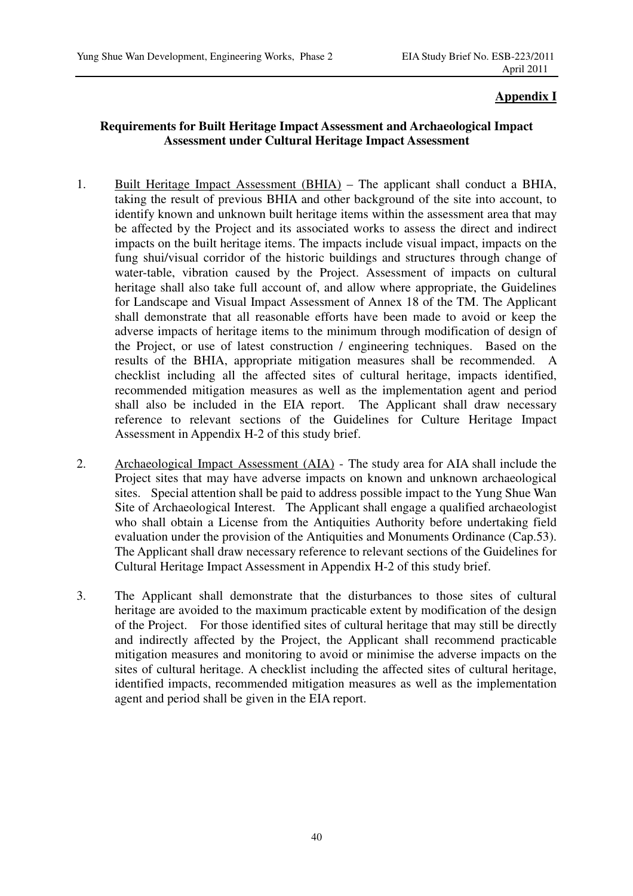**Appendix I**

**Requirements for Built Heritage Impact Assessment and Archaeological Impact Assessment under Cultural Heritage Impact Assessment**

1. Built Heritage Impact Assessment (BHIA) – The applicant shall conduct a BHIA, taking the result of previous BHIA and other background of the site into account, to identify known and unknown built heritage items within the assessment area that may be affected by the Project and its associated works to assess the direct and indirect impacts on the built heritage items. The impacts include visual impact, impacts on the fung shui/visual corridor of the historic buildings and structures through change of water-table, vibration caused by the Project. Assessment of impacts on cultural heritage shall also take full account of, and allow where appropriate, the Guidelines for Landscape and Visual Impact Assessment of Annex 18 of the TM. The Applicant shall demonstrate that all reasonable efforts have been made to avoid or keep the adverse impacts of heritage items to the minimum through modification of design of the Project, or use of latest construction / engineering techniques. Based on the results of the BHIA, appropriate mitigation measures shall be recommended. A checklist including all the affected sites of cultural heritage, impacts identified, recommended mitigation measures as well as the implementation agent and period shall also be included in the EIA report. The Applicant shall draw necessary reference to relevant sections of the Guidelines for Culture Heritage Impact Assessment in Appendix H-2 of this study brief.

2. Archaeological Impact Assessment (AIA) - The study area for AIA shall include the Project sites that may have adverse impacts on known and unknown archaeological sites. Special attention shall be paid to address possible impact to the Yung Shue Wan Site of Archaeological Interest. The Applicant shall engage a qualified archaeologist who shall obtain a License from the Antiquities Authority before undertaking field evaluation under the provision of the Antiquities and Monuments Ordinance (Cap.53). The Applicant shall draw necessary reference to relevant sections of the Guidelines for Cultural Heritage Impact Assessment in Appendix H-2 of this study brief.

3. The Applicant shall demonstrate that the disturbances to those sites of cultural heritage are avoided to the maximum practicable extent by modification of the design of the Project. For those identified sites of cultural heritage that may still be directly and indirectly affected by the Project, the Applicant shall recommend practicable mitigation measures and monitoring to avoid or minimise the adverse impacts on the sites of cultural heritage. A checklist including the affected sites of cultural heritage, identified impacts, recommended mitigation measures as well as the implementation agent and period shall be given in the EIA report.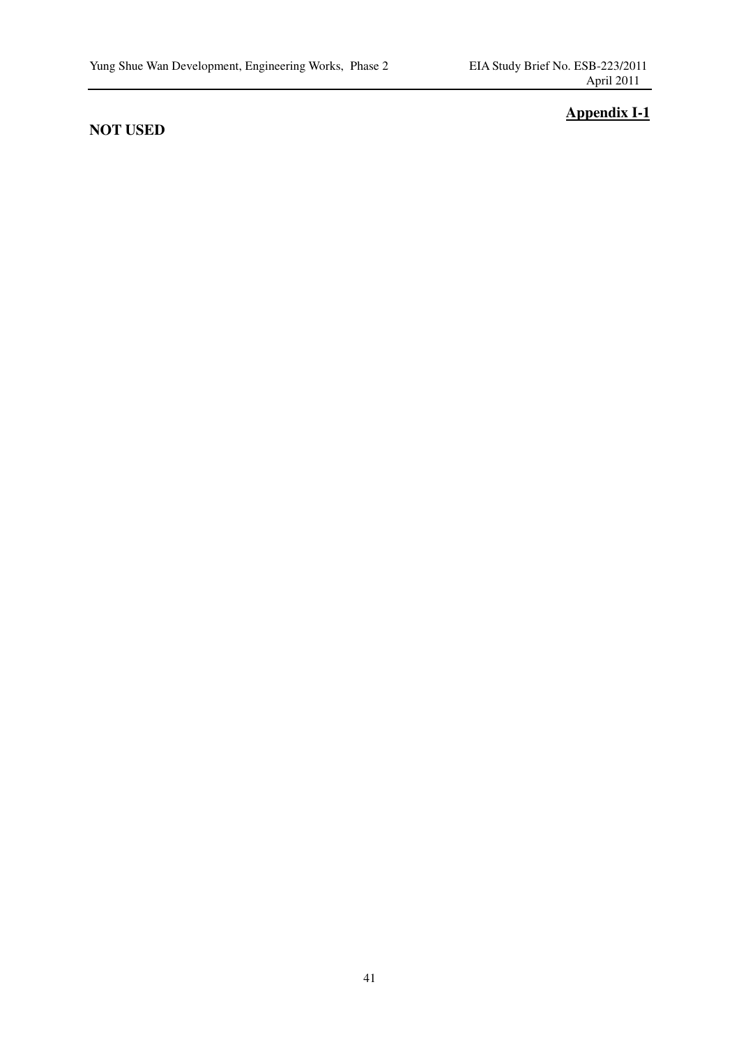**Appendix I-1**

**NOT USED**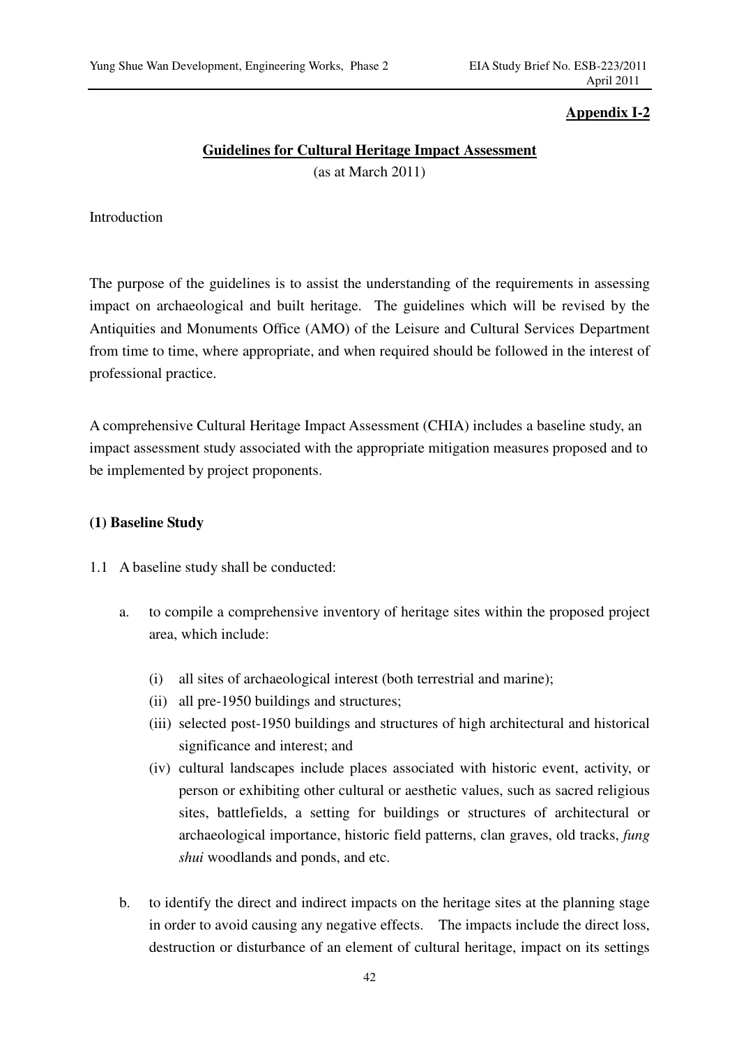**Appendix I-2**

**Guidelines for Cultural Heritage Impact Assessment**

(as at March 2011)

Introduction

The purpose of the guidelines is to assist the understanding of the requirements in assessing impact on archaeological and built heritage. The guidelines which will be revised by the Antiquities and Monuments Office (AMO) of the Leisure and Cultural Services Department from time to time, where appropriate, and when required should be followed in the interest of professional practice.

A comprehensive Cultural Heritage Impact Assessment (CHIA) includes a baseline study, an impact assessment study associated with the appropriate mitigation measures proposed and to be implemented by project proponents.

**(1) Baseline Study**

1.1 A baseline study shall be conducted:

a. to compile a comprehensive inventory of heritage sites within the proposed project area, which include:

   (i) all sites of archaeological interest (both terrestrial and marine);
   (ii) all pre-1950 buildings and structures;
   (iii) selected post-1950 buildings and structures of high architectural and historical significance and interest; and
   (iv) cultural landscapes include places associated with historic event, activity, or person or exhibiting other cultural or aesthetic values, such as sacred religious sites, battlefields, a setting for buildings or structures of architectural or archaeological importance, historic field patterns, clan graves, old tracks, *fung shui* woodlands and ponds, and etc.

b. to identify the direct and indirect impacts on the heritage sites at the planning stage in order to avoid causing any negative effects. The impacts include the direct loss, destruction or disturbance of an element of cultural heritage, impact on its settings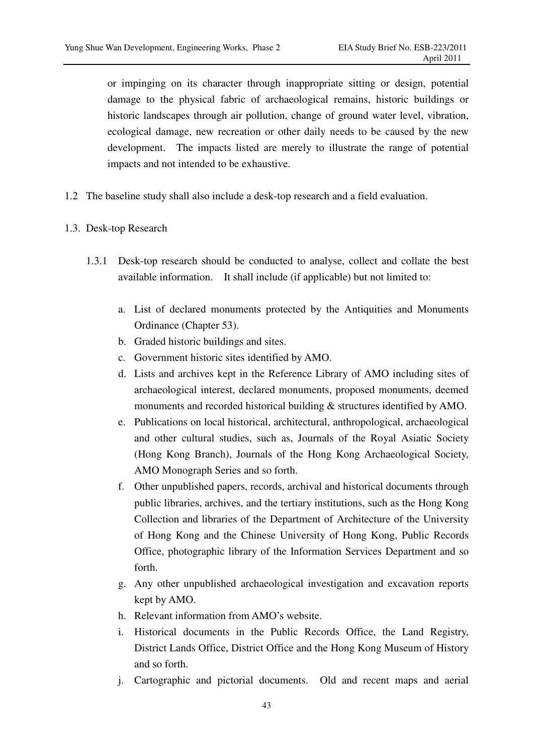or impinging on its character through inappropriate sitting or design, potential damage to the physical fabric of archaeological remains, historic buildings or historic landscapes through air pollution, change of ground water level, vibration, ecological damage, new recreation or other daily needs to be caused by the new development. The impacts listed are merely to illustrate the range of potential impacts and not intended to be exhaustive.

1.2 The baseline study shall also include a desk-top research and a field evaluation.

1.3. Desk-top Research

1.3.1 Desk-top research should be conducted to analyse, collect and collate the best available information. It shall include (if applicable) but not limited to:

a. List of declared monuments protected by the Antiquities and Monuments Ordinance (Chapter 53).
b. Graded historic buildings and sites.
c. Government historic sites identified by AMO.
d. Lists and archives kept in the Reference Library of AMO including sites of archaeological interest, declared monuments, proposed monuments, deemed monuments and recorded historical building & structures identified by AMO.
e. Publications on local historical, architectural, anthropological, archaeological and other cultural studies, such as, Journals of the Royal Asiatic Society (Hong Kong Branch), Journals of the Hong Kong Archaeological Society, AMO Monograph Series and so forth.
f. Other unpublished papers, records, archival and historical documents through public libraries, archives, and the tertiary institutions, such as the Hong Kong Collection and libraries of the Department of Architecture of the University of Hong Kong and the Chinese University of Hong Kong, Public Records Office, photographic library of the Information Services Department and so forth.
g. Any other unpublished archaeological investigation and excavation reports kept by AMO.
h. Relevant information from AMO's website.
i. Historical documents in the Public Records Office, the Land Registry, District Lands Office, District Office and the Hong Kong Museum of History and so forth.
j. Cartographic and pictorial documents. Old and recent maps and aerial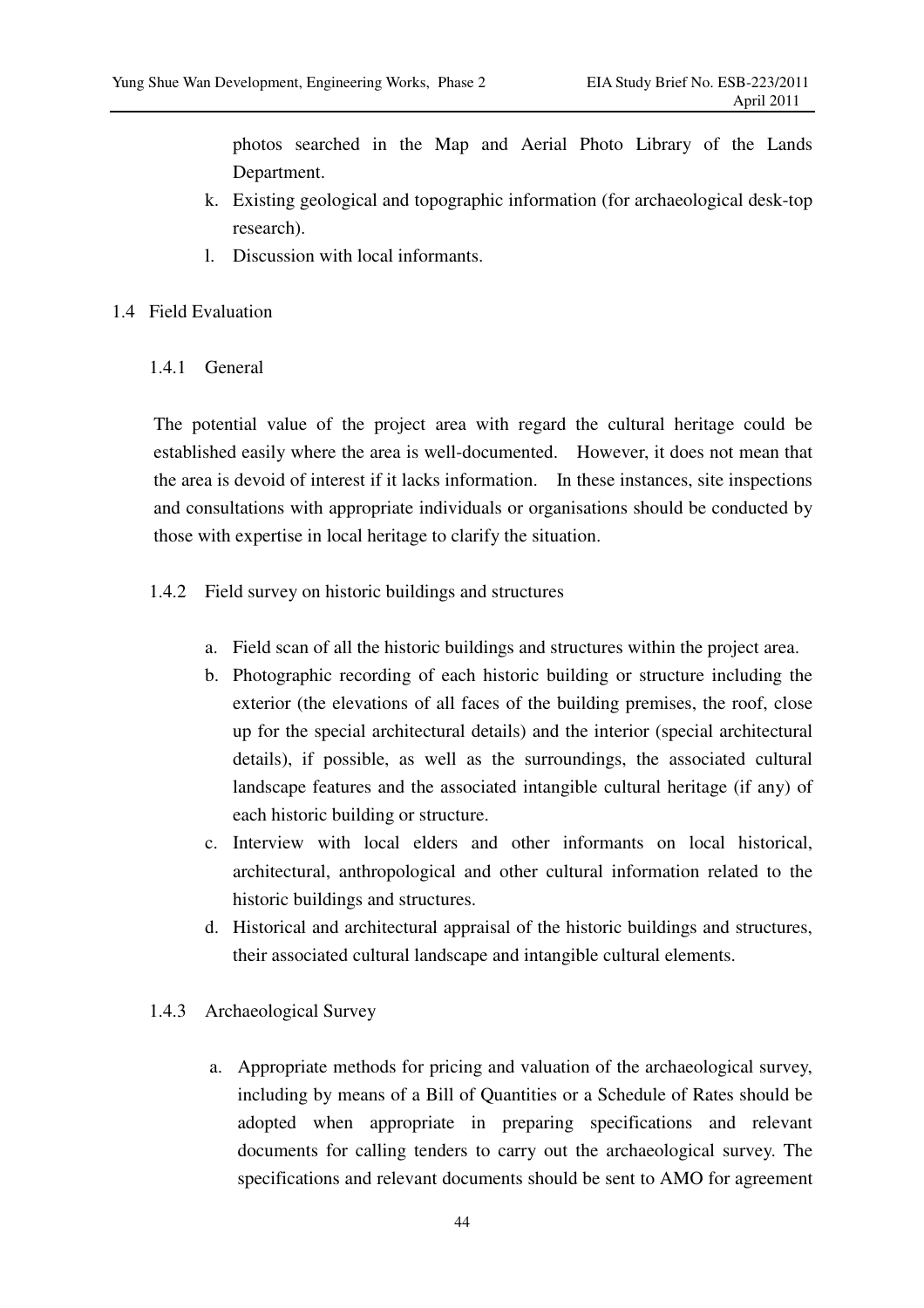photos searched in the Map and Aerial Photo Library of the Lands Department.

k. Existing geological and topographic information (for archaeological desk-top research).
l. Discussion with local informants.

## 1.4 Field Evaluation

### 1.4.1 General

The potential value of the project area with regard the cultural heritage could be established easily where the area is well-documented. However, it does not mean that the area is devoid of interest if it lacks information. In these instances, site inspections and consultations with appropriate individuals or organisations should be conducted by those with expertise in local heritage to clarify the situation.

### 1.4.2 Field survey on historic buildings and structures

a. Field scan of all the historic buildings and structures within the project area.
b. Photographic recording of each historic building or structure including the exterior (the elevations of all faces of the building premises, the roof, close up for the special architectural details) and the interior (special architectural details), if possible, as well as the surroundings, the associated cultural landscape features and the associated intangible cultural heritage (if any) of each historic building or structure.
c. Interview with local elders and other informants on local historical, architectural, anthropological and other cultural information related to the historic buildings and structures.
d. Historical and architectural appraisal of the historic buildings and structures, their associated cultural landscape and intangible cultural elements.

### 1.4.3 Archaeological Survey

a. Appropriate methods for pricing and valuation of the archaeological survey, including by means of a Bill of Quantities or a Schedule of Rates should be adopted when appropriate in preparing specifications and relevant documents for calling tenders to carry out the archaeological survey. The specifications and relevant documents should be sent to AMO for agreement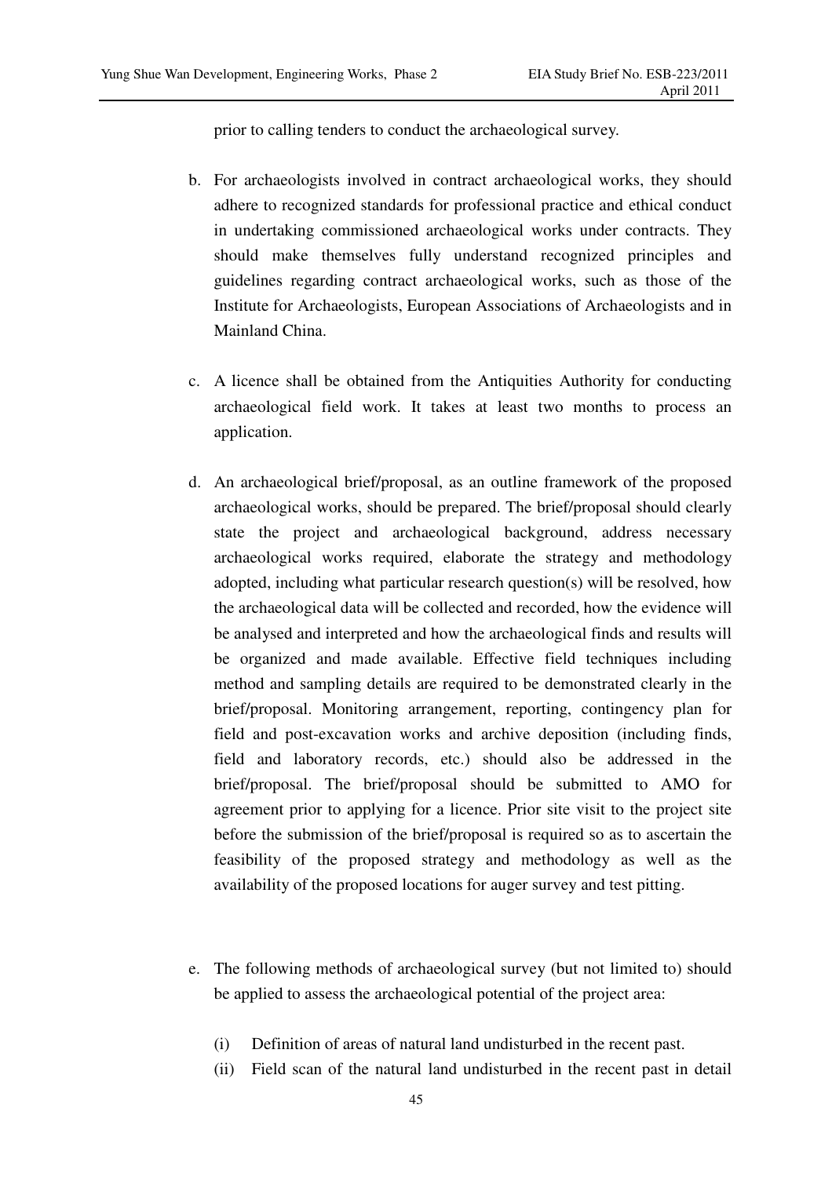prior to calling tenders to conduct the archaeological survey.

b. For archaeologists involved in contract archaeological works, they should adhere to recognized standards for professional practice and ethical conduct in undertaking commissioned archaeological works under contracts. They should make themselves fully understand recognized principles and guidelines regarding contract archaeological works, such as those of the Institute for Archaeologists, European Associations of Archaeologists and in Mainland China.

c. A licence shall be obtained from the Antiquities Authority for conducting archaeological field work. It takes at least two months to process an application.

d. An archaeological brief/proposal, as an outline framework of the proposed archaeological works, should be prepared. The brief/proposal should clearly state the project and archaeological background, address necessary archaeological works required, elaborate the strategy and methodology adopted, including what particular research question(s) will be resolved, how the archaeological data will be collected and recorded, how the evidence will be analysed and interpreted and how the archaeological finds and results will be organized and made available. Effective field techniques including method and sampling details are required to be demonstrated clearly in the brief/proposal. Monitoring arrangement, reporting, contingency plan for field and post-excavation works and archive deposition (including finds, field and laboratory records, etc.) should also be addressed in the brief/proposal. The brief/proposal should be submitted to AMO for agreement prior to applying for a licence. Prior site visit to the project site before the submission of the brief/proposal is required so as to ascertain the feasibility of the proposed strategy and methodology as well as the availability of the proposed locations for auger survey and test pitting.

e. The following methods of archaeological survey (but not limited to) should be applied to assess the archaeological potential of the project area:

   (i) Definition of areas of natural land undisturbed in the recent past.

   (ii) Field scan of the natural land undisturbed in the recent past in detail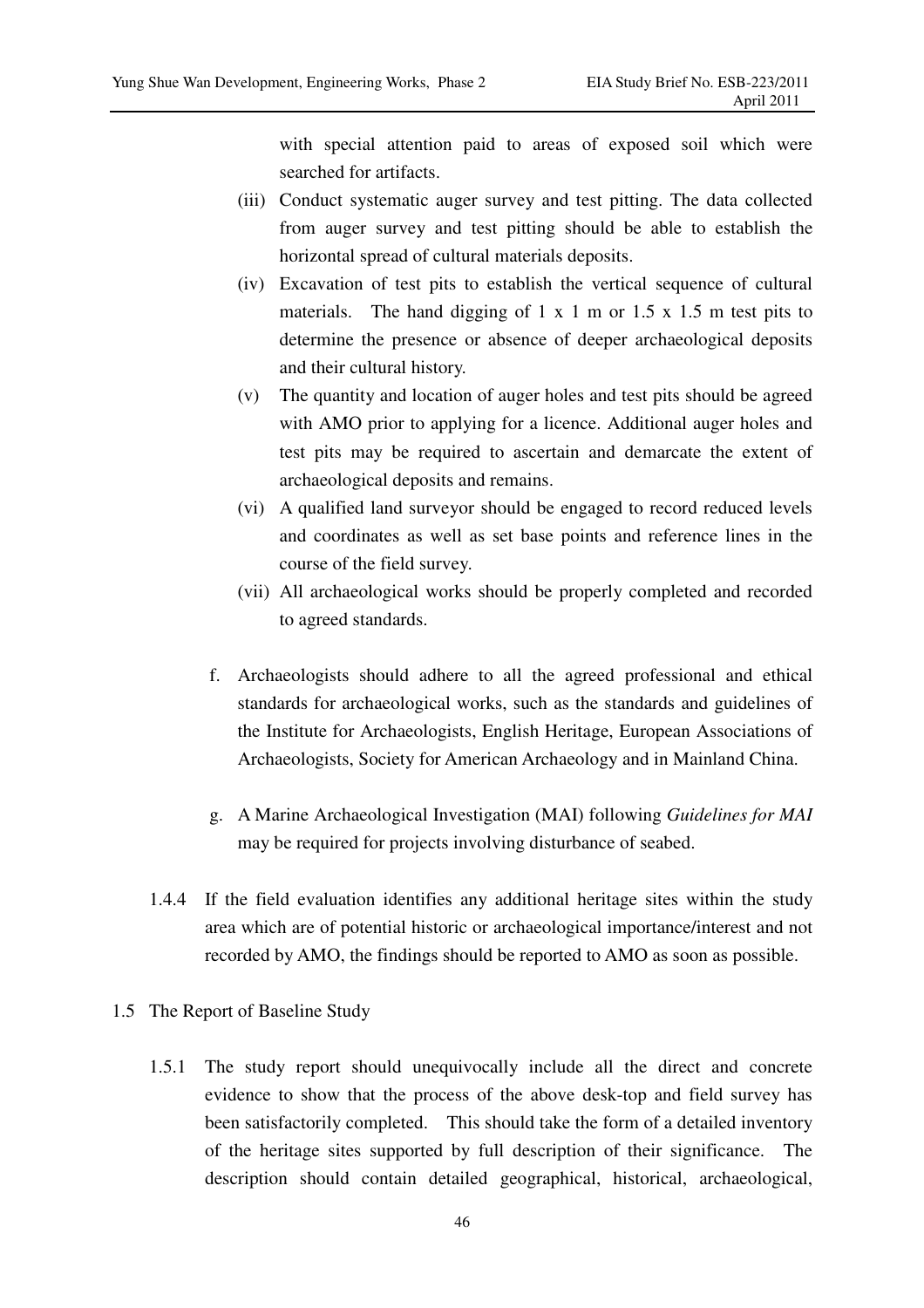with special attention paid to areas of exposed soil which were searched for artifacts.

(iii) Conduct systematic auger survey and test pitting. The data collected from auger survey and test pitting should be able to establish the horizontal spread of cultural materials deposits.

(iv) Excavation of test pits to establish the vertical sequence of cultural materials. The hand digging of 1 x 1 m or 1.5 x 1.5 m test pits to determine the presence or absence of deeper archaeological deposits and their cultural history.

(v) The quantity and location of auger holes and test pits should be agreed with AMO prior to applying for a licence. Additional auger holes and test pits may be required to ascertain and demarcate the extent of archaeological deposits and remains.

(vi) A qualified land surveyor should be engaged to record reduced levels and coordinates as well as set base points and reference lines in the course of the field survey.

(vii) All archaeological works should be properly completed and recorded to agreed standards.

f. Archaeologists should adhere to all the agreed professional and ethical standards for archaeological works, such as the standards and guidelines of the Institute for Archaeologists, English Heritage, European Associations of Archaeologists, Society for American Archaeology and in Mainland China.

g. A Marine Archaeological Investigation (MAI) following *Guidelines for MAI* may be required for projects involving disturbance of seabed.

1.4.4 If the field evaluation identifies any additional heritage sites within the study area which are of potential historic or archaeological importance/interest and not recorded by AMO, the findings should be reported to AMO as soon as possible.

1.5 The Report of Baseline Study

1.5.1 The study report should unequivocally include all the direct and concrete evidence to show that the process of the above desk-top and field survey has been satisfactorily completed. This should take the form of a detailed inventory of the heritage sites supported by full description of their significance. The description should contain detailed geographical, historical, archaeological,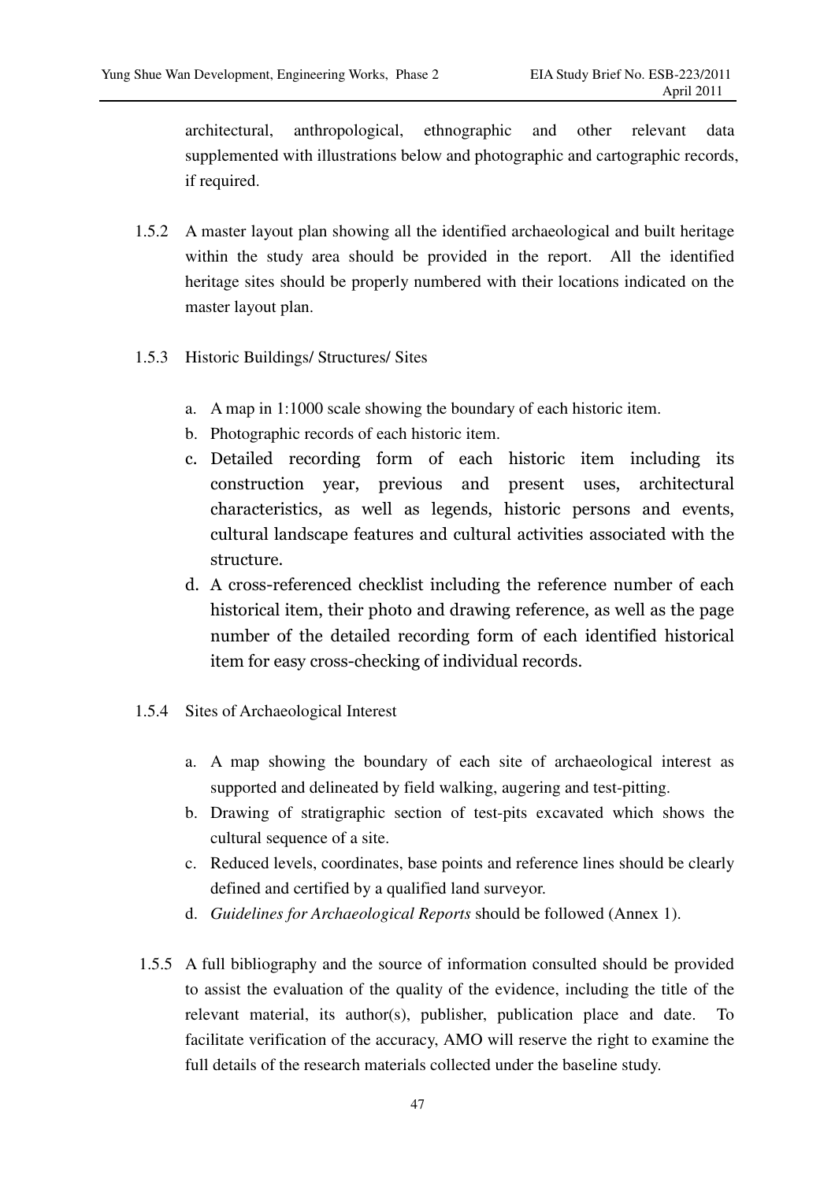architectural, anthropological, ethnographic and other relevant data supplemented with illustrations below and photographic and cartographic records, if required.

1.5.2 A master layout plan showing all the identified archaeological and built heritage within the study area should be provided in the report. All the identified heritage sites should be properly numbered with their locations indicated on the master layout plan.

1.5.3 Historic Buildings/ Structures/ Sites

a. A map in 1:1000 scale showing the boundary of each historic item.
b. Photographic records of each historic item.
c. Detailed recording form of each historic item including its construction year, previous and present uses, architectural characteristics, as well as legends, historic persons and events, cultural landscape features and cultural activities associated with the structure.
d. A cross-referenced checklist including the reference number of each historical item, their photo and drawing reference, as well as the page number of the detailed recording form of each identified historical item for easy cross-checking of individual records.

1.5.4 Sites of Archaeological Interest

a. A map showing the boundary of each site of archaeological interest as supported and delineated by field walking, augering and test-pitting.
b. Drawing of stratigraphic section of test-pits excavated which shows the cultural sequence of a site.
c. Reduced levels, coordinates, base points and reference lines should be clearly defined and certified by a qualified land surveyor.
d. *Guidelines for Archaeological Reports* should be followed (Annex 1).

1.5.5 A full bibliography and the source of information consulted should be provided to assist the evaluation of the quality of the evidence, including the title of the relevant material, its author(s), publisher, publication place and date. To facilitate verification of the accuracy, AMO will reserve the right to examine the full details of the research materials collected under the baseline study.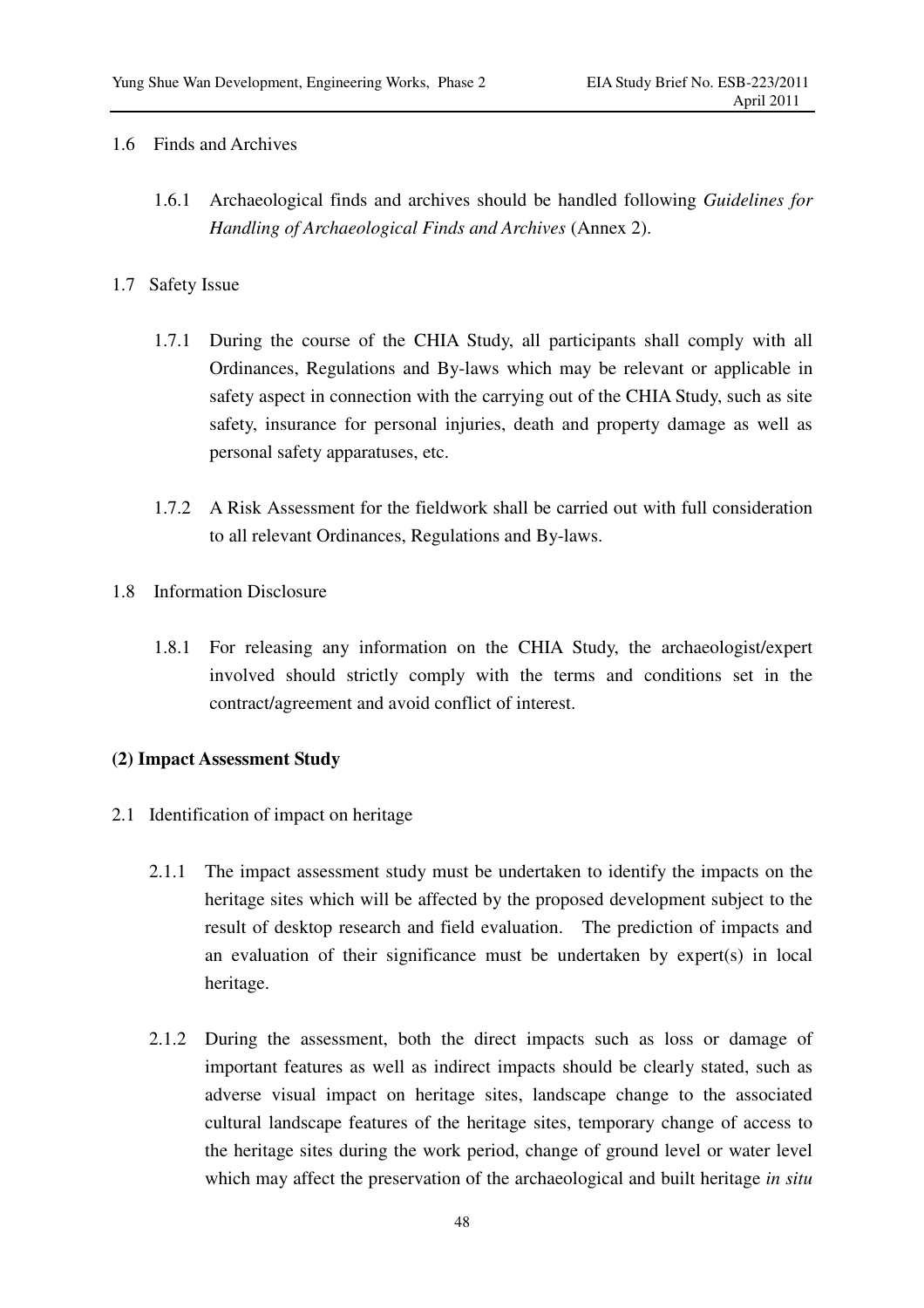1.6 Finds and Archives

1.6.1 Archaeological finds and archives should be handled following *Guidelines for Handling of Archaeological Finds and Archives* (Annex 2).

1.7 Safety Issue

1.7.1 During the course of the CHIA Study, all participants shall comply with all Ordinances, Regulations and By-laws which may be relevant or applicable in safety aspect in connection with the carrying out of the CHIA Study, such as site safety, insurance for personal injuries, death and property damage as well as personal safety apparatuses, etc.

1.7.2 A Risk Assessment for the fieldwork shall be carried out with full consideration to all relevant Ordinances, Regulations and By-laws.

1.8 Information Disclosure

1.8.1 For releasing any information on the CHIA Study, the archaeologist/expert involved should strictly comply with the terms and conditions set in the contract/agreement and avoid conflict of interest.

**(2) Impact Assessment Study**

2.1 Identification of impact on heritage

2.1.1 The impact assessment study must be undertaken to identify the impacts on the heritage sites which will be affected by the proposed development subject to the result of desktop research and field evaluation. The prediction of impacts and an evaluation of their significance must be undertaken by expert(s) in local heritage.

2.1.2 During the assessment, both the direct impacts such as loss or damage of important features as well as indirect impacts should be clearly stated, such as adverse visual impact on heritage sites, landscape change to the associated cultural landscape features of the heritage sites, temporary change of access to the heritage sites during the work period, change of ground level or water level which may affect the preservation of the archaeological and built heritage *in situ*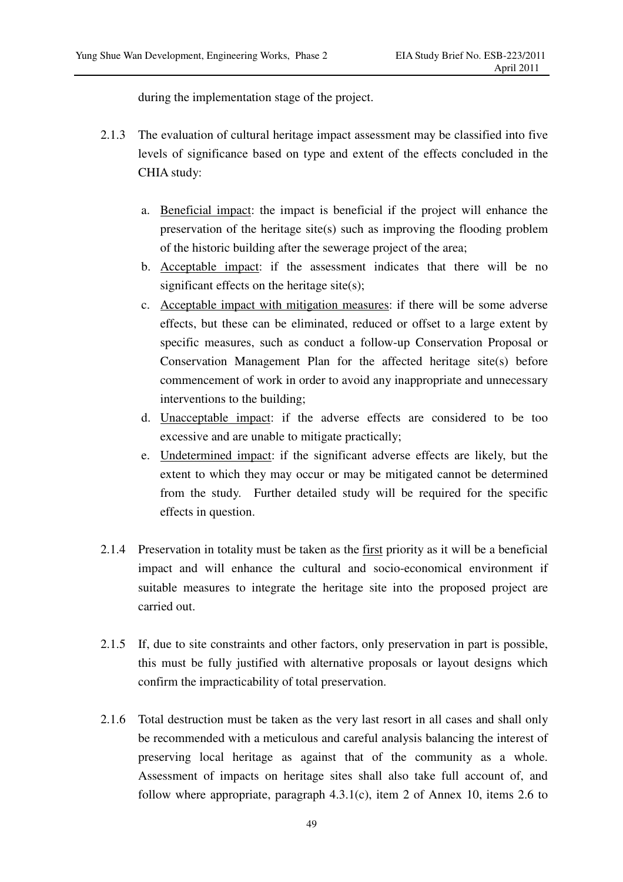during the implementation stage of the project.

2.1.3 The evaluation of cultural heritage impact assessment may be classified into five levels of significance based on type and extent of the effects concluded in the CHIA study:

a. Beneficial impact: the impact is beneficial if the project will enhance the preservation of the heritage site(s) such as improving the flooding problem of the historic building after the sewerage project of the area;
b. Acceptable impact: if the assessment indicates that there will be no significant effects on the heritage site(s);
c. Acceptable impact with mitigation measures: if there will be some adverse effects, but these can be eliminated, reduced or offset to a large extent by specific measures, such as conduct a follow-up Conservation Proposal or Conservation Management Plan for the affected heritage site(s) before commencement of work in order to avoid any inappropriate and unnecessary interventions to the building;
d. Unacceptable impact: if the adverse effects are considered to be too excessive and are unable to mitigate practically;
e. Undetermined impact: if the significant adverse effects are likely, but the extent to which they may occur or may be mitigated cannot be determined from the study. Further detailed study will be required for the specific effects in question.

2.1.4 Preservation in totality must be taken as the first priority as it will be a beneficial impact and will enhance the cultural and socio-economical environment if suitable measures to integrate the heritage site into the proposed project are carried out.

2.1.5 If, due to site constraints and other factors, only preservation in part is possible, this must be fully justified with alternative proposals or layout designs which confirm the impracticability of total preservation.

2.1.6 Total destruction must be taken as the very last resort in all cases and shall only be recommended with a meticulous and careful analysis balancing the interest of preserving local heritage as against that of the community as a whole. Assessment of impacts on heritage sites shall also take full account of, and follow where appropriate, paragraph 4.3.1(c), item 2 of Annex 10, items 2.6 to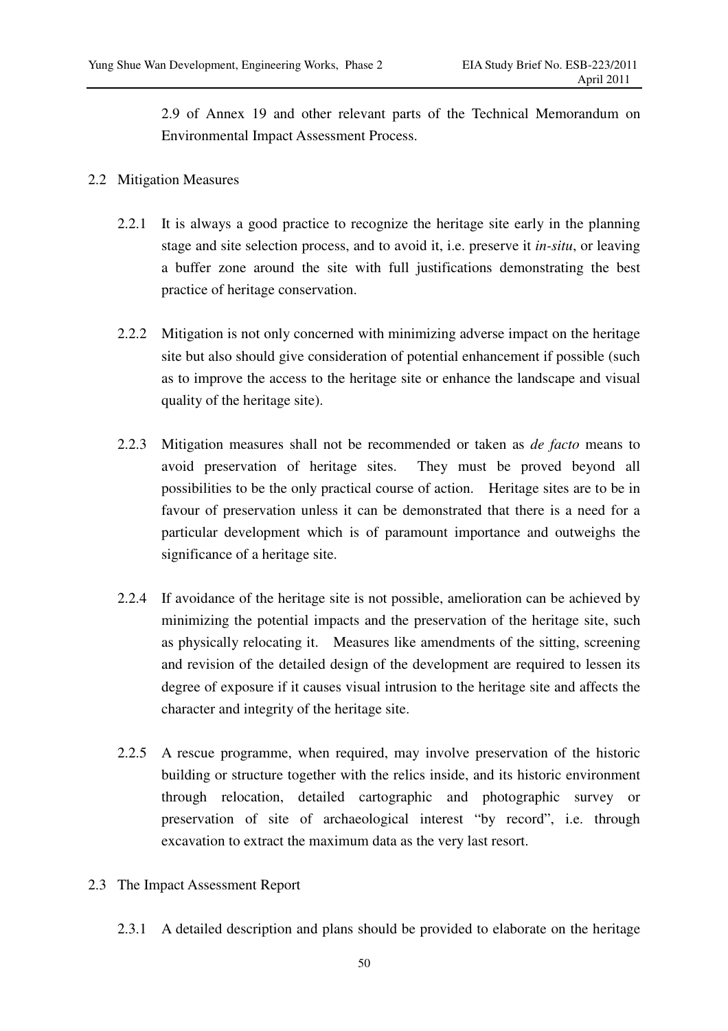2.9 of Annex 19 and other relevant parts of the Technical Memorandum on Environmental Impact Assessment Process.

## 2.2 Mitigation Measures

2.2.1 It is always a good practice to recognize the heritage site early in the planning stage and site selection process, and to avoid it, i.e. preserve it *in-situ*, or leaving a buffer zone around the site with full justifications demonstrating the best practice of heritage conservation.

2.2.2 Mitigation is not only concerned with minimizing adverse impact on the heritage site but also should give consideration of potential enhancement if possible (such as to improve the access to the heritage site or enhance the landscape and visual quality of the heritage site).

2.2.3 Mitigation measures shall not be recommended or taken as *de facto* means to avoid preservation of heritage sites. They must be proved beyond all possibilities to be the only practical course of action. Heritage sites are to be in favour of preservation unless it can be demonstrated that there is a need for a particular development which is of paramount importance and outweighs the significance of a heritage site.

2.2.4 If avoidance of the heritage site is not possible, amelioration can be achieved by minimizing the potential impacts and the preservation of the heritage site, such as physically relocating it. Measures like amendments of the sitting, screening and revision of the detailed design of the development are required to lessen its degree of exposure if it causes visual intrusion to the heritage site and affects the character and integrity of the heritage site.

2.2.5 A rescue programme, when required, may involve preservation of the historic building or structure together with the relics inside, and its historic environment through relocation, detailed cartographic and photographic survey or preservation of site of archaeological interest "by record", i.e. through excavation to extract the maximum data as the very last resort.

## 2.3 The Impact Assessment Report

2.3.1 A detailed description and plans should be provided to elaborate on the heritage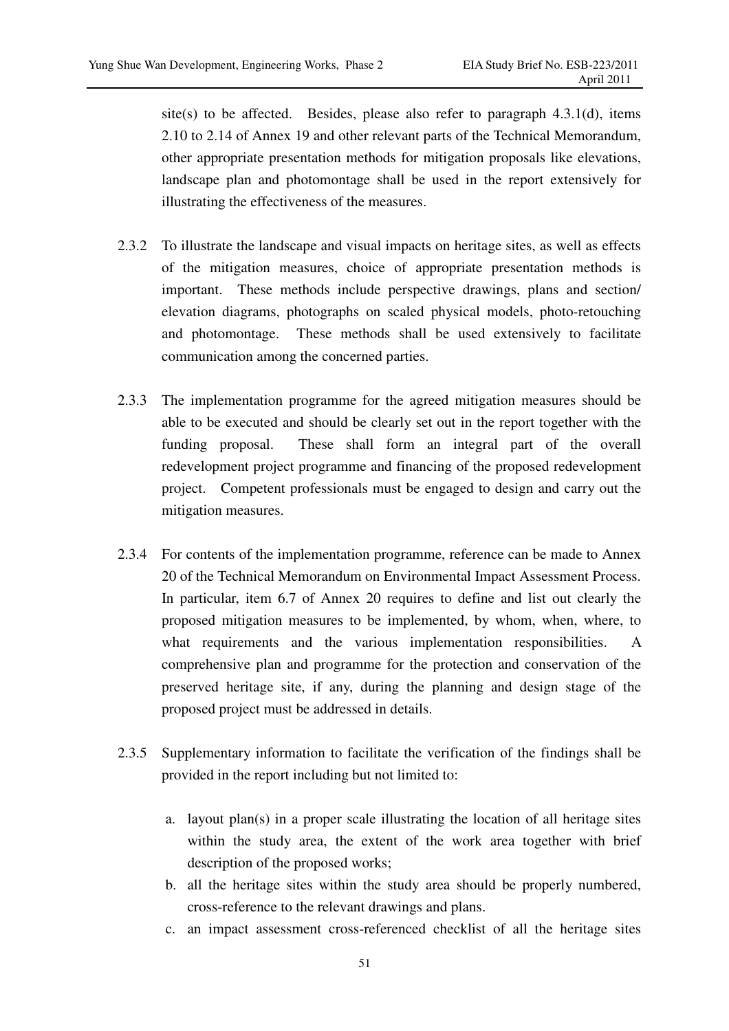site(s) to be affected. Besides, please also refer to paragraph 4.3.1(d), items 2.10 to 2.14 of Annex 19 and other relevant parts of the Technical Memorandum, other appropriate presentation methods for mitigation proposals like elevations, landscape plan and photomontage shall be used in the report extensively for illustrating the effectiveness of the measures.

2.3.2 To illustrate the landscape and visual impacts on heritage sites, as well as effects of the mitigation measures, choice of appropriate presentation methods is important. These methods include perspective drawings, plans and section/ elevation diagrams, photographs on scaled physical models, photo-retouching and photomontage. These methods shall be used extensively to facilitate communication among the concerned parties.

2.3.3 The implementation programme for the agreed mitigation measures should be able to be executed and should be clearly set out in the report together with the funding proposal. These shall form an integral part of the overall redevelopment project programme and financing of the proposed redevelopment project. Competent professionals must be engaged to design and carry out the mitigation measures.

2.3.4 For contents of the implementation programme, reference can be made to Annex 20 of the Technical Memorandum on Environmental Impact Assessment Process. In particular, item 6.7 of Annex 20 requires to define and list out clearly the proposed mitigation measures to be implemented, by whom, when, where, to what requirements and the various implementation responsibilities. A comprehensive plan and programme for the protection and conservation of the preserved heritage site, if any, during the planning and design stage of the proposed project must be addressed in details.

2.3.5 Supplementary information to facilitate the verification of the findings shall be provided in the report including but not limited to:

a. layout plan(s) in a proper scale illustrating the location of all heritage sites within the study area, the extent of the work area together with brief description of the proposed works;
b. all the heritage sites within the study area should be properly numbered, cross-reference to the relevant drawings and plans.
c. an impact assessment cross-referenced checklist of all the heritage sites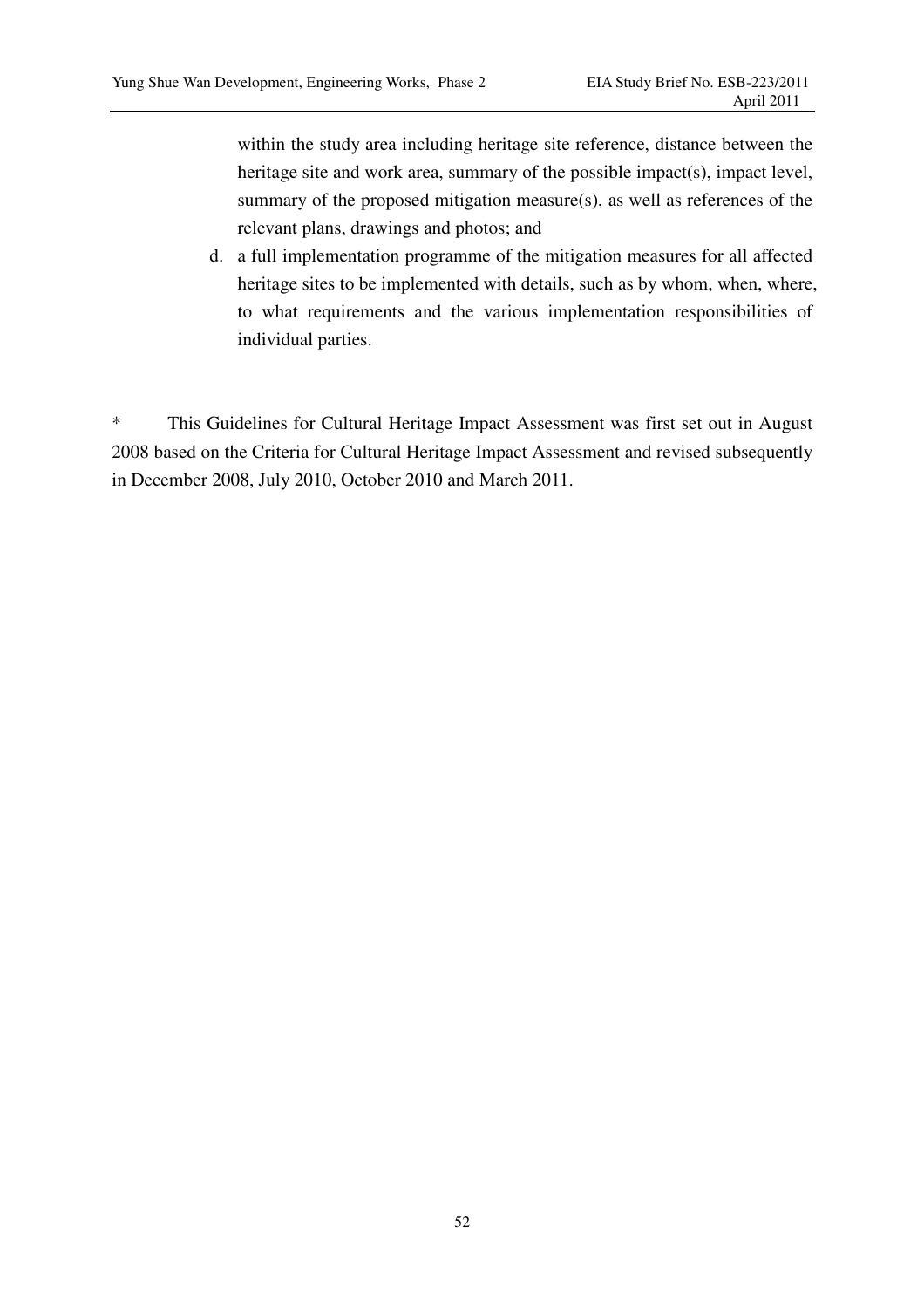within the study area including heritage site reference, distance between the heritage site and work area, summary of the possible impact(s), impact level, summary of the proposed mitigation measure(s), as well as references of the relevant plans, drawings and photos; and

d. a full implementation programme of the mitigation measures for all affected heritage sites to be implemented with details, such as by whom, when, where, to what requirements and the various implementation responsibilities of individual parties.

* This Guidelines for Cultural Heritage Impact Assessment was first set out in August 2008 based on the Criteria for Cultural Heritage Impact Assessment and revised subsequently in December 2008, July 2010, October 2010 and March 2011.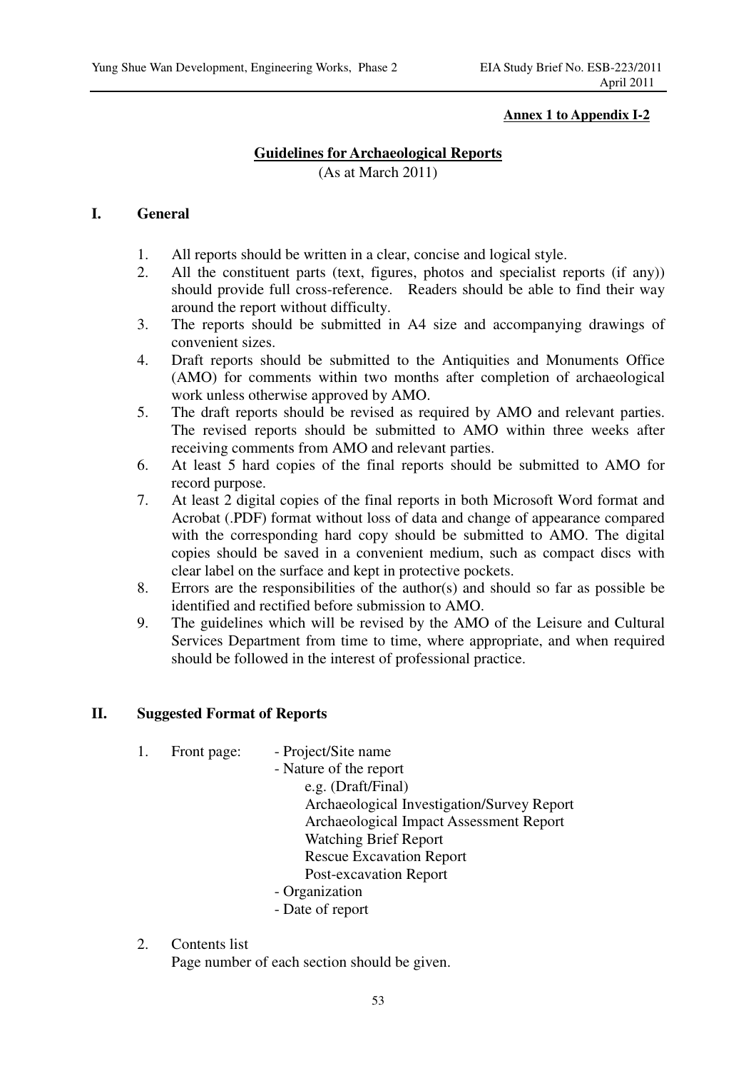**Annex 1 to Appendix I-2**

## Guidelines for Archaeological Reports

(As at March 2011)

### I. General

1. All reports should be written in a clear, concise and logical style.
2. All the constituent parts (text, figures, photos and specialist reports (if any)) should provide full cross-reference. Readers should be able to find their way around the report without difficulty.
3. The reports should be submitted in A4 size and accompanying drawings of convenient sizes.
4. Draft reports should be submitted to the Antiquities and Monuments Office (AMO) for comments within two months after completion of archaeological work unless otherwise approved by AMO.
5. The draft reports should be revised as required by AMO and relevant parties. The revised reports should be submitted to AMO within three weeks after receiving comments from AMO and relevant parties.
6. At least 5 hard copies of the final reports should be submitted to AMO for record purpose.
7. At least 2 digital copies of the final reports in both Microsoft Word format and Acrobat (.PDF) format without loss of data and change of appearance compared with the corresponding hard copy should be submitted to AMO. The digital copies should be saved in a convenient medium, such as compact discs with clear label on the surface and kept in protective pockets.
8. Errors are the responsibilities of the author(s) and should so far as possible be identified and rectified before submission to AMO.
9. The guidelines which will be revised by the AMO of the Leisure and Cultural Services Department from time to time, where appropriate, and when required should be followed in the interest of professional practice.

### II. Suggested Format of Reports

1. Front page:
   - Project/Site name
   - Nature of the report
     - e.g. (Draft/Final)
     - Archaeological Investigation/Survey Report
     - Archaeological Impact Assessment Report
     - Watching Brief Report
     - Rescue Excavation Report
     - Post-excavation Report
   - Organization
   - Date of report
2. Contents list

   Page number of each section should be given.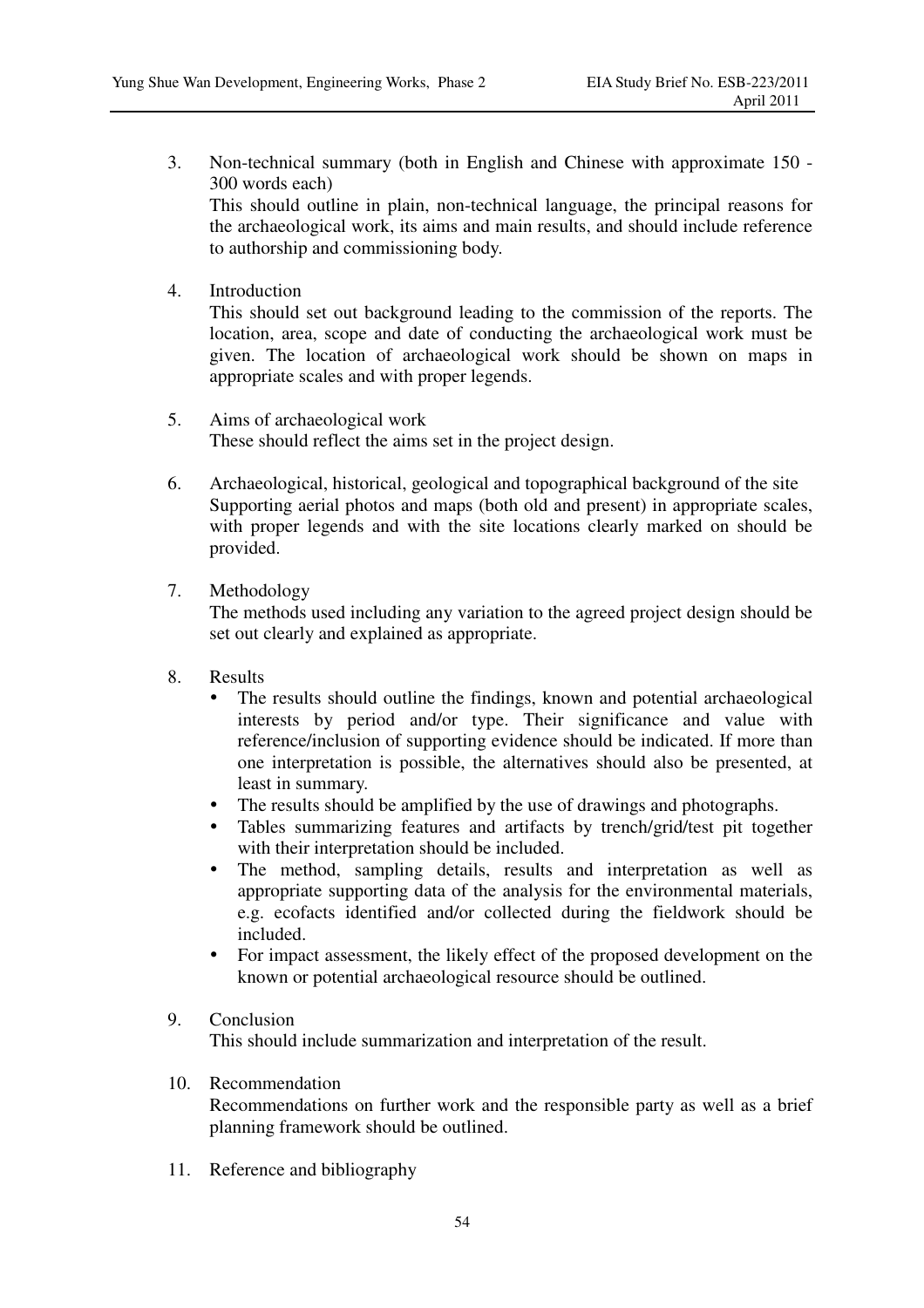3. Non-technical summary (both in English and Chinese with approximate 150 - 300 words each)
   This should outline in plain, non-technical language, the principal reasons for the archaeological work, its aims and main results, and should include reference to authorship and commissioning body.

4. Introduction
   This should set out background leading to the commission of the reports. The location, area, scope and date of conducting the archaeological work must be given. The location of archaeological work should be shown on maps in appropriate scales and with proper legends.

5. Aims of archaeological work
   These should reflect the aims set in the project design.

6. Archaeological, historical, geological and topographical background of the site
   Supporting aerial photos and maps (both old and present) in appropriate scales, with proper legends and with the site locations clearly marked on should be provided.

7. Methodology
   The methods used including any variation to the agreed project design should be set out clearly and explained as appropriate.

8. Results
   - The results should outline the findings, known and potential archaeological interests by period and/or type. Their significance and value with reference/inclusion of supporting evidence should be indicated. If more than one interpretation is possible, the alternatives should also be presented, at least in summary.
   - The results should be amplified by the use of drawings and photographs.
   - Tables summarizing features and artifacts by trench/grid/test pit together with their interpretation should be included.
   - The method, sampling details, results and interpretation as well as appropriate supporting data of the analysis for the environmental materials, e.g. ecofacts identified and/or collected during the fieldwork should be included.
   - For impact assessment, the likely effect of the proposed development on the known or potential archaeological resource should be outlined.

9. Conclusion
   This should include summarization and interpretation of the result.

10. Recommendation
    Recommendations on further work and the responsible party as well as a brief planning framework should be outlined.

11. Reference and bibliography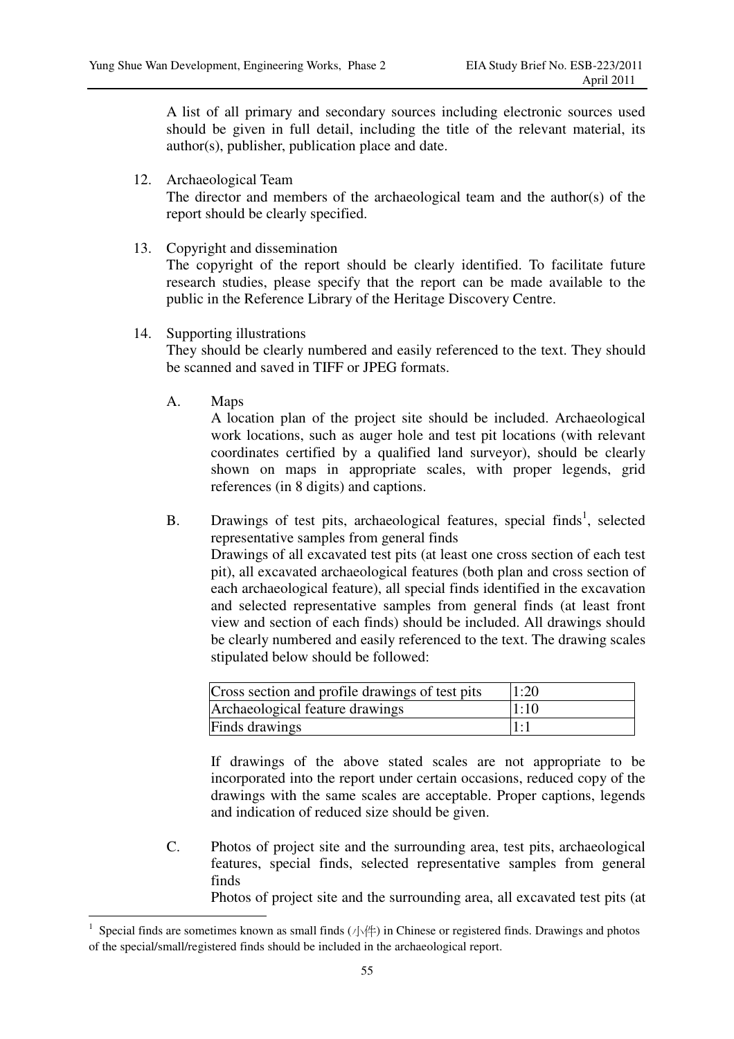A list of all primary and secondary sources including electronic sources used should be given in full detail, including the title of the relevant material, its author(s), publisher, publication place and date.

12. Archaeological Team
    The director and members of the archaeological team and the author(s) of the report should be clearly specified.

13. Copyright and dissemination
    The copyright of the report should be clearly identified. To facilitate future research studies, please specify that the report can be made available to the public in the Reference Library of the Heritage Discovery Centre.

14. Supporting illustrations
    They should be clearly numbered and easily referenced to the text. They should be scanned and saved in TIFF or JPEG formats.

    A. Maps
       A location plan of the project site should be included. Archaeological work locations, such as auger hole and test pit locations (with relevant coordinates certified by a qualified land surveyor), should be clearly shown on maps in appropriate scales, with proper legends, grid references (in 8 digits) and captions.

    B. Drawings of test pits, archaeological features, special finds[1], selected representative samples from general finds
       Drawings of all excavated test pits (at least one cross section of each test pit), all excavated archaeological features (both plan and cross section of each archaeological feature), all special finds identified in the excavation and selected representative samples from general finds (at least front view and section of each finds) should be included. All drawings should be clearly numbered and easily referenced to the text. The drawing scales stipulated below should be followed:

| Cross section and profile drawings of test pits | 1:20 |
|---|---|
| Archaeological feature drawings | 1:10 |
| Finds drawings | 1:1 |

       If drawings of the above stated scales are not appropriate to be incorporated into the report under certain occasions, reduced copy of the drawings with the same scales are acceptable. Proper captions, legends and indication of reduced size should be given.

    C. Photos of project site and the surrounding area, test pits, archaeological features, special finds, selected representative samples from general finds
       Photos of project site and the surrounding area, all excavated test pits (at

[1] Special finds are sometimes known as small finds (小件) in Chinese or registered finds. Drawings and photos of the special/small/registered finds should be included in the archaeological report.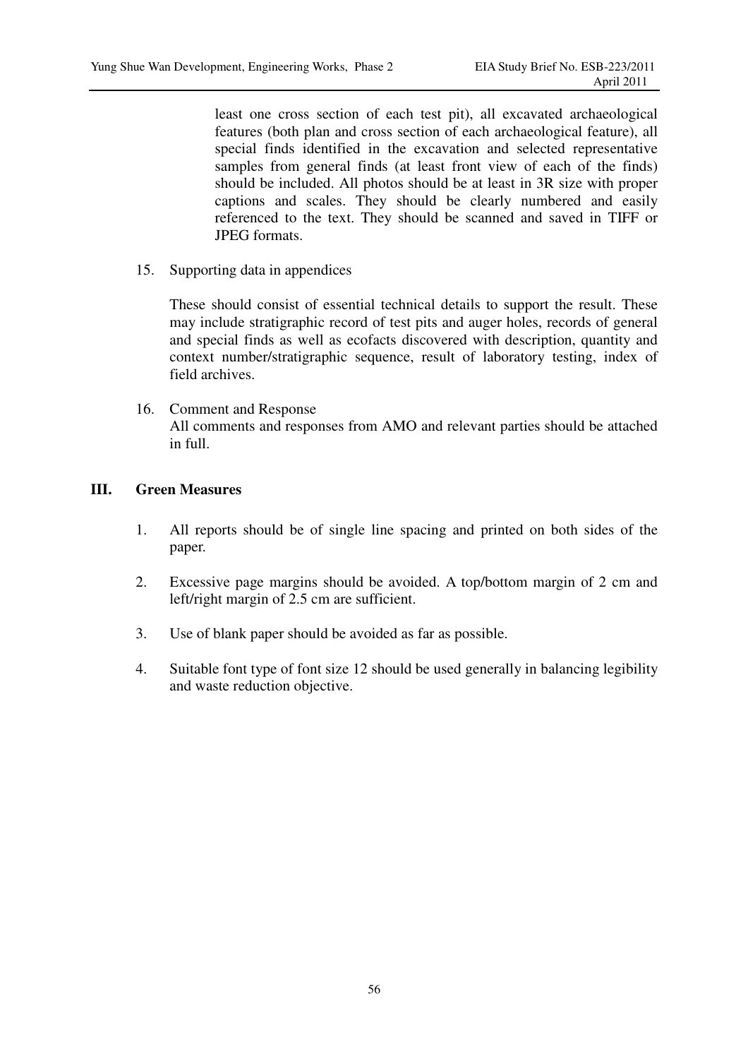least one cross section of each test pit), all excavated archaeological features (both plan and cross section of each archaeological feature), all special finds identified in the excavation and selected representative samples from general finds (at least front view of each of the finds) should be included. All photos should be at least in 3R size with proper captions and scales. They should be clearly numbered and easily referenced to the text. They should be scanned and saved in TIFF or JPEG formats.

15. Supporting data in appendices

    These should consist of essential technical details to support the result. These may include stratigraphic record of test pits and auger holes, records of general and special finds as well as ecofacts discovered with description, quantity and context number/stratigraphic sequence, result of laboratory testing, index of field archives.

16. Comment and Response
    All comments and responses from AMO and relevant parties should be attached in full.

## III. Green Measures

1. All reports should be of single line spacing and printed on both sides of the paper.

2. Excessive page margins should be avoided. A top/bottom margin of 2 cm and left/right margin of 2.5 cm are sufficient.

3. Use of blank paper should be avoided as far as possible.

4. Suitable font type of font size 12 should be used generally in balancing legibility and waste reduction objective.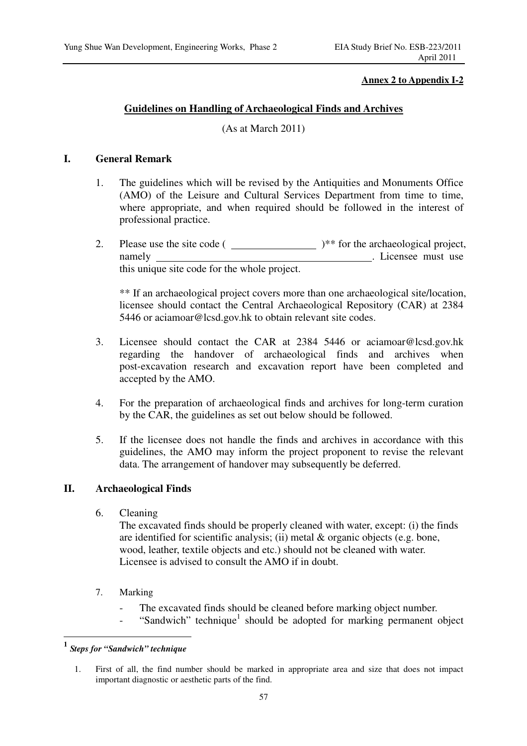**Annex 2 to Appendix I-2**

## Guidelines on Handling of Archaeological Finds and Archives

(As at March 2011)

### I. General Remark

1. The guidelines which will be revised by the Antiquities and Monuments Office (AMO) of the Leisure and Cultural Services Department from time to time, where appropriate, and when required should be followed in the interest of professional practice.

2. Please use the site code ( ________________ )** for the archaeological project, namely __________________________________________. Licensee must use this unique site code for the whole project.

   ** If an archaeological project covers more than one archaeological site/location, licensee should contact the Central Archaeological Repository (CAR) at 2384 5446 or aciamoar@lcsd.gov.hk to obtain relevant site codes.

3. Licensee should contact the CAR at 2384 5446 or aciamoar@lcsd.gov.hk regarding the handover of archaeological finds and archives when post-excavation research and excavation report have been completed and accepted by the AMO.

4. For the preparation of archaeological finds and archives for long-term curation by the CAR, the guidelines as set out below should be followed.

5. If the licensee does not handle the finds and archives in accordance with this guidelines, the AMO may inform the project proponent to revise the relevant data. The arrangement of handover may subsequently be deferred.

### II. Archaeological Finds

6. Cleaning

   The excavated finds should be properly cleaned with water, except: (i) the finds are identified for scientific analysis; (ii) metal & organic objects (e.g. bone, wood, leather, textile objects and etc.) should not be cleaned with water. Licensee is advised to consult the AMO if in doubt.

7. Marking

   - The excavated finds should be cleaned before marking object number.
   - "Sandwich" technique[1] should be adopted for marking permanent object

---

[1] ***Steps for "Sandwich" technique***

1. First of all, the find number should be marked in appropriate area and size that does not impact important diagnostic or aesthetic parts of the find.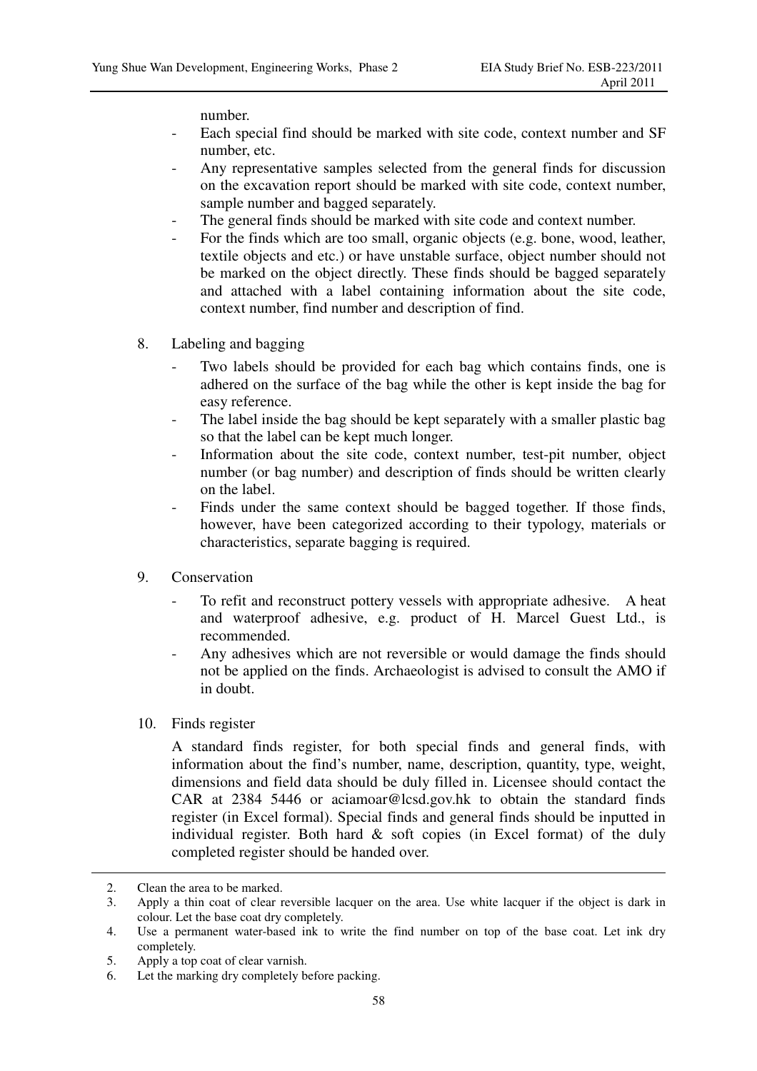number.

- Each special find should be marked with site code, context number and SF number, etc.
- Any representative samples selected from the general finds for discussion on the excavation report should be marked with site code, context number, sample number and bagged separately.
- The general finds should be marked with site code and context number.
- For the finds which are too small, organic objects (e.g. bone, wood, leather, textile objects and etc.) or have unstable surface, object number should not be marked on the object directly. These finds should be bagged separately and attached with a label containing information about the site code, context number, find number and description of find.

8. Labeling and bagging
   - Two labels should be provided for each bag which contains finds, one is adhered on the surface of the bag while the other is kept inside the bag for easy reference.
   - The label inside the bag should be kept separately with a smaller plastic bag so that the label can be kept much longer.
   - Information about the site code, context number, test-pit number, object number (or bag number) and description of finds should be written clearly on the label.
   - Finds under the same context should be bagged together. If those finds, however, have been categorized according to their typology, materials or characteristics, separate bagging is required.

9. Conservation
   - To refit and reconstruct pottery vessels with appropriate adhesive. A heat and waterproof adhesive, e.g. product of H. Marcel Guest Ltd., is recommended.
   - Any adhesives which are not reversible or would damage the finds should not be applied on the finds. Archaeologist is advised to consult the AMO if in doubt.

10. Finds register

    A standard finds register, for both special finds and general finds, with information about the find's number, name, description, quantity, type, weight, dimensions and field data should be duly filled in. Licensee should contact the CAR at 2384 5446 or aciamoar@lcsd.gov.hk to obtain the standard finds register (in Excel formal). Special finds and general finds should be inputted in individual register. Both hard & soft copies (in Excel format) of the duly completed register should be handed over.

---

2. Clean the area to be marked.
3. Apply a thin coat of clear reversible lacquer on the area. Use white lacquer if the object is dark in colour. Let the base coat dry completely.
4. Use a permanent water-based ink to write the find number on top of the base coat. Let ink dry completely.
5. Apply a top coat of clear varnish.
6. Let the marking dry completely before packing.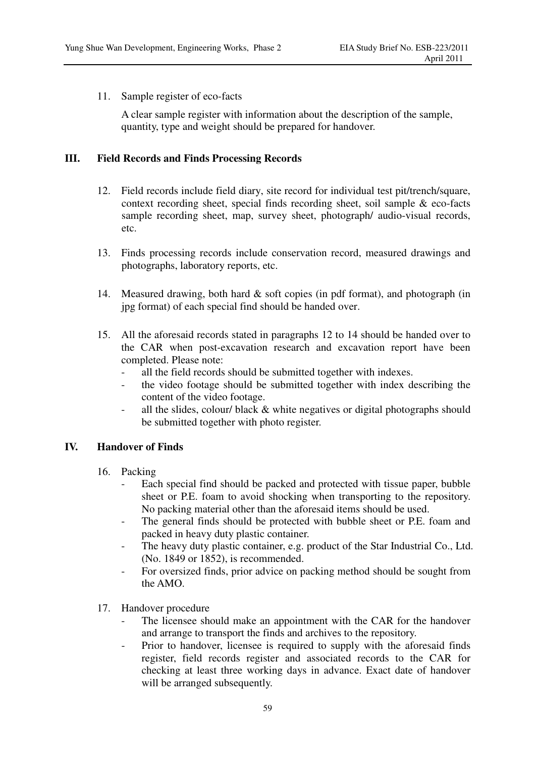11. Sample register of eco-facts

    A clear sample register with information about the description of the sample, quantity, type and weight should be prepared for handover.

## III. Field Records and Finds Processing Records

12. Field records include field diary, site record for individual test pit/trench/square, context recording sheet, special finds recording sheet, soil sample & eco-facts sample recording sheet, map, survey sheet, photograph/ audio-visual records, etc.

13. Finds processing records include conservation record, measured drawings and photographs, laboratory reports, etc.

14. Measured drawing, both hard & soft copies (in pdf format), and photograph (in jpg format) of each special find should be handed over.

15. All the aforesaid records stated in paragraphs 12 to 14 should be handed over to the CAR when post-excavation research and excavation report have been completed. Please note:
    - all the field records should be submitted together with indexes.
    - the video footage should be submitted together with index describing the content of the video footage.
    - all the slides, colour/ black & white negatives or digital photographs should be submitted together with photo register.

## IV. Handover of Finds

16. Packing
    - Each special find should be packed and protected with tissue paper, bubble sheet or P.E. foam to avoid shocking when transporting to the repository. No packing material other than the aforesaid items should be used.
    - The general finds should be protected with bubble sheet or P.E. foam and packed in heavy duty plastic container.
    - The heavy duty plastic container, e.g. product of the Star Industrial Co., Ltd. (No. 1849 or 1852), is recommended.
    - For oversized finds, prior advice on packing method should be sought from the AMO.

17. Handover procedure
    - The licensee should make an appointment with the CAR for the handover and arrange to transport the finds and archives to the repository.
    - Prior to handover, licensee is required to supply with the aforesaid finds register, field records register and associated records to the CAR for checking at least three working days in advance. Exact date of handover will be arranged subsequently.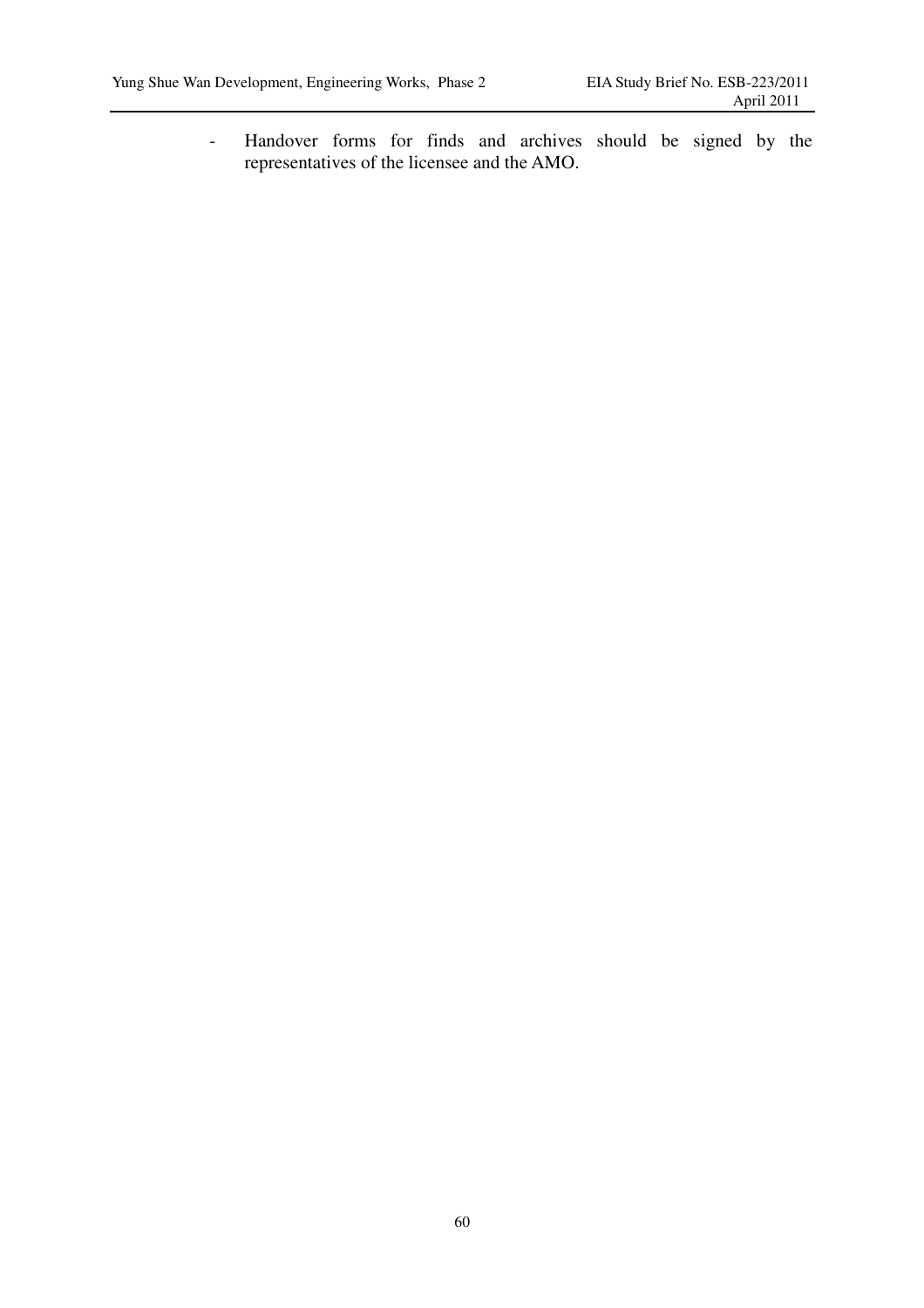- Handover forms for finds and archives should be signed by the representatives of the licensee and the AMO.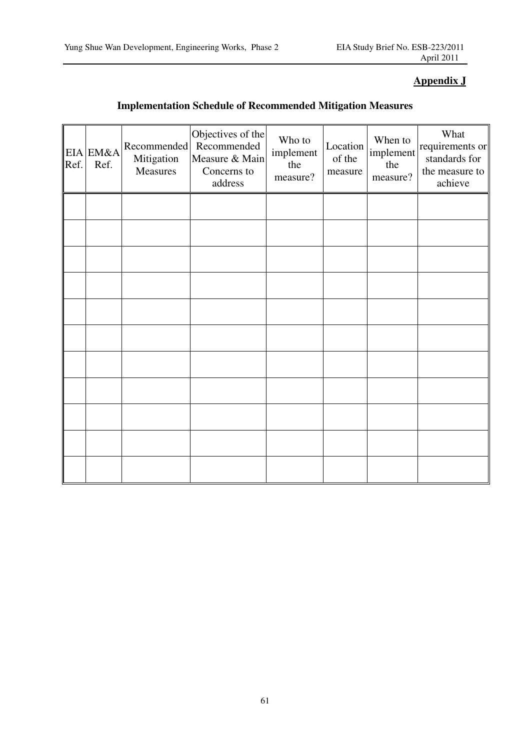**Appendix J**

## Implementation Schedule of Recommended Mitigation Measures

| EIA Ref. | EM&A Ref. | Recommended Mitigation Measures | Objectives of the Recommended Measure & Main Concerns to address | Who to implement the measure? | Location of the measure | When to implement the measure? | What requirements or standards for the measure to achieve |
|---|---|---|---|---|---|---|---|
| | | | | | | | |
| | | | | | | | |
| | | | | | | | |
| | | | | | | | |
| | | | | | | | |
| | | | | | | | |
| | | | | | | | |
| | | | | | | | |
| | | | | | | | |
| | | | | | | | |
| | | | | | | | |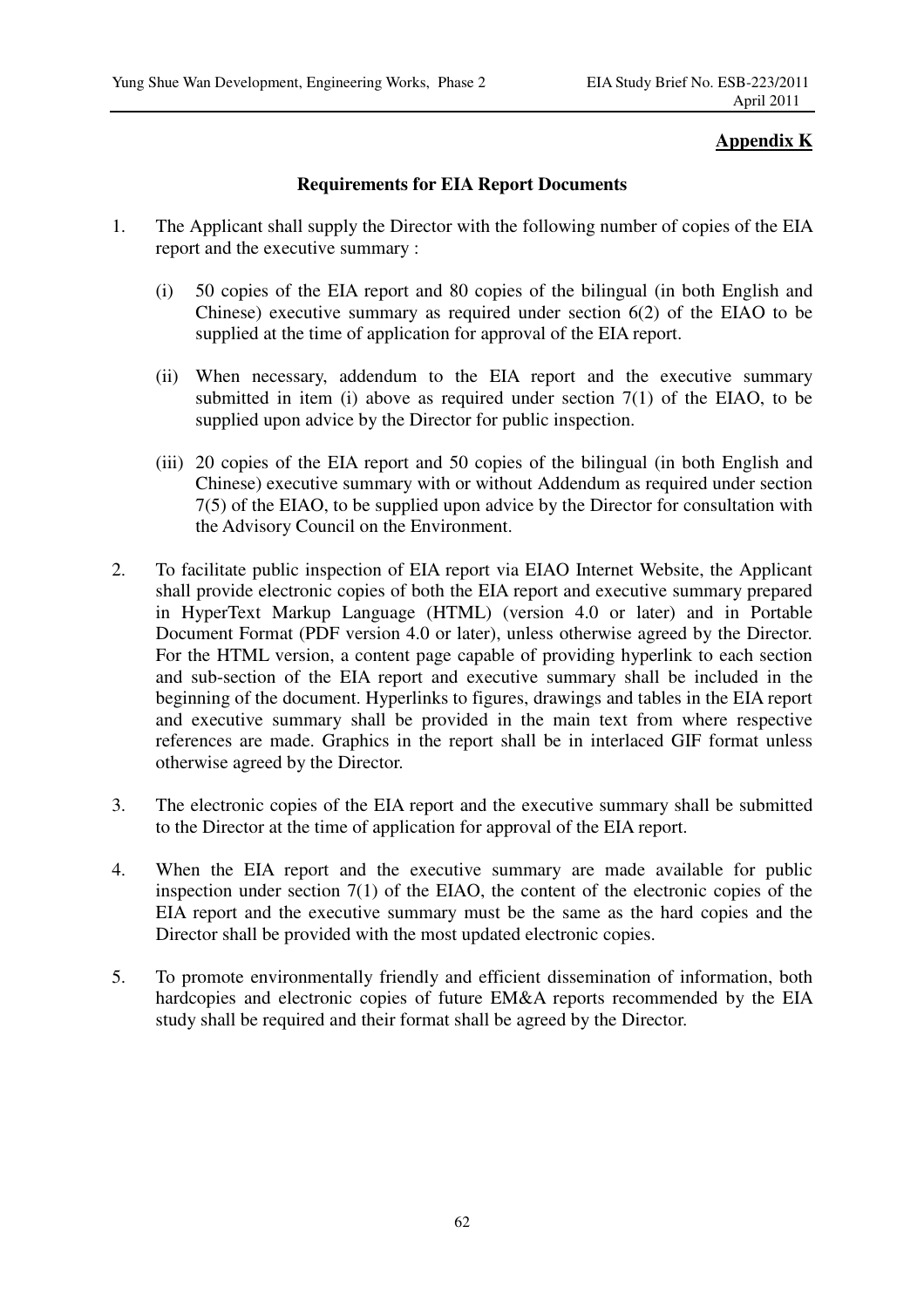## Appendix K

### Requirements for EIA Report Documents

1. The Applicant shall supply the Director with the following number of copies of the EIA report and the executive summary :

   (i) 50 copies of the EIA report and 80 copies of the bilingual (in both English and Chinese) executive summary as required under section 6(2) of the EIAO to be supplied at the time of application for approval of the EIA report.

   (ii) When necessary, addendum to the EIA report and the executive summary submitted in item (i) above as required under section 7(1) of the EIAO, to be supplied upon advice by the Director for public inspection.

   (iii) 20 copies of the EIA report and 50 copies of the bilingual (in both English and Chinese) executive summary with or without Addendum as required under section 7(5) of the EIAO, to be supplied upon advice by the Director for consultation with the Advisory Council on the Environment.

2. To facilitate public inspection of EIA report via EIAO Internet Website, the Applicant shall provide electronic copies of both the EIA report and executive summary prepared in HyperText Markup Language (HTML) (version 4.0 or later) and in Portable Document Format (PDF version 4.0 or later), unless otherwise agreed by the Director. For the HTML version, a content page capable of providing hyperlink to each section and sub-section of the EIA report and executive summary shall be included in the beginning of the document. Hyperlinks to figures, drawings and tables in the EIA report and executive summary shall be provided in the main text from where respective references are made. Graphics in the report shall be in interlaced GIF format unless otherwise agreed by the Director.

3. The electronic copies of the EIA report and the executive summary shall be submitted to the Director at the time of application for approval of the EIA report.

4. When the EIA report and the executive summary are made available for public inspection under section 7(1) of the EIAO, the content of the electronic copies of the EIA report and the executive summary must be the same as the hard copies and the Director shall be provided with the most updated electronic copies.

5. To promote environmentally friendly and efficient dissemination of information, both hardcopies and electronic copies of future EM&A reports recommended by the EIA study shall be required and their format shall be agreed by the Director.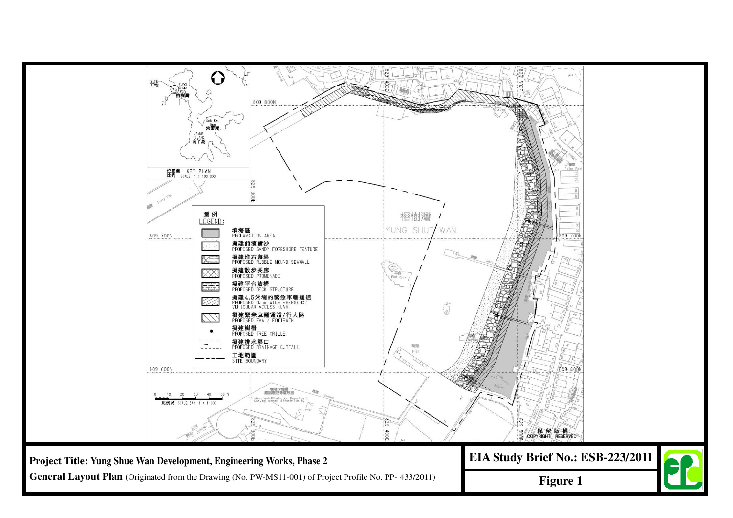位置圖 KEY PLAN
比例 SCALE 1 : 100 000

SITE 工地

Yung Shue Wan 榕樹灣

Sok Kwu Wan 索罟灣

LAMMA ISLAND 南丫島

圖例
LEGEND:

填海區
RECLAMATION AREA

擬建前濱鋪沙
PROPOSED SANDY FORESHORE FEATURE

擬建堆石海堤
PROPOSED RUBBLE MOUND SEAWALL

擬建散步長廊
PROPOSED PROMENADE

擬建平台結構
PROPOSED DECK STRUCTURE

擬建4.5米闊的緊急車輛通道
PROPOSED 4.5m WIDE EMERGENCY VEHICULAR ACCESS (EVA)

擬建緊急車輛通道/行人路
PROPOSED EVA / FOOTPATH

擬建樹柵
PROPOSED TREE GRILLE

擬建排水渠口
PROPOSED DRAINAGE OUTFALL

工地範圍
SITE BOUNDARY

比例尺 SCALE BAR 1 : 1 000

榕樹灣
YUNG SHUE WAN

保留版權
COPYRIGHT RESERVED

**Project Title: Yung Shue Wan Development, Engineering Works, Phase 2**

**General Layout Plan** (Originated from the Drawing (No. PW-MS11-001) of Project Profile No. PP- 433/2011)

**EIA Study Brief No.: ESB-223/2011**

**Figure 1**